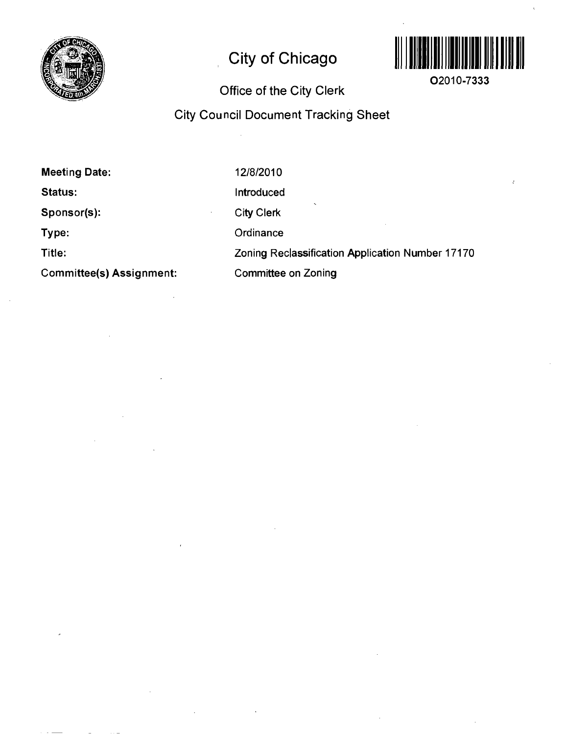# City of Chicago

O2010-7333

## Office of the City Clerk

## City Council Document Tracking Sheet

| | |
|---|---|
| **Meeting Date:** | 12/8/2010 |
| **Status:** | Introduced |
| **Sponsor(s):** | City Clerk |
| **Type:** | Ordinance |
| **Title:** | Zoning Reclassification Application Number 17170 |
| **Committee(s) Assignment:** | Committee on Zoning |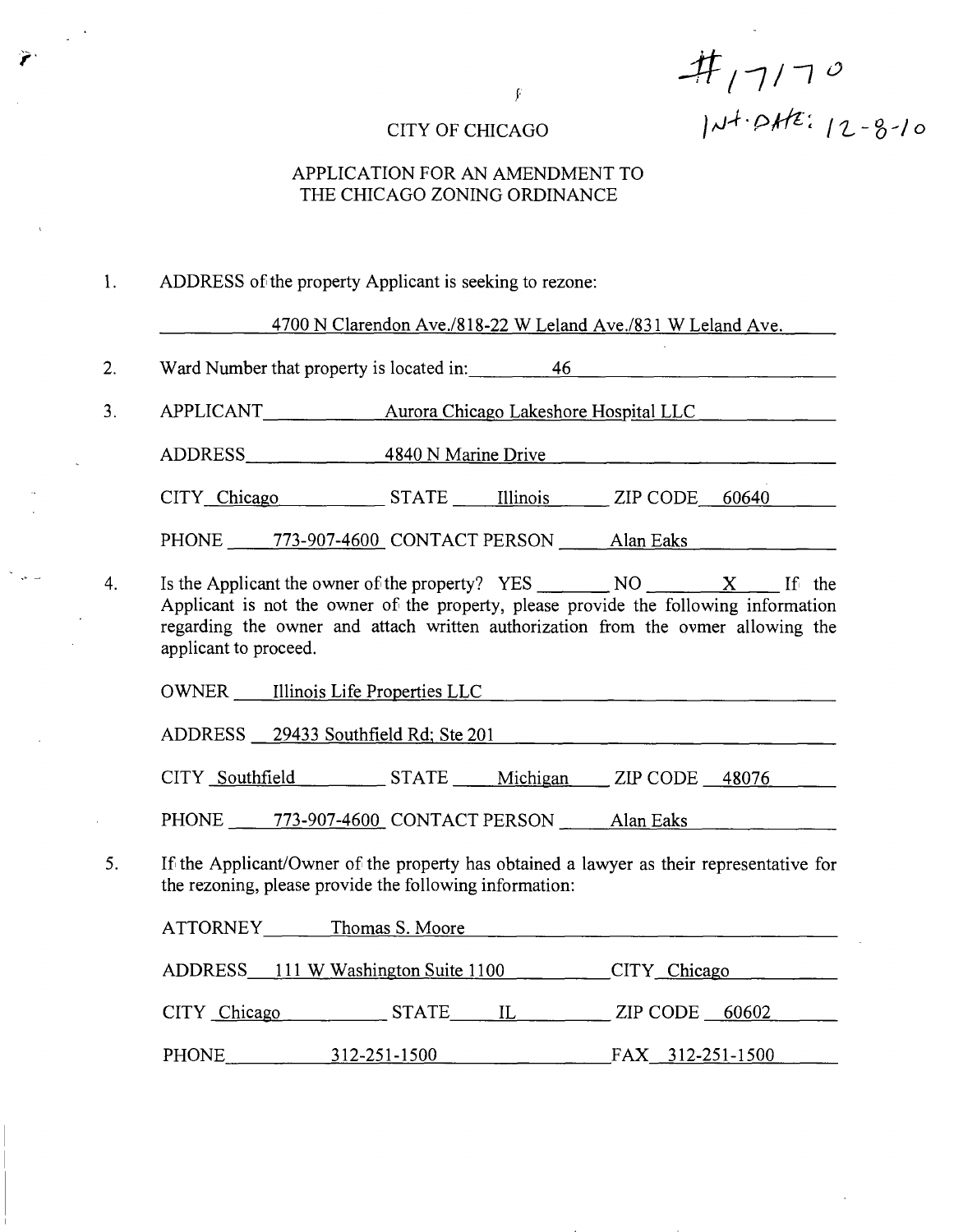#17170
INT. DATE: 12-8-10

CITY OF CHICAGO

APPLICATION FOR AN AMENDMENT TO THE CHICAGO ZONING ORDINANCE

1. ADDRESS of the property Applicant is seeking to rezone:

   4700 N Clarendon Ave./818-22 W Leland Ave./831 W Leland Ave.

2. Ward Number that property is located in: 46

3. APPLICANT Aurora Chicago Lakeshore Hospital LLC

   ADDRESS 4840 N Marine Drive

   CITY Chicago STATE Illinois ZIP CODE 60640

   PHONE 773-907-4600 CONTACT PERSON Alan Eaks

4. Is the Applicant the owner of the property? YES ______ NO X If the Applicant is not the owner of the property, please provide the following information regarding the owner and attach written authorization from the ovmer allowing the applicant to proceed.

   OWNER Illinois Life Properties LLC

   ADDRESS 29433 Southfield Rd; Ste 201

   CITY Southfield STATE Michigan ZIP CODE 48076

   PHONE 773-907-4600 CONTACT PERSON Alan Eaks

5. If the Applicant/Owner of the property has obtained a lawyer as their representative for the rezoning, please provide the following information:

   ATTORNEY Thomas S. Moore

   ADDRESS 111 W Washington Suite 1100 CITY Chicago

   CITY Chicago STATE IL ZIP CODE 60602

   PHONE 312-251-1500 FAX 312-251-1500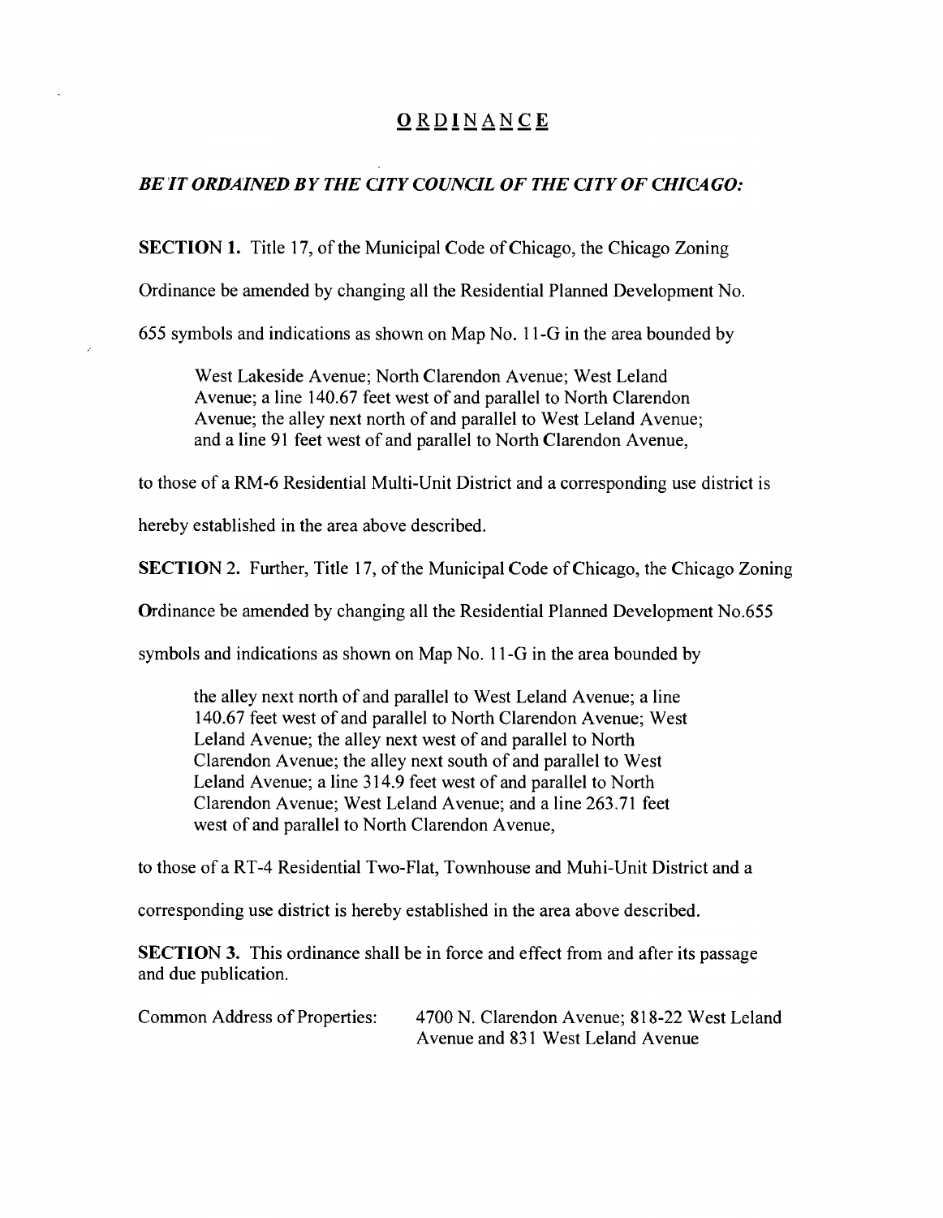# ORDINANCE

***BE IT ORDAINED BY THE CITY COUNCIL OF THE CITY OF CHICAGO:***

**SECTION 1.** Title 17, of the Municipal Code of Chicago, the Chicago Zoning Ordinance be amended by changing all the Residential Planned Development No. 655 symbols and indications as shown on Map No. 11-G in the area bounded by

> West Lakeside Avenue; North Clarendon Avenue; West Leland Avenue; a line 140.67 feet west of and parallel to North Clarendon Avenue; the alley next north of and parallel to West Leland Avenue; and a line 91 feet west of and parallel to North Clarendon Avenue,

to those of a RM-6 Residential Multi-Unit District and a corresponding use district is hereby established in the area above described.

**SECTION 2.** Further, Title 17, of the Municipal Code of Chicago, the Chicago Zoning Ordinance be amended by changing all the Residential Planned Development No.655 symbols and indications as shown on Map No. 11-G in the area bounded by

> the alley next north of and parallel to West Leland Avenue; a line 140.67 feet west of and parallel to North Clarendon Avenue; West Leland Avenue; the alley next west of and parallel to North Clarendon Avenue; the alley next south of and parallel to West Leland Avenue; a line 314.9 feet west of and parallel to North Clarendon Avenue; West Leland Avenue; and a line 263.71 feet west of and parallel to North Clarendon Avenue,

to those of a RT-4 Residential Two-Flat, Townhouse and Muhi-Unit District and a corresponding use district is hereby established in the area above described.

**SECTION 3.** This ordinance shall be in force and effect from and after its passage and due publication.

Common Address of Properties: 4700 N. Clarendon Avenue; 818-22 West Leland Avenue and 831 West Leland Avenue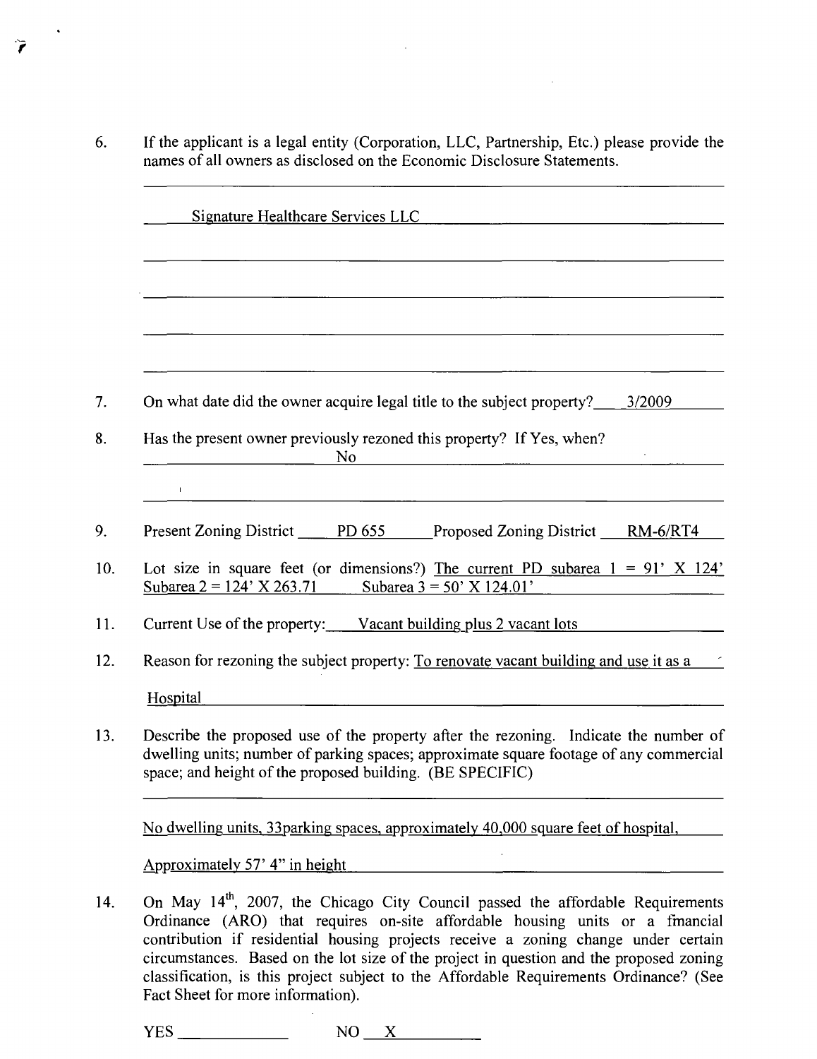6. If the applicant is a legal entity (Corporation, LLC, Partnership, Etc.) please provide the names of all owners as disclosed on the Economic Disclosure Statements.

   Signature Healthcare Services LLC

7. On what date did the owner acquire legal title to the subject property? 3/2009

8. Has the present owner previously rezoned this property? If Yes, when?
   No

9. Present Zoning District PD 655 Proposed Zoning District RM-6/RT4

10. Lot size in square feet (or dimensions?) The current PD subarea 1 = 91' X 124' Subarea 2 = 124' X 263.71 Subarea 3 = 50' X 124.01'

11. Current Use of the property: Vacant building plus 2 vacant lots

12. Reason for rezoning the subject property: To renovate vacant building and use it as a Hospital

13. Describe the proposed use of the property after the rezoning. Indicate the number of dwelling units; number of parking spaces; approximate square footage of any commercial space; and height of the proposed building. (BE SPECIFIC)

    No dwelling units, 33parking spaces, approximately 40,000 square feet of hospital, Approximately 57' 4" in height

14. On May 14th, 2007, the Chicago City Council passed the affordable Requirements Ordinance (ARO) that requires on-site affordable housing units or a financial contribution if residential housing projects receive a zoning change under certain circumstances. Based on the lot size of the project in question and the proposed zoning classification, is this project subject to the Affordable Requirements Ordinance? (See Fact Sheet for more information).

    YES ______ NO X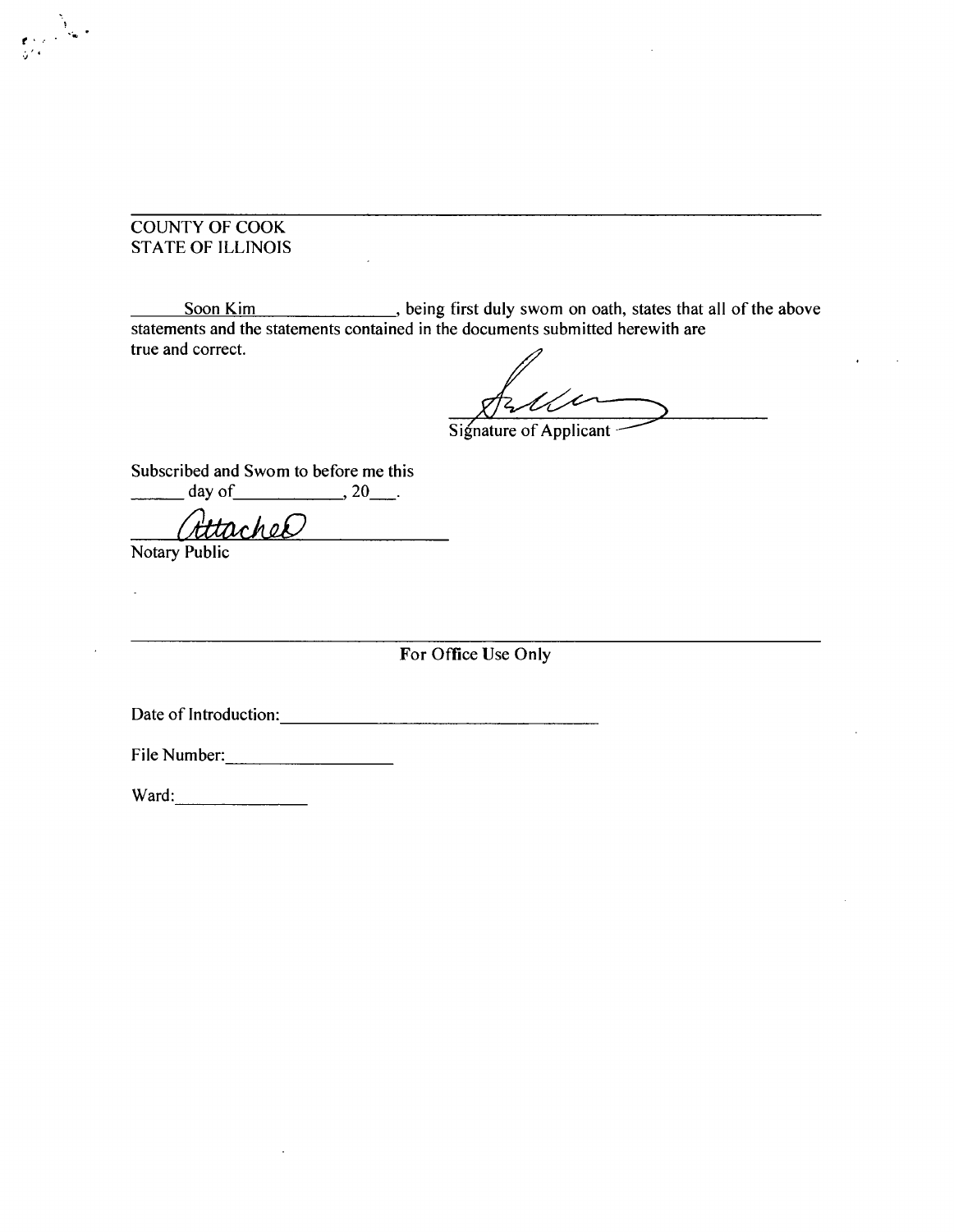COUNTY OF COOK
STATE OF ILLINOIS

Soon Kim, being first duly swom on oath, states that all of the above statements and the statements contained in the documents submitted herewith are true and correct.

Signature of Applicant

Subscribed and Swom to before me this ______ day of____________, 20___.

Attached

Notary Public

---

For Office Use Only

Date of Introduction:______________________________

File Number:________________

Ward:______________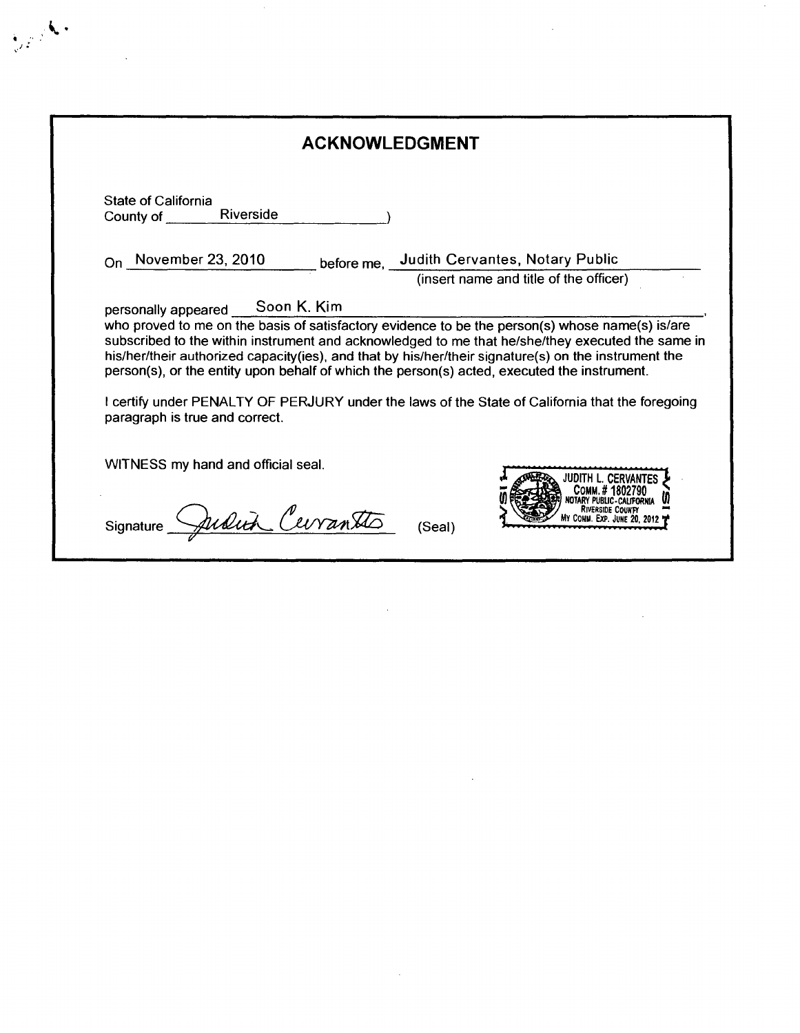# ACKNOWLEDGMENT

State of California
County of Riverside )

On November 23, 2010 before me, Judith Cervantes, Notary Public
(insert name and title of the officer)

personally appeared Soon K. Kim,
who proved to me on the basis of satisfactory evidence to be the person(s) whose name(s) is/are subscribed to the within instrument and acknowledged to me that he/she/they executed the same in his/her/their authorized capacity(ies), and that by his/her/their signature(s) on the instrument the person(s), or the entity upon behalf of which the person(s) acted, executed the instrument.

I certify under PENALTY OF PERJURY under the laws of the State of California that the foregoing paragraph is true and correct.

WITNESS my hand and official seal.

Signature Judith Cervantes (Seal)

JUDITH L. CERVANTES
COMM. # 1802790
NOTARY PUBLIC-CALIFORNIA
RIVERSIDE COUNTY
MY COMM. EXP. JUNE 20, 2012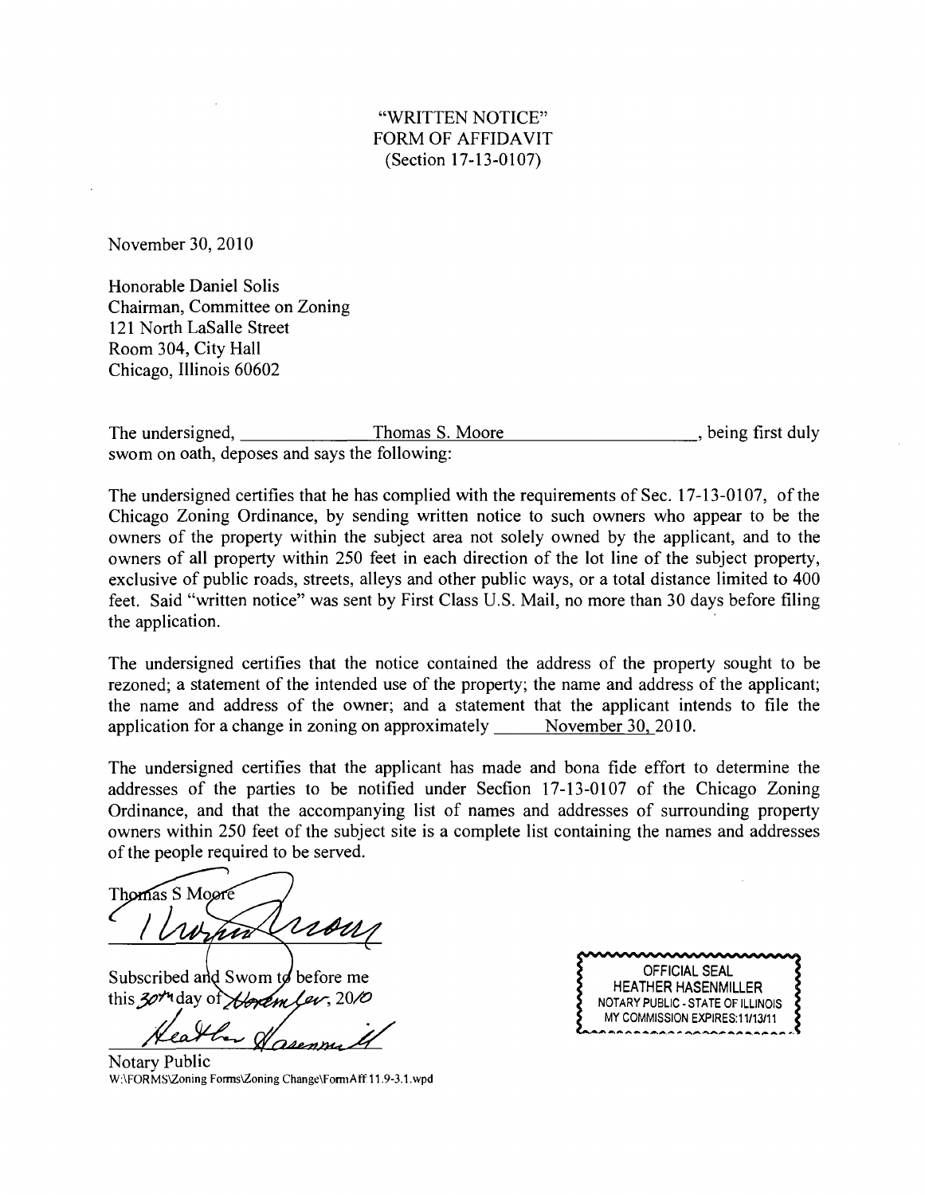"WRITTEN NOTICE"
FORM OF AFFIDAVIT
(Section 17-13-0107)

November 30, 2010

Honorable Daniel Solis
Chairman, Committee on Zoning
121 North LaSalle Street
Room 304, City Hall
Chicago, Illinois 60602

The undersigned, Thomas S. Moore, being first duly swom on oath, deposes and says the following:

The undersigned certifies that he has complied with the requirements of Sec. 17-13-0107, of the Chicago Zoning Ordinance, by sending written notice to such owners who appear to be the owners of the property within the subject area not solely owned by the applicant, and to the owners of all property within 250 feet in each direction of the lot line of the subject property, exclusive of public roads, streets, alleys and other public ways, or a total distance limited to 400 feet. Said "written notice" was sent by First Class U.S. Mail, no more than 30 days before filing the application.

The undersigned certifies that the notice contained the address of the property sought to be rezoned; a statement of the intended use of the property; the name and address of the applicant; the name and address of the owner; and a statement that the applicant intends to file the application for a change in zoning on approximately November 30, 2010.

The undersigned certifies that the applicant has made and bona fide effort to determine the addresses of the parties to be notified under Secfion 17-13-0107 of the Chicago Zoning Ordinance, and that the accompanying list of names and addresses of surrounding property owners within 250 feet of the subject site is a complete list containing the names and addresses of the people required to be served.

Thomas S Moore

Subscribed and Swom to before me
this 30th day of November, 2010

Notary Public

OFFICIAL SEAL
HEATHER HASENMILLER
NOTARY PUBLIC - STATE OF ILLINOIS
MY COMMISSION EXPIRES:11/13/11

W:\FORMS\Zoning Forms\Zoning Change\FormAff 11.9-3.1.wpd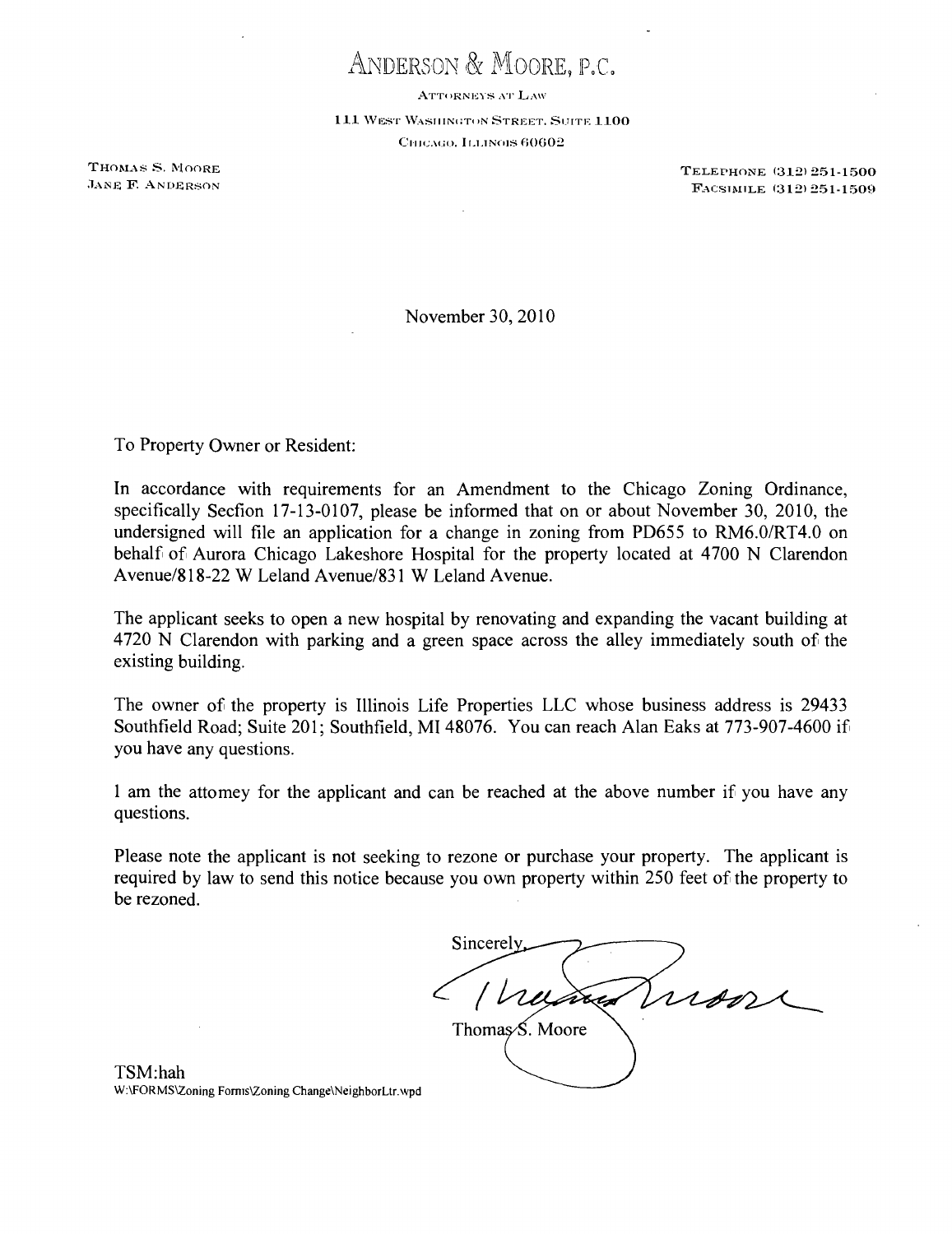# ANDERSON & MOORE, P.C.

ATTORNEYS AT LAW

111 WEST WASHINGTON STREET, SUITE 1100

CHICAGO, ILLINOIS 60602

THOMAS S. MOORE
JANE F. ANDERSON

TELEPHONE (312) 251-1500
FACSIMILE (312) 251-1509

November 30, 2010

To Property Owner or Resident:

In accordance with requirements for an Amendment to the Chicago Zoning Ordinance, specifically Secfion 17-13-0107, please be informed that on or about November 30, 2010, the undersigned will file an application for a change in zoning from PD655 to RM6.0/RT4.0 on behalf of Aurora Chicago Lakeshore Hospital for the property located at 4700 N Clarendon Avenue/818-22 W Leland Avenue/831 W Leland Avenue.

The applicant seeks to open a new hospital by renovating and expanding the vacant building at 4720 N Clarendon with parking and a green space across the alley immediately south of the existing building.

The owner of the property is Illinois Life Properties LLC whose business address is 29433 Southfield Road; Suite 201; Southfield, MI 48076. You can reach Alan Eaks at 773-907-4600 if you have any questions.

I am the attomey for the applicant and can be reached at the above number if you have any questions.

Please note the applicant is not seeking to rezone or purchase your property. The applicant is required by law to send this notice because you own property within 250 feet of the property to be rezoned.

Sincerely,

Thomas S. Moore

TSM:hah
W:\FORMS\Zoning Forms\Zoning Change\NeighborLtr.wpd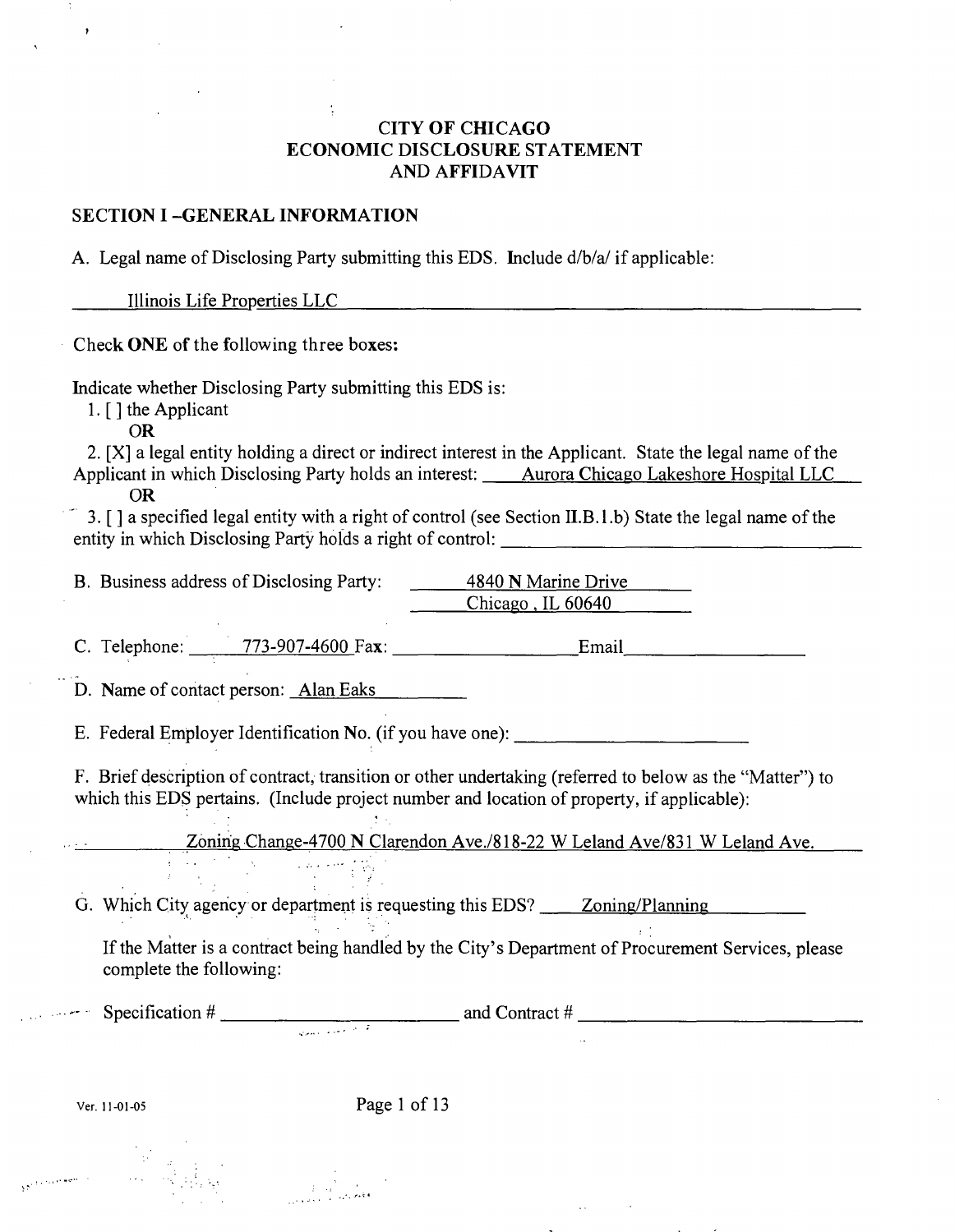# CITY OF CHICAGO
# ECONOMIC DISCLOSURE STATEMENT
# AND AFFIDAVIT

## SECTION I -GENERAL INFORMATION

A. Legal name of Disclosing Party submitting this EDS. Include d/b/a/ if applicable:

Illinois Life Properties LLC

Check **ONE** of the following three boxes:

Indicate whether Disclosing Party submitting this EDS is:

1. [ ] the Applicant

   **OR**

2. [X] a legal entity holding a direct or indirect interest in the Applicant. State the legal name of the Applicant in which Disclosing Party holds an interest: Aurora Chicago Lakeshore Hospital LLC

   **OR**

3. [ ] a specified legal entity with a right of control (see Section II.B.1.b) State the legal name of the entity in which Disclosing Party holds a right of control: ____________________

B. Business address of Disclosing Party: 4840 N Marine Drive
Chicago , IL 60640

C. Telephone: 773-907-4600 Fax: ____________ Email ____________

D. Name of contact person: Alan Eaks

E. Federal Employer Identification No. (if you have one): ____________

F. Brief description of contract, transition or other undertaking (referred to below as the "Matter") to which this EDS pertains. (Include project number and location of property, if applicable):

Zoning Change-4700 N Clarendon Ave./818-22 W Leland Ave/831 W Leland Ave.

G. Which City agency or department is requesting this EDS? Zoning/Planning

If the Matter is a contract being handled by the City's Department of Procurement Services, please complete the following:

Specification # ____________ and Contract # ____________

Ver. 11-01-05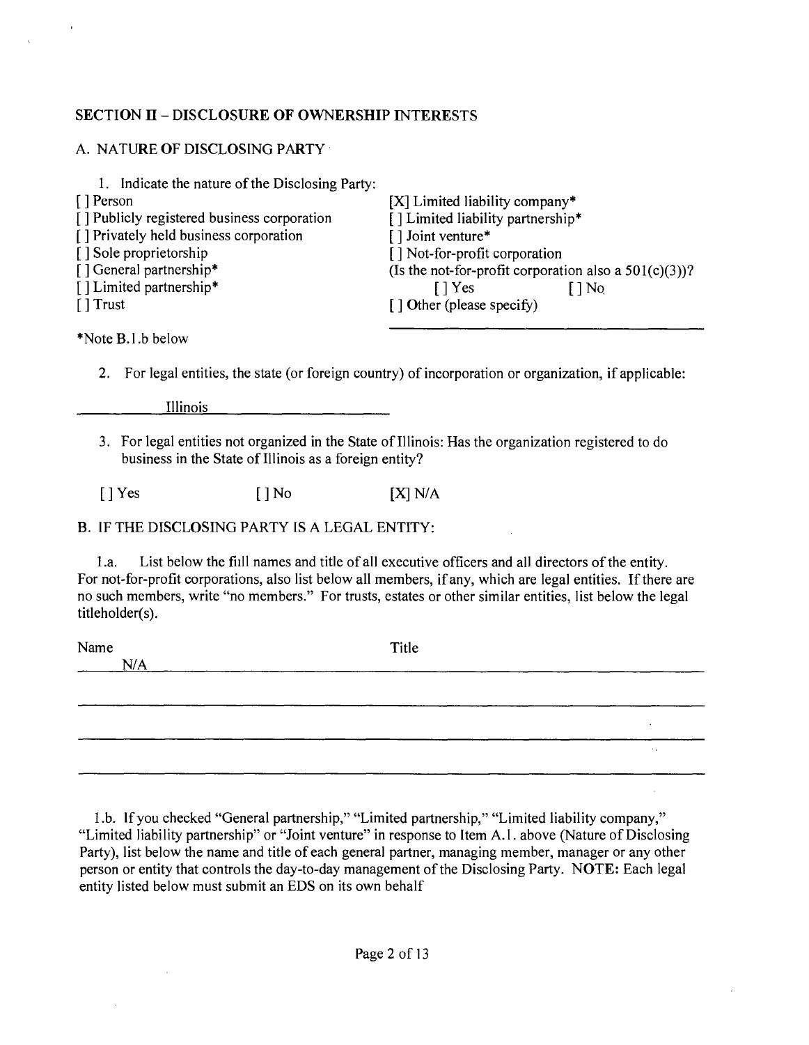## SECTION II – DISCLOSURE OF OWNERSHIP INTERESTS

### A. NATURE OF DISCLOSING PARTY

1. Indicate the nature of the Disclosing Party:

[ ] Person
[ ] Publicly registered business corporation
[ ] Privately held business corporation
[ ] Sole proprietorship
[ ] General partnership*
[ ] Limited partnership*
[ ] Trust
[X] Limited liability company*
[ ] Limited liability partnership*
[ ] Joint venture*
[ ] Not-for-profit corporation
(Is the not-for-profit corporation also a 501(c)(3))?
[ ] Yes [ ] No
[ ] Other (please specify)

*Note B.1.b below

2. For legal entities, the state (or foreign country) of incorporation or organization, if applicable:

Illinois

3. For legal entities not organized in the State of Illinois: Has the organization registered to do business in the State of Illinois as a foreign entity?

[ ] Yes [ ] No [X] N/A

### B. IF THE DISCLOSING PARTY IS A LEGAL ENTITY:

1.a. List below the full names and title of all executive officers and all directors of the entity. For not-for-profit corporations, also list below all members, if any, which are legal entities. If there are no such members, write "no members." For trusts, estates or other similar entities, list below the legal titleholder(s).

| Name | Title |
|---|---|
| N/A | |

1.b. If you checked "General partnership," "Limited partnership," "Limited liability company," "Limited liability partnership" or "Joint venture" in response to Item A.1. above (Nature of Disclosing Party), list below the name and title of each general partner, managing member, manager or any other person or entity that controls the day-to-day management of the Disclosing Party. **NOTE:** Each legal entity listed below must submit an EDS on its own behalf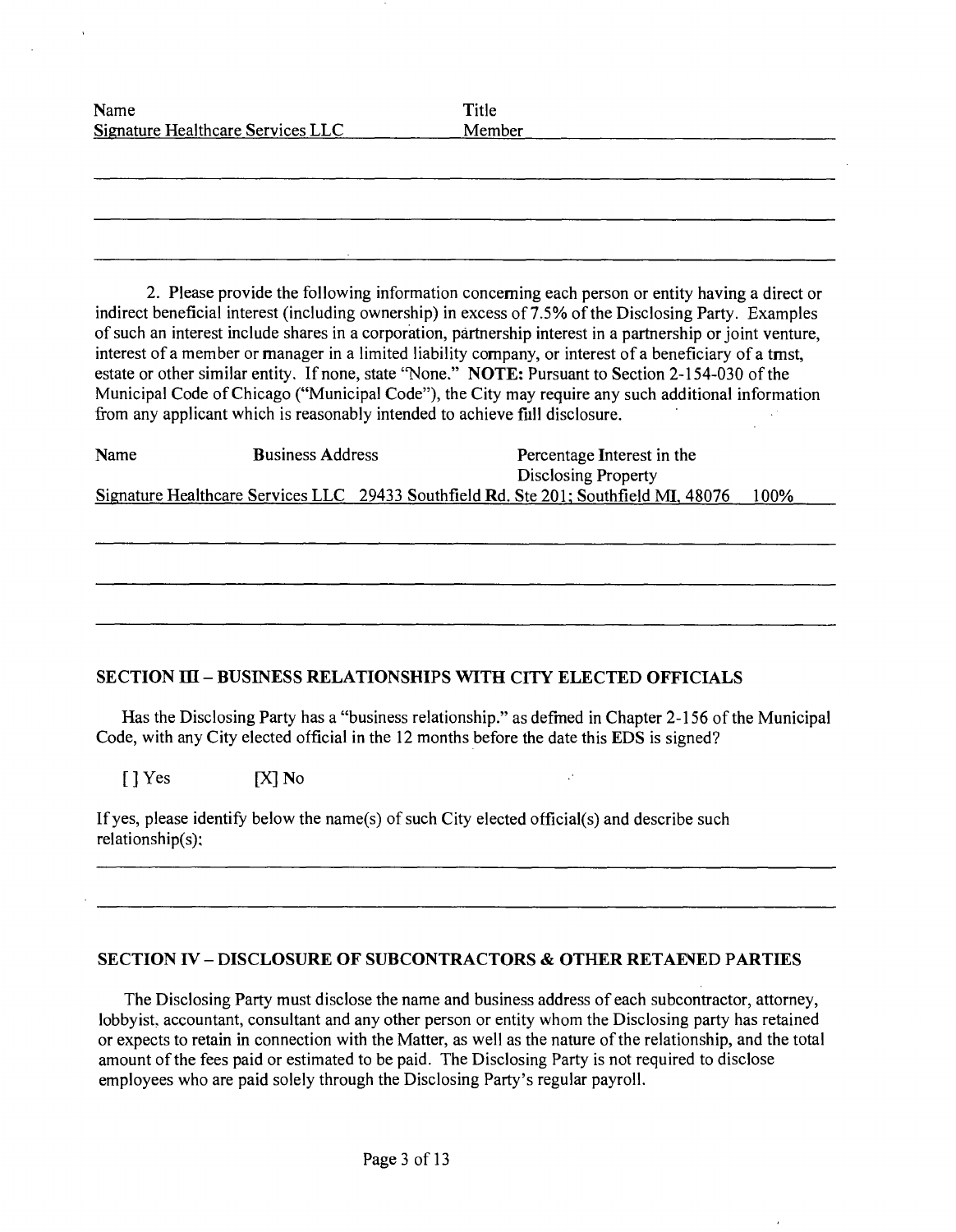| Name | Title |
|---|---|
| Signature Healthcare Services LLC | Member |

2. Please provide the following information concerning each person or entity having a direct or indirect beneficial interest (including ownership) in excess of 7.5% of the Disclosing Party. Examples of such an interest include shares in a corporation, partnership interest in a partnership or joint venture, interest of a member or manager in a limited liability company, or interest of a beneficiary of a tmst, estate or other similar entity. If none, state "None." **NOTE:** Pursuant to Section 2-154-030 of the Municipal Code of Chicago ("Municipal Code"), the City may require any such additional information from any applicant which is reasonably intended to achieve full disclosure.

| Name | Business Address | Percentage Interest in the Disclosing Property |
|---|---|---|
| Signature Healthcare Services LLC | 29433 Southfield Rd. Ste 201; Southfield MI. 48076 | 100% |

## SECTION III – BUSINESS RELATIONSHIPS WITH CITY ELECTED OFFICIALS

Has the Disclosing Party has a "business relationship." as defined in Chapter 2-156 of the Municipal Code, with any City elected official in the 12 months before the date this EDS is signed?

[ ] Yes [X] No

If yes, please identify below the name(s) of such City elected official(s) and describe such relationship(s):

## SECTION IV – DISCLOSURE OF SUBCONTRACTORS & OTHER RETAINED PARTIES

The Disclosing Party must disclose the name and business address of each subcontractor, attorney, lobbyist, accountant, consultant and any other person or entity whom the Disclosing party has retained or expects to retain in connection with the Matter, as well as the nature of the relationship, and the total amount of the fees paid or estimated to be paid. The Disclosing Party is not required to disclose employees who are paid solely through the Disclosing Party's regular payroll.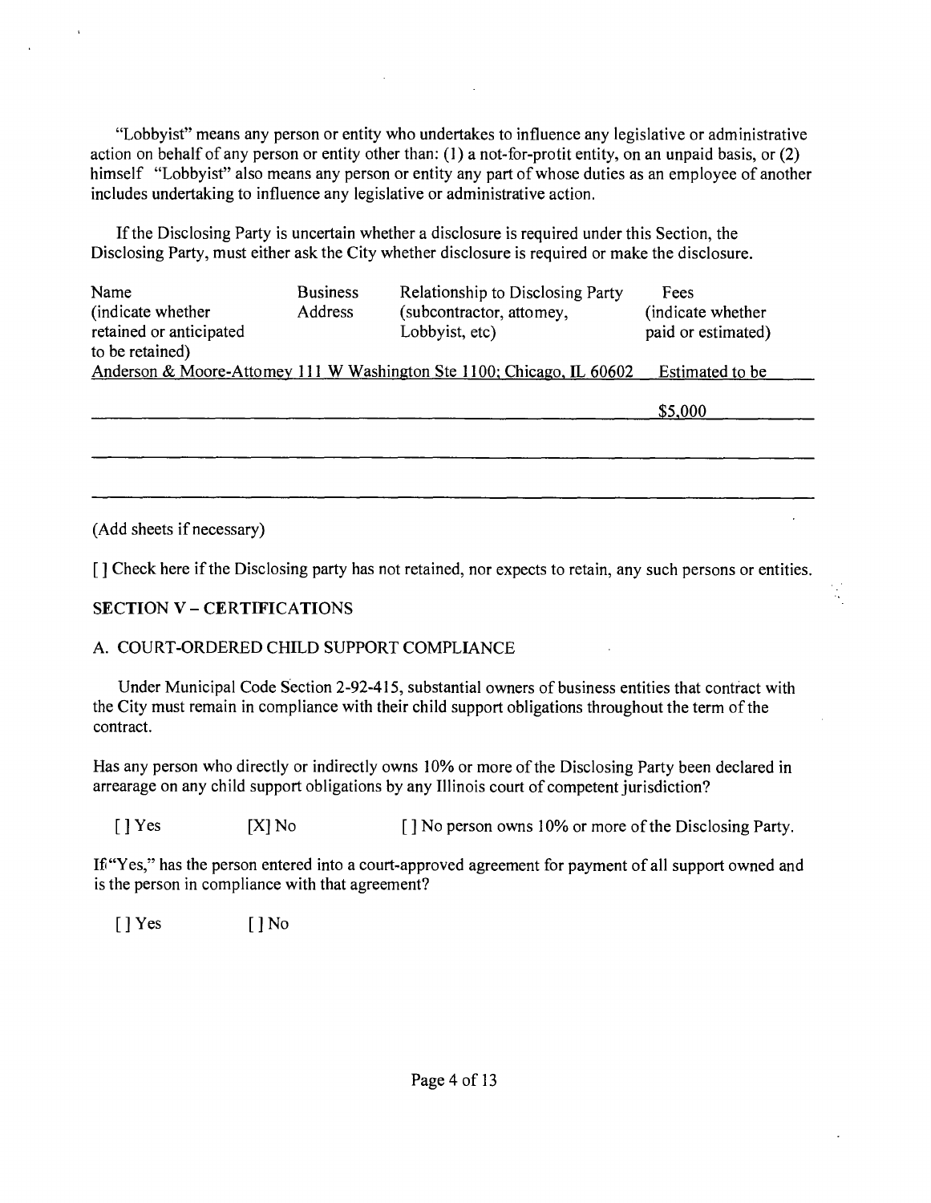"Lobbyist" means any person or entity who undertakes to influence any legislative or administrative action on behalf of any person or entity other than: (1) a not-for-protit entity, on an unpaid basis, or (2) himself "Lobbyist" also means any person or entity any part of whose duties as an employee of another includes undertaking to influence any legislative or administrative action.

If the Disclosing Party is uncertain whether a disclosure is required under this Section, the Disclosing Party, must either ask the City whether disclosure is required or make the disclosure.

| Name (indicate whether retained or anticipated to be retained) | Business Address | Relationship to Disclosing Party (subcontractor, attomey, Lobbyist, etc) | Fees (indicate whether paid or estimated) |
|---|---|---|---|
| Anderson & Moore-Attomey 111 W Washington Ste 1100; Chicago, IL 60602 | | | Estimated to be $5,000 |
| | | | |
| | | | |

(Add sheets if necessary)

[ ] Check here if the Disclosing party has not retained, nor expects to retain, any such persons or entities.

## SECTION V – CERTIFICATIONS

### A. COURT-ORDERED CHILD SUPPORT COMPLIANCE

Under Municipal Code Section 2-92-415, substantial owners of business entities that contract with the City must remain in compliance with their child support obligations throughout the term of the contract.

Has any person who directly or indirectly owns 10% or more of the Disclosing Party been declared in arrearage on any child support obligations by any Illinois court of competent jurisdiction?

[ ] Yes [X] No [ ] No person owns 10% or more of the Disclosing Party.

If "Yes," has the person entered into a court-approved agreement for payment of all support owned and is the person in compliance with that agreement?

[ ] Yes [ ] No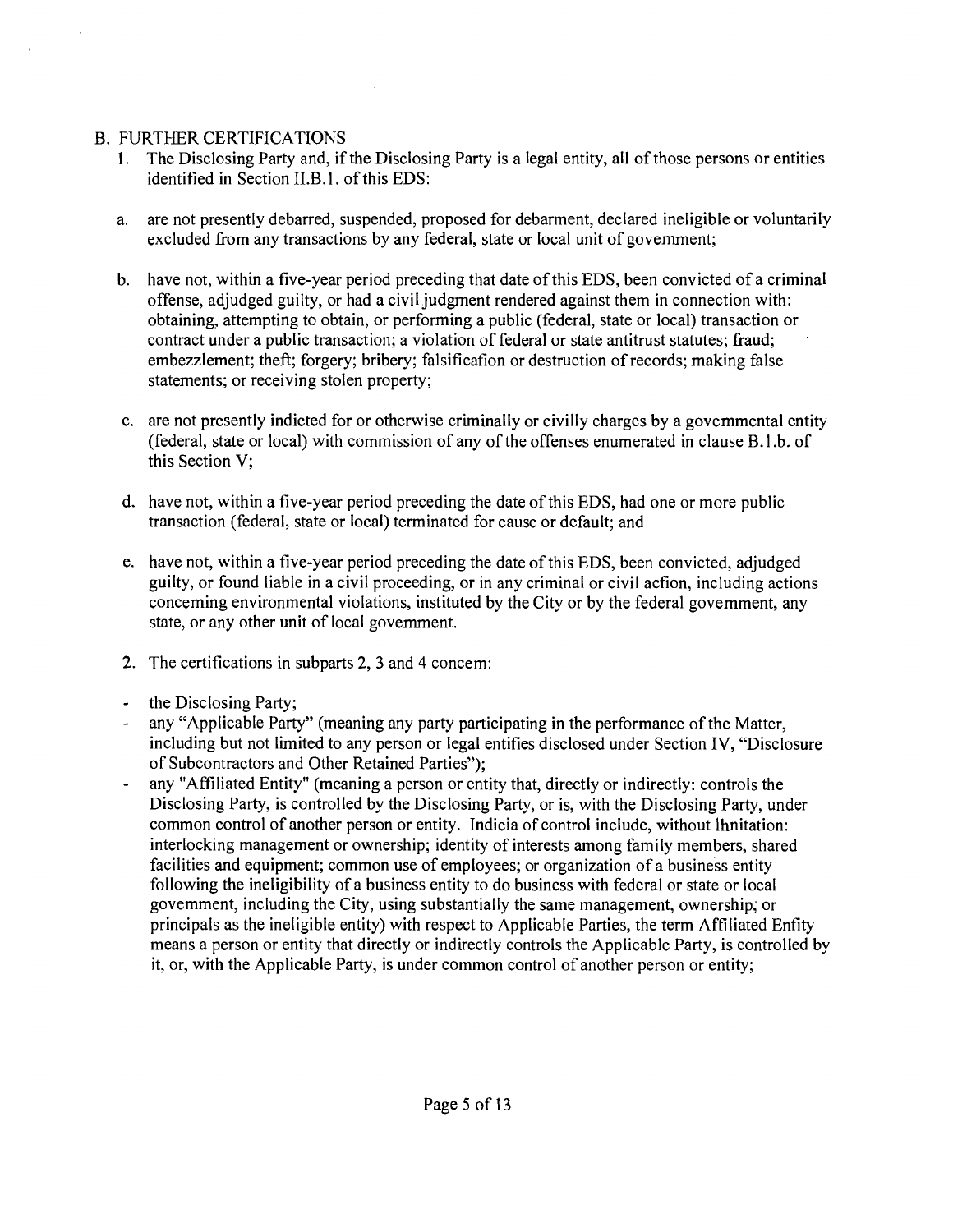## B. FURTHER CERTIFICATIONS

1. The Disclosing Party and, if the Disclosing Party is a legal entity, all of those persons or entities identified in Section II.B.1. of this EDS:

   a. are not presently debarred, suspended, proposed for debarment, declared ineligible or voluntarily excluded from any transactions by any federal, state or local unit of government;

   b. have not, within a five-year period preceding that date of this EDS, been convicted of a criminal offense, adjudged guilty, or had a civil judgment rendered against them in connection with: obtaining, attempting to obtain, or performing a public (federal, state or local) transaction or contract under a public transaction; a violation of federal or state antitrust statutes; fraud; embezzlement; theft; forgery; bribery; falsification or destruction of records; making false statements; or receiving stolen property;

   c. are not presently indicted for or otherwise criminally or civilly charges by a governmental entity (federal, state or local) with commission of any of the offenses enumerated in clause B.1.b. of this Section V;

   d. have not, within a five-year period preceding the date of this EDS, had one or more public transaction (federal, state or local) terminated for cause or default; and

   e. have not, within a five-year period preceding the date of this EDS, been convicted, adjudged guilty, or found liable in a civil proceeding, or in any criminal or civil action, including actions concerning environmental violations, instituted by the City or by the federal government, any state, or any other unit of local government.

2. The certifications in subparts 2, 3 and 4 concern:

- the Disclosing Party;
- any "Applicable Party" (meaning any party participating in the performance of the Matter, including but not limited to any person or legal entities disclosed under Section IV, "Disclosure of Subcontractors and Other Retained Parties");
- any "Affiliated Entity" (meaning a person or entity that, directly or indirectly: controls the Disclosing Party, is controlled by the Disclosing Party, or is, with the Disclosing Party, under common control of another person or entity. Indicia of control include, without limitation: interlocking management or ownership; identity of interests among family members, shared facilities and equipment; common use of employees; or organization of a business entity following the ineligibility of a business entity to do business with federal or state or local government, including the City, using substantially the same management, ownership, or principals as the ineligible entity) with respect to Applicable Parties, the term Affiliated Entity means a person or entity that directly or indirectly controls the Applicable Party, is controlled by it, or, with the Applicable Party, is under common control of another person or entity;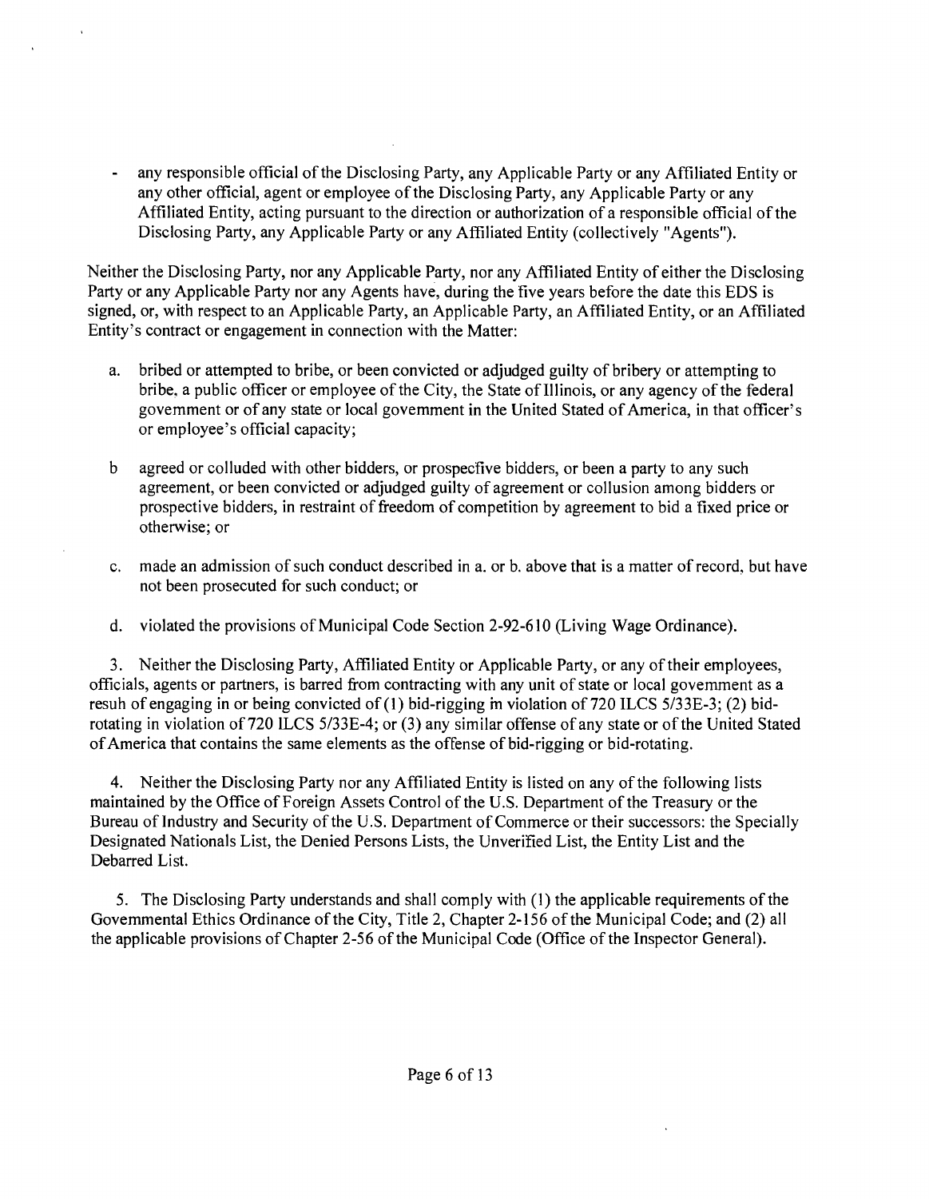- any responsible official of the Disclosing Party, any Applicable Party or any Affiliated Entity or any other official, agent or employee of the Disclosing Party, any Applicable Party or any Affiliated Entity, acting pursuant to the direction or authorization of a responsible official of the Disclosing Party, any Applicable Party or any Affiliated Entity (collectively "Agents").

Neither the Disclosing Party, nor any Applicable Party, nor any Affiliated Entity of either the Disclosing Party or any Applicable Party nor any Agents have, during the five years before the date this EDS is signed, or, with respect to an Applicable Party, an Applicable Party, an Affiliated Entity, or an Affiliated Entity's contract or engagement in connection with the Matter:

a. bribed or attempted to bribe, or been convicted or adjudged guilty of bribery or attempting to bribe, a public officer or employee of the City, the State of Illinois, or any agency of the federal government or of any state or local government in the United Stated of America, in that officer's or employee's official capacity;

b agreed or colluded with other bidders, or prospective bidders, or been a party to any such agreement, or been convicted or adjudged guilty of agreement or collusion among bidders or prospective bidders, in restraint of freedom of competition by agreement to bid a fixed price or otherwise; or

c. made an admission of such conduct described in a. or b. above that is a matter of record, but have not been prosecuted for such conduct; or

d. violated the provisions of Municipal Code Section 2-92-610 (Living Wage Ordinance).

3. Neither the Disclosing Party, Affiliated Entity or Applicable Party, or any of their employees, officials, agents or partners, is barred from contracting with any unit of state or local government as a resuh of engaging in or being convicted of (1) bid-rigging in violation of 720 ILCS 5/33E-3; (2) bid-rotating in violation of 720 ILCS 5/33E-4; or (3) any similar offense of any state or of the United Stated of America that contains the same elements as the offense of bid-rigging or bid-rotating.

4. Neither the Disclosing Party nor any Affiliated Entity is listed on any of the following lists maintained by the Office of Foreign Assets Control of the U.S. Department of the Treasury or the Bureau of Industry and Security of the U.S. Department of Commerce or their successors: the Specially Designated Nationals List, the Denied Persons Lists, the Unverified List, the Entity List and the Debarred List.

5. The Disclosing Party understands and shall comply with (1) the applicable requirements of the Govemmental Ethics Ordinance of the City, Title 2, Chapter 2-156 of the Municipal Code; and (2) all the applicable provisions of Chapter 2-56 of the Municipal Code (Office of the Inspector General).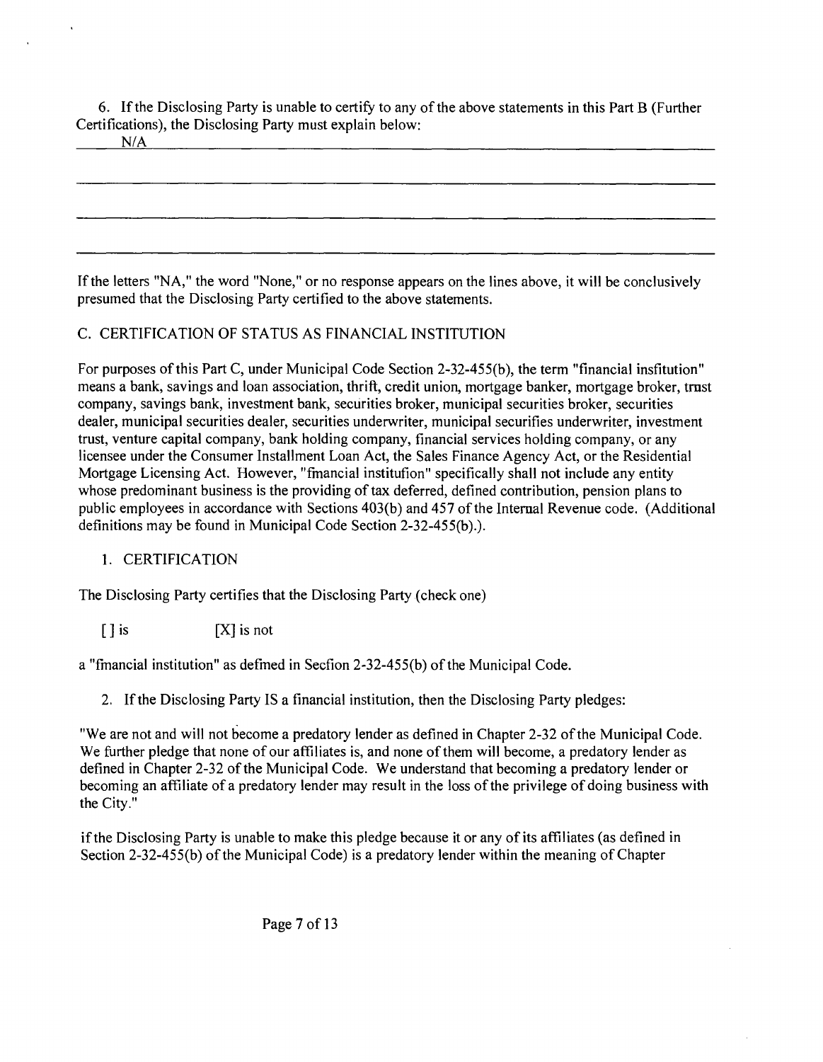6. If the Disclosing Party is unable to certify to any of the above statements in this Part B (Further Certifications), the Disclosing Party must explain below:

N/A

If the letters "NA," the word "None," or no response appears on the lines above, it will be conclusively presumed that the Disclosing Party certified to the above statements.

C. CERTIFICATION OF STATUS AS FINANCIAL INSTITUTION

For purposes of this Part C, under Municipal Code Section 2-32-455(b), the term "financial insfitution" means a bank, savings and loan association, thrift, credit union, mortgage banker, mortgage broker, trust company, savings bank, investment bank, securities broker, municipal securities broker, securities dealer, municipal securities dealer, securities underwriter, municipal securifies underwriter, investment trust, venture capital company, bank holding company, financial services holding company, or any licensee under the Consumer Installment Loan Act, the Sales Finance Agency Act, or the Residential Mortgage Licensing Act. However, "fmancial institufion" specifically shall not include any entity whose predominant business is the providing of tax deferred, defined contribution, pension plans to public employees in accordance with Sections 403(b) and 457 of the Internal Revenue code. (Additional definitions may be found in Municipal Code Section 2-32-455(b).).

1. CERTIFICATION

The Disclosing Party certifies that the Disclosing Party (check one)

[ ] is [X] is not

a "fmancial institution" as defmed in Secfion 2-32-455(b) of the Municipal Code.

2. If the Disclosing Party IS a financial institution, then the Disclosing Party pledges:

"We are not and will not become a predatory lender as defined in Chapter 2-32 of the Municipal Code. We further pledge that none of our affiliates is, and none of them will become, a predatory lender as defined in Chapter 2-32 of the Municipal Code. We understand that becoming a predatory lender or becoming an affiliate of a predatory lender may result in the loss of the privilege of doing business with the City."

if the Disclosing Party is unable to make this pledge because it or any of its affiliates (as defined in Section 2-32-455(b) of the Municipal Code) is a predatory lender within the meaning of Chapter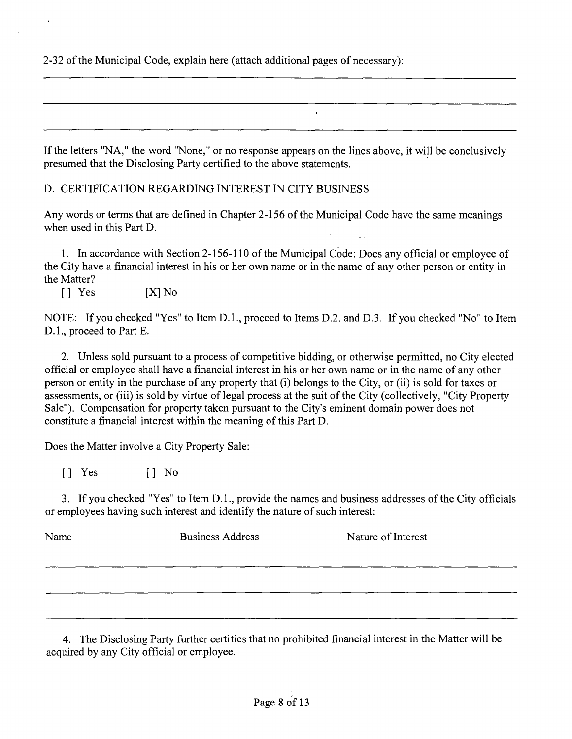2-32 of the Municipal Code, explain here (attach additional pages of necessary):

If the letters "NA," the word "None," or no response appears on the lines above, it will be conclusively presumed that the Disclosing Party certified to the above statements.

D. CERTIFICATION REGARDING INTEREST IN CITY BUSINESS

Any words or terms that are defined in Chapter 2-156 of the Municipal Code have the same meanings when used in this Part D.

1. In accordance with Section 2-156-110 of the Municipal Code: Does any official or employee of the City have a financial interest in his or her own name or in the name of any other person or entity in the Matter?

[] Yes [X] No

NOTE: If you checked "Yes" to Item D.1., proceed to Items D.2. and D.3. If you checked "No" to Item D.1., proceed to Part E.

2. Unless sold pursuant to a process of competitive bidding, or otherwise permitted, no City elected official or employee shall have a financial interest in his or her own name or in the name of any other person or entity in the purchase of any property that (i) belongs to the City, or (ii) is sold for taxes or assessments, or (iii) is sold by virtue of legal process at the suit of the City (collectively, "City Property Sale"). Compensation for property taken pursuant to the City's eminent domain power does not constitute a financial interest within the meaning of this Part D.

Does the Matter involve a City Property Sale:

[] Yes [] No

3. If you checked "Yes" to Item D.1., provide the names and business addresses of the City officials or employees having such interest and identify the nature of such interest:

| Name | Business Address | Nature of Interest |
| --- | --- | --- |
| | | |
| | | |
| | | |

4. The Disclosing Party further certities that no prohibited financial interest in the Matter will be acquired by any City official or employee.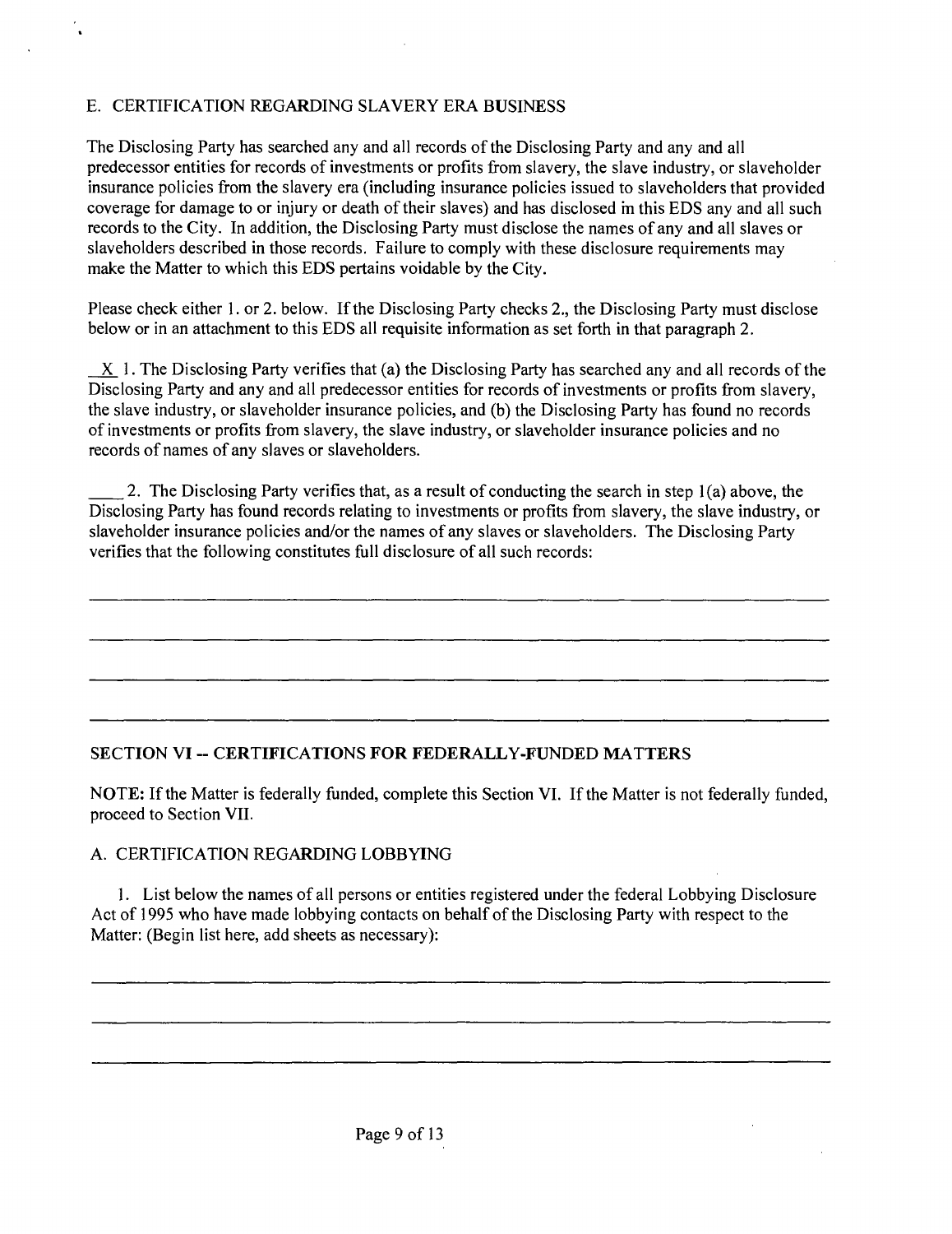## E. CERTIFICATION REGARDING SLAVERY ERA BUSINESS

The Disclosing Party has searched any and all records of the Disclosing Party and any and all predecessor entities for records of investments or profits from slavery, the slave industry, or slaveholder insurance policies from the slavery era (including insurance policies issued to slaveholders that provided coverage for damage to or injury or death of their slaves) and has disclosed in this EDS any and all such records to the City. In addition, the Disclosing Party must disclose the names of any and all slaves or slaveholders described in those records. Failure to comply with these disclosure requirements may make the Matter to which this EDS pertains voidable by the City.

Please check either 1. or 2. below. If the Disclosing Party checks 2., the Disclosing Party must disclose below or in an attachment to this EDS all requisite information as set forth in that paragraph 2.

\_X\_ 1. The Disclosing Party verifies that (a) the Disclosing Party has searched any and all records of the Disclosing Party and any and all predecessor entities for records of investments or profits from slavery, the slave industry, or slaveholder insurance policies, and (b) the Disclosing Party has found no records of investments or profits from slavery, the slave industry, or slaveholder insurance policies and no records of names of any slaves or slaveholders.

\_\_\_\_ 2. The Disclosing Party verifies that, as a result of conducting the search in step 1(a) above, the Disclosing Party has found records relating to investments or profits from slavery, the slave industry, or slaveholder insurance policies and/or the names of any slaves or slaveholders. The Disclosing Party verifies that the following constitutes full disclosure of all such records:

\_\_\_\_\_\_\_\_\_\_\_\_\_\_\_\_\_\_\_\_\_\_\_\_\_\_\_\_\_\_\_\_\_\_\_\_\_\_\_\_\_\_\_\_\_\_\_\_\_\_\_\_\_\_\_\_\_\_\_\_

\_\_\_\_\_\_\_\_\_\_\_\_\_\_\_\_\_\_\_\_\_\_\_\_\_\_\_\_\_\_\_\_\_\_\_\_\_\_\_\_\_\_\_\_\_\_\_\_\_\_\_\_\_\_\_\_\_\_\_\_

\_\_\_\_\_\_\_\_\_\_\_\_\_\_\_\_\_\_\_\_\_\_\_\_\_\_\_\_\_\_\_\_\_\_\_\_\_\_\_\_\_\_\_\_\_\_\_\_\_\_\_\_\_\_\_\_\_\_\_\_

\_\_\_\_\_\_\_\_\_\_\_\_\_\_\_\_\_\_\_\_\_\_\_\_\_\_\_\_\_\_\_\_\_\_\_\_\_\_\_\_\_\_\_\_\_\_\_\_\_\_\_\_\_\_\_\_\_\_\_\_

## SECTION VI -- CERTIFICATIONS FOR FEDERALLY-FUNDED MATTERS

**NOTE:** If the Matter is federally funded, complete this Section VI. If the Matter is not federally funded, proceed to Section VII.

### A. CERTIFICATION REGARDING LOBBYING

1. List below the names of all persons or entities registered under the federal Lobbying Disclosure Act of 1995 who have made lobbying contacts on behalf of the Disclosing Party with respect to the Matter: (Begin list here, add sheets as necessary):

\_\_\_\_\_\_\_\_\_\_\_\_\_\_\_\_\_\_\_\_\_\_\_\_\_\_\_\_\_\_\_\_\_\_\_\_\_\_\_\_\_\_\_\_\_\_\_\_\_\_\_\_\_\_\_\_\_\_\_\_

\_\_\_\_\_\_\_\_\_\_\_\_\_\_\_\_\_\_\_\_\_\_\_\_\_\_\_\_\_\_\_\_\_\_\_\_\_\_\_\_\_\_\_\_\_\_\_\_\_\_\_\_\_\_\_\_\_\_\_\_

\_\_\_\_\_\_\_\_\_\_\_\_\_\_\_\_\_\_\_\_\_\_\_\_\_\_\_\_\_\_\_\_\_\_\_\_\_\_\_\_\_\_\_\_\_\_\_\_\_\_\_\_\_\_\_\_\_\_\_\_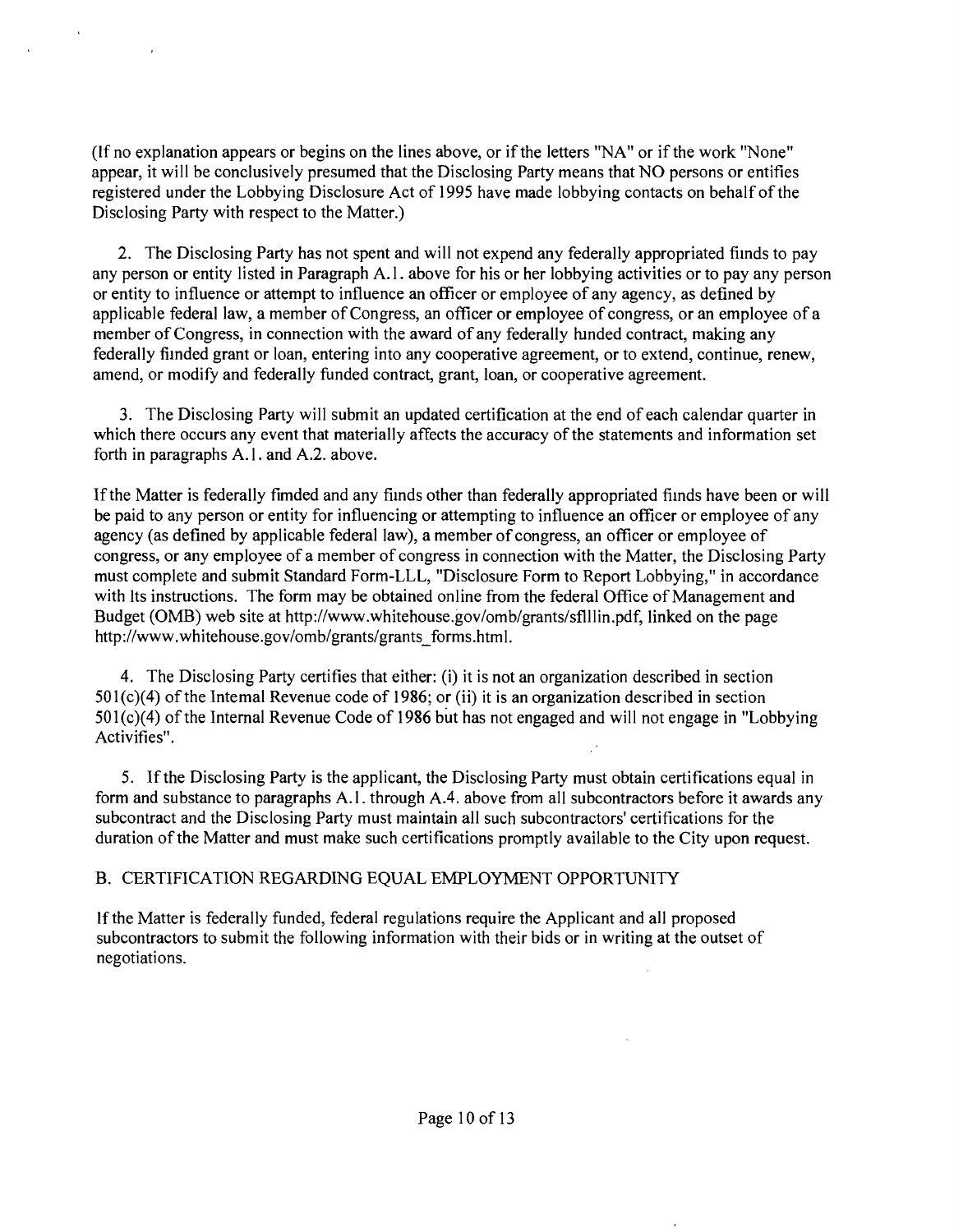(If no explanation appears or begins on the lines above, or if the letters "NA" or if the work "None" appear, it will be conclusively presumed that the Disclosing Party means that NO persons or entifies registered under the Lobbying Disclosure Act of 1995 have made lobbying contacts on behalf of the Disclosing Party with respect to the Matter.)

2. The Disclosing Party has not spent and will not expend any federally appropriated fiinds to pay any person or entity listed in Paragraph A.1. above for his or her lobbying activities or to pay any person or entity to influence or attempt to influence an officer or employee of any agency, as defined by applicable federal law, a member of Congress, an officer or employee of congress, or an employee of a member of Congress, in connection with the award of any federally hinded contract, making any federally fiinded grant or loan, entering into any cooperative agreement, or to extend, continue, renew, amend, or modify and federally funded contract, grant, loan, or cooperative agreement.

3. The Disclosing Party will submit an updated certification at the end of each calendar quarter in which there occurs any event that materially affects the accuracy of the statements and information set forth in paragraphs A.1. and A.2. above.

If the Matter is federally fimded and any fiinds other than federally appropriated fiinds have been or will be paid to any person or entity for influencing or attempting to influence an officer or employee of any agency (as defined by applicable federal law), a member of congress, an officer or employee of congress, or any employee of a member of congress in connection with the Matter, the Disclosing Party must complete and submit Standard Form-LLL, "Disclosure Form to Report Lobbying," in accordance with Its instructions. The form may be obtained online from the federal Office of Management and Budget (OMB) web site at http://www.whitehouse.gov/omb/grants/sflllin.pdf, linked on the page http://www.whitehouse.gov/omb/grants/grants_forms.html.

4. The Disclosing Party certifies that either: (i) it is not an organization described in section 501(c)(4) of the Intemal Revenue code of 1986; or (ii) it is an organization described in section 501(c)(4) of the Internal Revenue Code of 1986 but has not engaged and will not engage in "Lobbying Activifies".

5. If the Disclosing Party is the applicant, the Disclosing Party must obtain certifications equal in form and substance to paragraphs A.1. through A.4. above from all subcontractors before it awards any subcontract and the Disclosing Party must maintain all such subcontractors' certifications for the duration of the Matter and must make such certifications promptly available to the City upon request.

B. CERTIFICATION REGARDING EQUAL EMPLOYMENT OPPORTUNITY

If the Matter is federally funded, federal regulations require the Applicant and all proposed subcontractors to submit the following information with their bids or in writing at the outset of negotiations.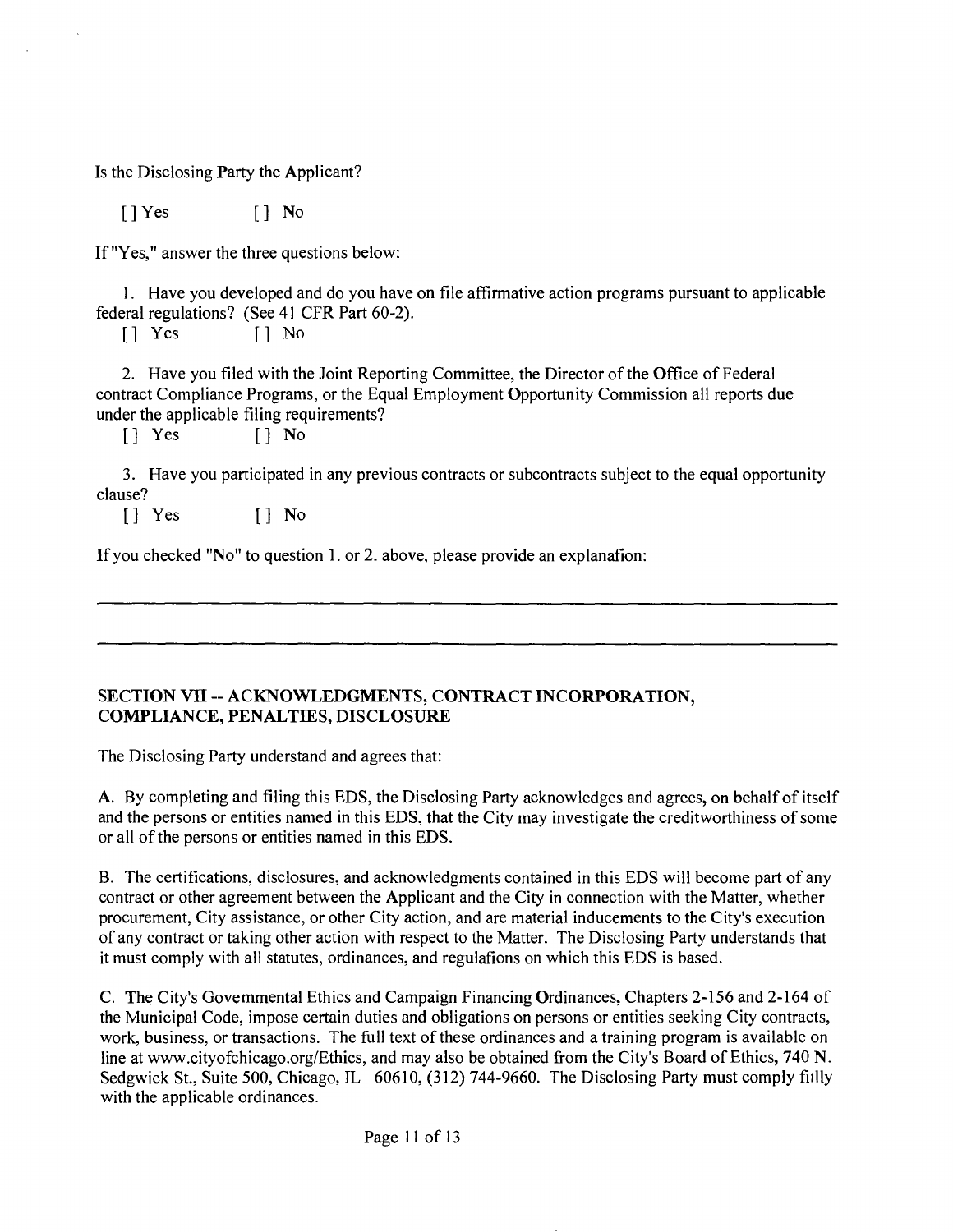Is the Disclosing Party the Applicant?

[ ] Yes [ ] No

If "Yes," answer the three questions below:

1. Have you developed and do you have on file affirmative action programs pursuant to applicable federal regulations? (See 41 CFR Part 60-2).

[ ] Yes [ ] No

2. Have you filed with the Joint Reporting Committee, the Director of the Office of Federal contract Compliance Programs, or the Equal Employment Opportunity Commission all reports due under the applicable filing requirements?

[ ] Yes [ ] No

3. Have you participated in any previous contracts or subcontracts subject to the equal opportunity clause?

[ ] Yes [ ] No

If you checked "No" to question 1. or 2. above, please provide an explanafion:

---

---

## SECTION VII -- ACKNOWLEDGMENTS, CONTRACT INCORPORATION, COMPLIANCE, PENALTIES, DISCLOSURE

The Disclosing Party understand and agrees that:

A. By completing and filing this EDS, the Disclosing Party acknowledges and agrees, on behalf of itself and the persons or entities named in this EDS, that the City may investigate the creditworthiness of some or all of the persons or entities named in this EDS.

B. The certifications, disclosures, and acknowledgments contained in this EDS will become part of any contract or other agreement between the Applicant and the City in connection with the Matter, whether procurement, City assistance, or other City action, and are material inducements to the City's execution of any contract or taking other action with respect to the Matter. The Disclosing Party understands that it must comply with all statutes, ordinances, and regulafions on which this EDS is based.

C. The City's Govemmental Ethics and Campaign Financing Ordinances, Chapters 2-156 and 2-164 of the Municipal Code, impose certain duties and obligations on persons or entities seeking City contracts, work, business, or transactions. The full text of these ordinances and a training program is available on line at www.cityofchicago.org/Ethics, and may also be obtained from the City's Board of Ethics, 740 N. Sedgwick St., Suite 500, Chicago, IL 60610, (312) 744-9660. The Disclosing Party must comply fully with the applicable ordinances.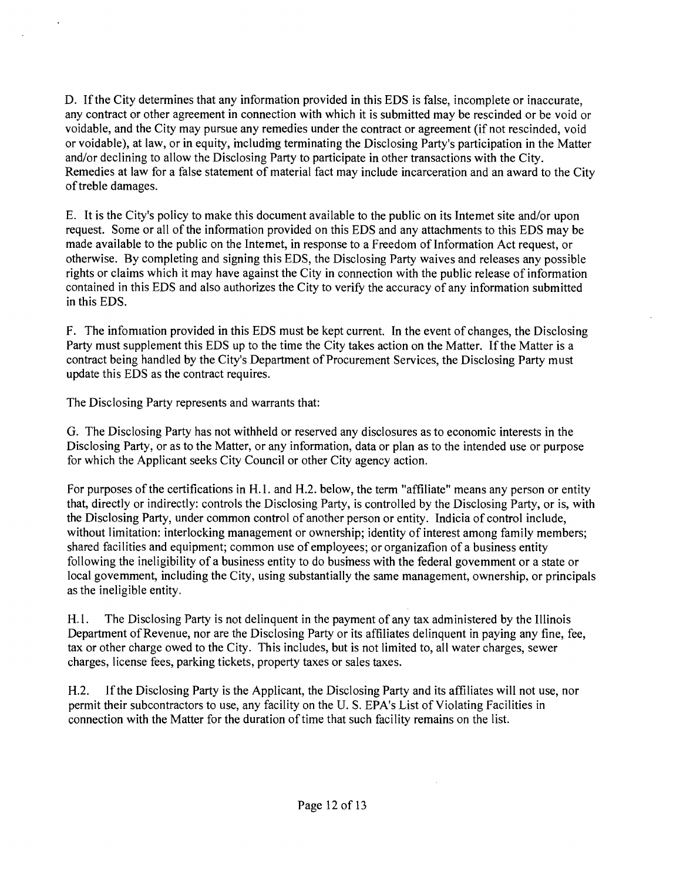D. If the City determines that any information provided in this EDS is false, incomplete or inaccurate, any contract or other agreement in connection with which it is submitted may be rescinded or be void or voidable, and the City may pursue any remedies under the contract or agreement (if not rescinded, void or voidable), at law, or in equity, including terminating the Disclosing Party's participation in the Matter and/or declining to allow the Disclosing Party to participate in other transactions with the City. Remedies at law for a false statement of material fact may include incarceration and an award to the City of treble damages.

E. It is the City's policy to make this document available to the public on its Intemet site and/or upon request. Some or all of the information provided on this EDS and any attachments to this EDS may be made available to the public on the Intemet, in response to a Freedom of Information Act request, or otherwise. By completing and signing this EDS, the Disclosing Party waives and releases any possible rights or claims which it may have against the City in connection with the public release of information contained in this EDS and also authorizes the City to verify the accuracy of any information submitted in this EDS.

F. The infomiation provided in this EDS must be kept current. In the event of changes, the Disclosing Party must supplement this EDS up to the time the City takes action on the Matter. If the Matter is a contract being handled by the City's Department of Procurement Services, the Disclosing Party must update this EDS as the contract requires.

The Disclosing Party represents and warrants that:

G. The Disclosing Party has not withheld or reserved any disclosures as to economic interests in the Disclosing Party, or as to the Matter, or any information, data or plan as to the intended use or purpose for which the Applicant seeks City Council or other City agency action.

For purposes of the certifications in H.1. and H.2. below, the term "affiliate" means any person or entity that, directly or indirectly: controls the Disclosing Party, is controlled by the Disclosing Party, or is, with the Disclosing Party, under common control of another person or entity. Indicia of control include, without limitation: interlocking management or ownership; identity of interest among family members; shared facilities and equipment; common use of employees; or organizafion of a business entity following the ineligibility of a business entity to do business with the federal govemment or a state or local govemment, including the City, using substantially the same management, ownership, or principals as the ineligible entity.

H.1. The Disclosing Party is not delinquent in the payment of any tax administered by the Illinois Department of Revenue, nor are the Disclosing Party or its affiliates delinquent in paying any fine, fee, tax or other charge owed to the City. This includes, but is not limited to, all water charges, sewer charges, license fees, parking tickets, property taxes or sales taxes.

H.2. If the Disclosing Party is the Applicant, the Disclosing Party and its affiliates will not use, nor permit their subcontractors to use, any facility on the U. S. EPA's List of Violating Facilities in connection with the Matter for the duration of time that such facility remains on the list.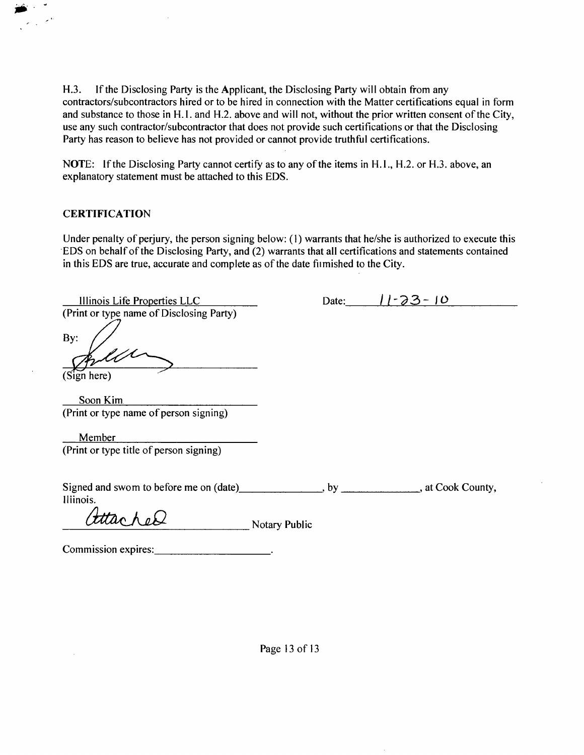H.3. If the Disclosing Party is the Applicant, the Disclosing Party will obtain from any contractors/subcontractors hired or to be hired in connection with the Matter certifications equal in form and substance to those in H.1. and H.2. above and will not, without the prior written consent of the City, use any such contractor/subcontractor that does not provide such certifications or that the Disclosing Party has reason to believe has not provided or cannot provide truthful certifications.

NOTE: If the Disclosing Party cannot certify as to any of the items in H.1., H.2. or H.3. above, an explanatory statement must be attached to this EDS.

**CERTIFICATION**

Under penalty of perjury, the person signing below: (1) warrants that he/she is authorized to execute this EDS on behalf of the Disclosing Party, and (2) warrants that all certifications and statements contained in this EDS are true, accurate and complete as of the date furnished to the City.

Illinois Life Properties LLC
(Print or type name of Disclosing Party)

Date: 11-23-10

By: [signature]
(Sign here)

Soon Kim
(Print or type name of person signing)

Member
(Print or type title of person signing)

Signed and sworn to before me on (date)_______________, by _______________, at Cook County, Illinois.

Attached _______________ Notary Public

Commission expires:_______________.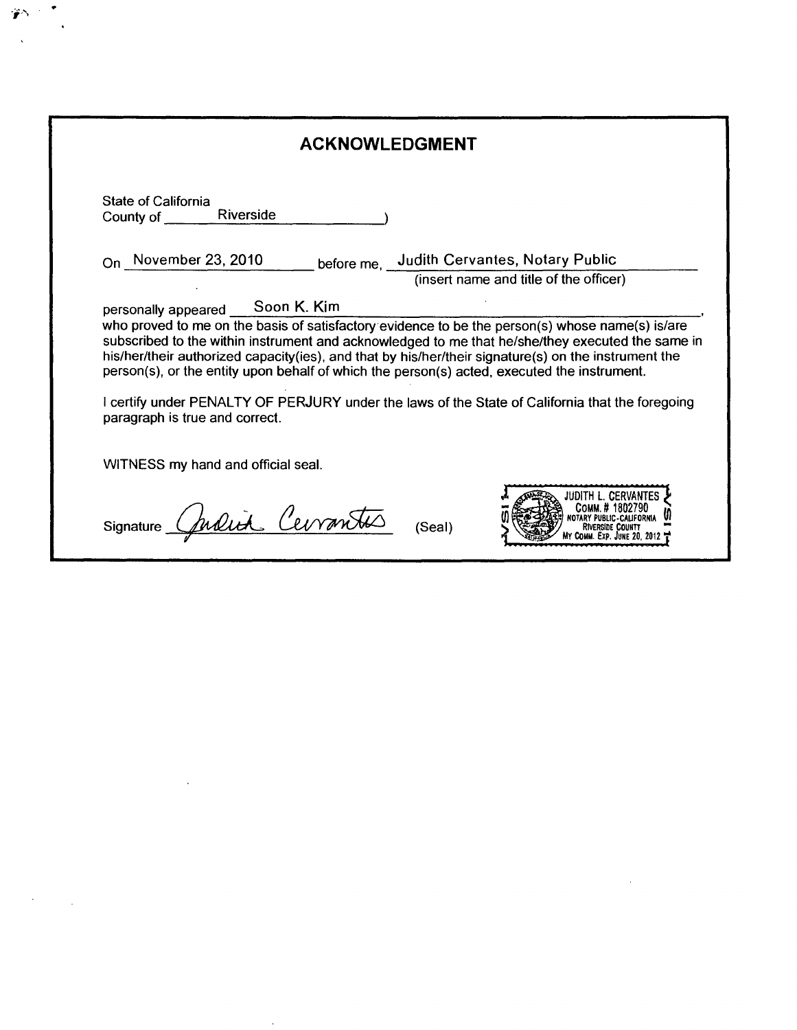# ACKNOWLEDGMENT

State of California
County of Riverside )

On November 23, 2010 before me, Judith Cervantes, Notary Public
(insert name and title of the officer)

personally appeared Soon K. Kim,
who proved to me on the basis of satisfactory evidence to be the person(s) whose name(s) is/are subscribed to the within instrument and acknowledged to me that he/she/they executed the same in his/her/their authorized capacity(ies), and that by his/her/their signature(s) on the instrument the person(s), or the entity upon behalf of which the person(s) acted, executed the instrument.

I certify under PENALTY OF PERJURY under the laws of the State of California that the foregoing paragraph is true and correct.

WITNESS my hand and official seal.

Signature Judith Cervantes (Seal)

JUDITH L. CERVANTES
COMM. # 1802790
NOTARY PUBLIC-CALIFORNIA
RIVERSIDE COUNTY
MY COMM. EXP. JUNE 20, 2012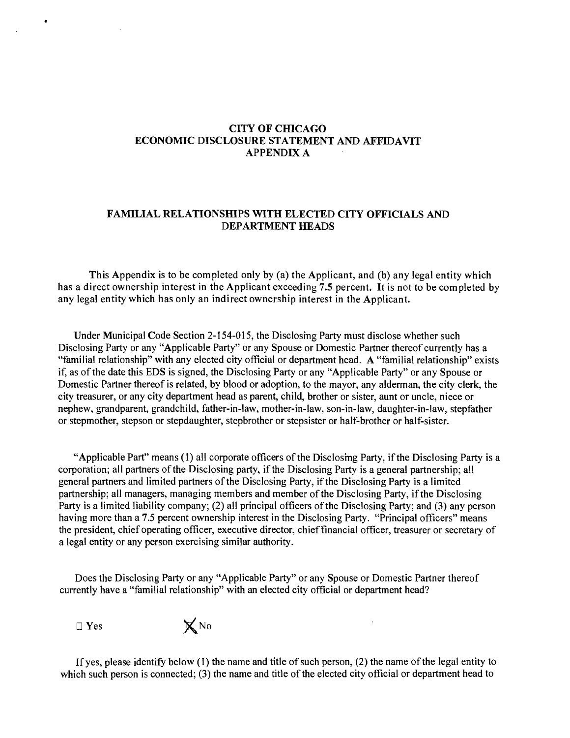# CITY OF CHICAGO
# ECONOMIC DISCLOSURE STATEMENT AND AFFIDAVIT
# APPENDIX A

## FAMILIAL RELATIONSHIPS WITH ELECTED CITY OFFICIALS AND DEPARTMENT HEADS

This Appendix is to be completed only by (a) the Applicant, and (b) any legal entity which has a direct ownership interest in the Applicant exceeding 7.5 percent. It is not to be completed by any legal entity which has only an indirect ownership interest in the Applicant.

Under Municipal Code Section 2-154-015, the Disclosing Party must disclose whether such Disclosing Party or any "Applicable Party" or any Spouse or Domestic Partner thereof currently has a "familial relationship" with any elected city official or department head. A "familial relationship" exists if, as of the date this EDS is signed, the Disclosing Party or any "Applicable Party" or any Spouse or Domestic Partner thereof is related, by blood or adoption, to the mayor, any alderman, the city clerk, the city treasurer, or any city department head as parent, child, brother or sister, aunt or uncle, niece or nephew, grandparent, grandchild, father-in-law, mother-in-law, son-in-law, daughter-in-law, stepfather or stepmother, stepson or stepdaughter, stepbrother or stepsister or half-brother or half-sister.

"Applicable Part" means (1) all corporate officers of the Disclosing Party, if the Disclosing Party is a corporation; all partners of the Disclosing party, if the Disclosing Party is a general partnership; all general partners and limited partners of the Disclosing Party, if the Disclosing Party is a limited partnership; all managers, managing members and member of the Disclosing Party, if the Disclosing Party is a limited liability company; (2) all principal officers of the Disclosing Party; and (3) any person having more than a 7.5 percent ownership interest in the Disclosing Party. "Principal officers" means the president, chief operating officer, executive director, chief financial officer, treasurer or secretary of a legal entity or any person exercising similar authority.

Does the Disclosing Party or any "Applicable Party" or any Spouse or Domestic Partner thereof currently have a "familial relationship" with an elected city official or department head?

☐ Yes ☒ No

If yes, please identify below (1) the name and title of such person, (2) the name of the legal entity to which such person is connected; (3) the name and title of the elected city official or department head to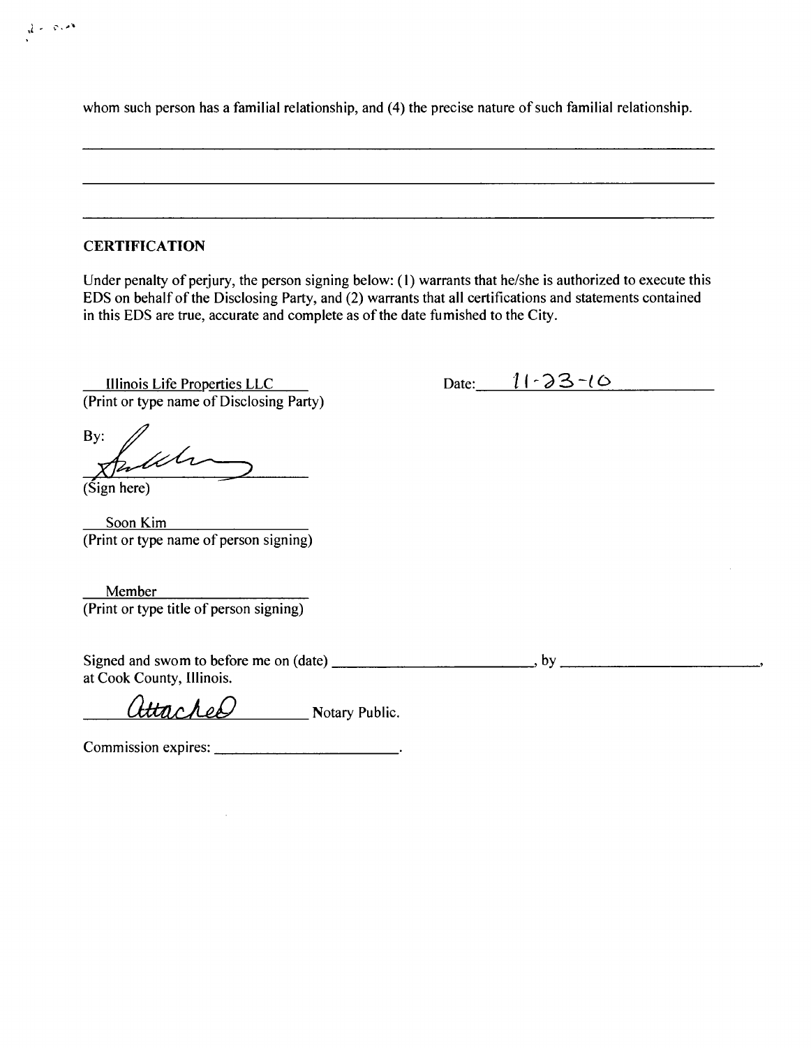whom such person has a familial relationship, and (4) the precise nature of such familial relationship.

______________________________________________________________________________

______________________________________________________________________________

______________________________________________________________________________

### CERTIFICATION

Under penalty of perjury, the person signing below: (1) warrants that he/she is authorized to execute this EDS on behalf of the Disclosing Party, and (2) warrants that all certifications and statements contained in this EDS are true, accurate and complete as of the date furnished to the City.

Illinois Life Properties LLC
(Print or type name of Disclosing Party)

Date: 11-23-10

By: [signature]
(Sign here)

Soon Kim
(Print or type name of person signing)

Member
(Print or type title of person signing)

Signed and sworn to before me on (date) ______________________, by ______________________,
at Cook County, Illinois.

Attached Notary Public.

Commission expires: ____________________.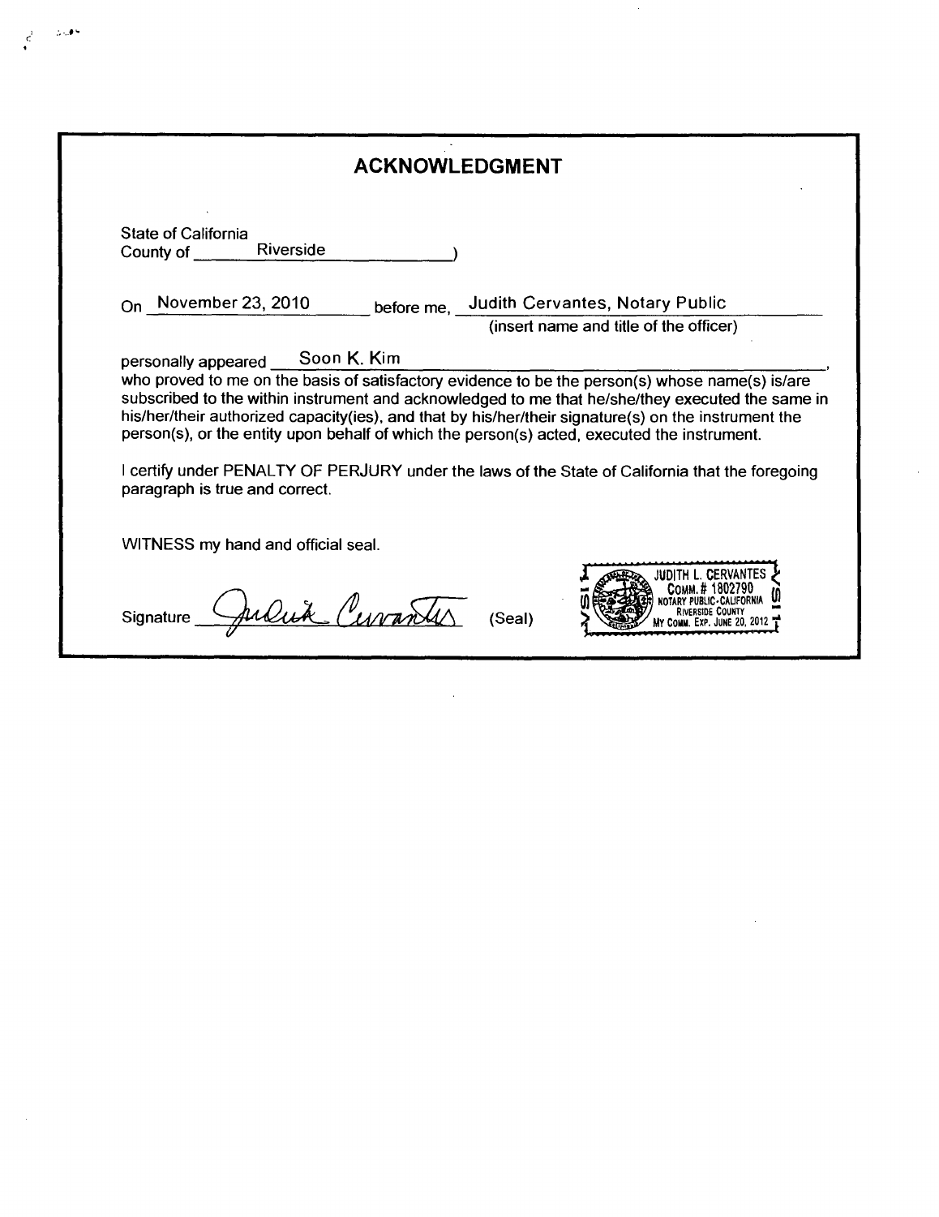# ACKNOWLEDGMENT

State of California
County of Riverside )

On November 23, 2010 before me, Judith Cervantes, Notary Public
(insert name and title of the officer)

personally appeared Soon K. Kim,
who proved to me on the basis of satisfactory evidence to be the person(s) whose name(s) is/are subscribed to the within instrument and acknowledged to me that he/she/they executed the same in his/her/their authorized capacity(ies), and that by his/her/their signature(s) on the instrument the person(s), or the entity upon behalf of which the person(s) acted, executed the instrument.

I certify under PENALTY OF PERJURY under the laws of the State of California that the foregoing paragraph is true and correct.

WITNESS my hand and official seal.

Signature Judith Cervantes (Seal)

JUDITH L. CERVANTES
COMM. # 1802790
NOTARY PUBLIC-CALIFORNIA
RIVERSIDE COUNTY
MY COMM. EXP. JUNE 20, 2012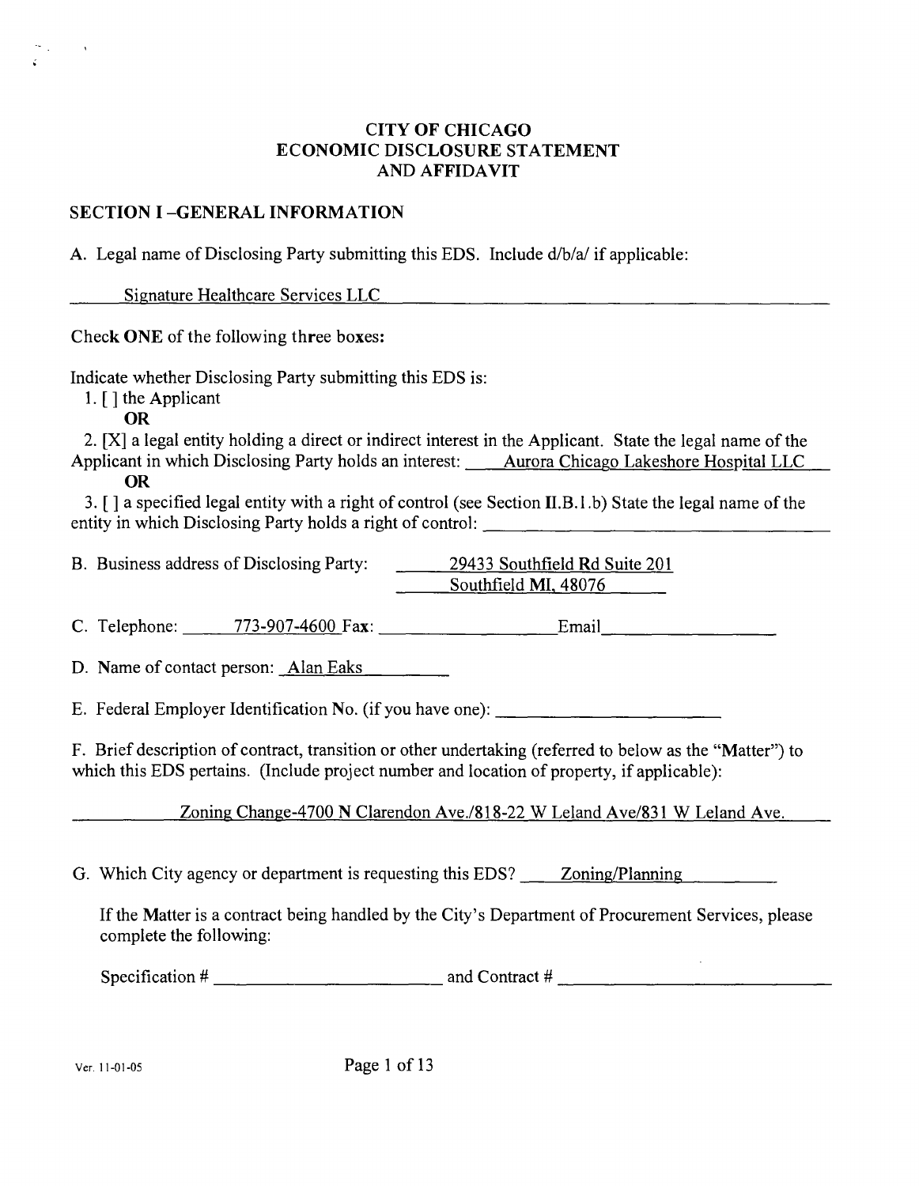# CITY OF CHICAGO
# ECONOMIC DISCLOSURE STATEMENT
# AND AFFIDAVIT

## SECTION I -GENERAL INFORMATION

A. Legal name of Disclosing Party submitting this EDS. Include d/b/a/ if applicable:

Signature Healthcare Services LLC

Check **ONE** of the following three boxes:

Indicate whether Disclosing Party submitting this EDS is:

1. [ ] the Applicant
   **OR**
2. [X] a legal entity holding a direct or indirect interest in the Applicant. State the legal name of the Applicant in which Disclosing Party holds an interest: Aurora Chicago Lakeshore Hospital LLC
   **OR**
3. [ ] a specified legal entity with a right of control (see Section II.B.1.b) State the legal name of the entity in which Disclosing Party holds a right of control: ______________________

B. Business address of Disclosing Party: 29433 Southfield Rd Suite 201
Southfield MI, 48076

C. Telephone: 773-907-4600 Fax: ______________ Email______________

D. Name of contact person: Alan Eaks

E. Federal Employer Identification No. (if you have one): ______________

F. Brief description of contract, transition or other undertaking (referred to below as the "Matter") to which this EDS pertains. (Include project number and location of property, if applicable):

Zoning Change-4700 N Clarendon Ave./818-22 W Leland Ave/831 W Leland Ave.

G. Which City agency or department is requesting this EDS? Zoning/Planning

If the Matter is a contract being handled by the City's Department of Procurement Services, please complete the following:

Specification # ______________ and Contract # ______________

Ver. 11-01-05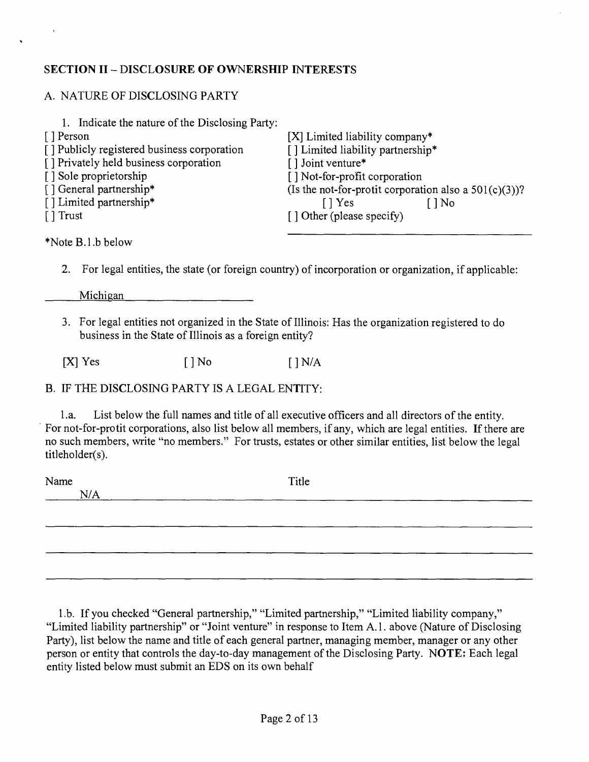## SECTION II – DISCLOSURE OF OWNERSHIP INTERESTS

### A. NATURE OF DISCLOSING PARTY

1. Indicate the nature of the Disclosing Party:

[ ] Person
[ ] Publicly registered business corporation
[ ] Privately held business corporation
[ ] Sole proprietorship
[ ] General partnership*
[ ] Limited partnership*
[ ] Trust
[X] Limited liability company*
[ ] Limited liability partnership*
[ ] Joint venture*
[ ] Not-for-profit corporation
(Is the not-for-profit corporation also a 501(c)(3))?
[ ] Yes [ ] No
[ ] Other (please specify)

*Note B.1.b below

2. For legal entities, the state (or foreign country) of incorporation or organization, if applicable:

Michigan

3. For legal entities not organized in the State of Illinois: Has the organization registered to do business in the State of Illinois as a foreign entity?

[X] Yes [ ] No [ ] N/A

### B. IF THE DISCLOSING PARTY IS A LEGAL ENTITY:

1.a. List below the full names and title of all executive officers and all directors of the entity. For not-for-profit corporations, also list below all members, if any, which are legal entities. If there are no such members, write "no members." For trusts, estates or other similar entities, list below the legal titleholder(s).

| Name | Title |
|---|---|
| N/A | |

1.b. If you checked "General partnership," "Limited partnership," "Limited liability company," "Limited liability partnership" or "Joint venture" in response to Item A.1. above (Nature of Disclosing Party), list below the name and title of each general partner, managing member, manager or any other person or entity that controls the day-to-day management of the Disclosing Party. **NOTE:** Each legal entity listed below must submit an EDS on its own behalf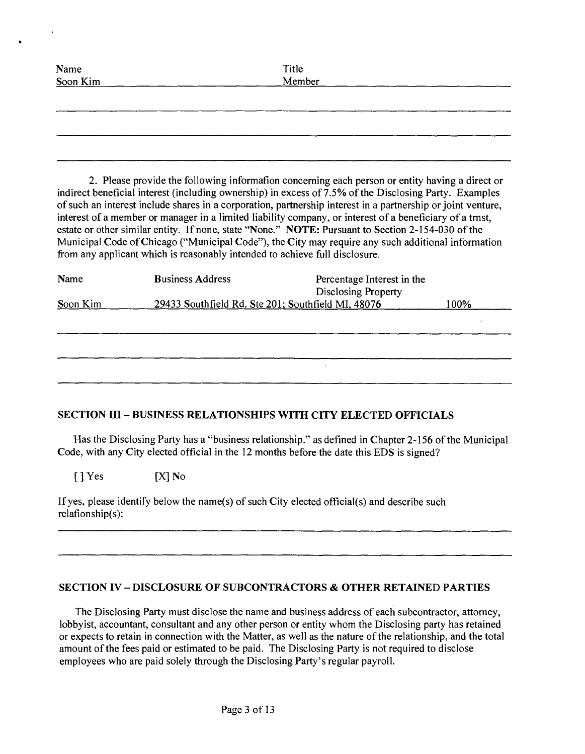| Name | Title |
|---|---|
| Soon Kim | Member |
| | |
| | |
| | |

2. Please provide the following information concerning each person or entity having a direct or indirect beneficial interest (including ownership) in excess of 7.5% of the Disclosing Party. Examples of such an interest include shares in a corporation, partnership interest in a partnership or joint venture, interest of a member or manager in a limited liability company, or interest of a beneficiary of a trust, estate or other similar entity. If none, state "None." **NOTE:** Pursuant to Section 2-154-030 of the Municipal Code of Chicago ("Municipal Code"), the City may require any such additional information from any applicant which is reasonably intended to achieve full disclosure.

| Name | Business Address | Percentage Interest in the Disclosing Property |
|---|---|---|
| Soon Kim | 29433 Southfield Rd. Ste 201; Southfield MI, 48076 | 100% |
| | | |
| | | |
| | | |

## SECTION III – BUSINESS RELATIONSHIPS WITH CITY ELECTED OFFICIALS

Has the Disclosing Party has a "business relationship," as defined in Chapter 2-156 of the Municipal Code, with any City elected official in the 12 months before the date this EDS is signed?

[ ] Yes [X] No

If yes, please identify below the name(s) of such City elected official(s) and describe such relationship(s):

## SECTION IV – DISCLOSURE OF SUBCONTRACTORS & OTHER RETAINED PARTIES

The Disclosing Party must disclose the name and business address of each subcontractor, attorney, lobbyist, accountant, consultant and any other person or entity whom the Disclosing party has retained or expects to retain in connection with the Matter, as well as the nature of the relationship, and the total amount of the fees paid or estimated to be paid. The Disclosing Party is not required to disclose employees who are paid solely through the Disclosing Party's regular payroll.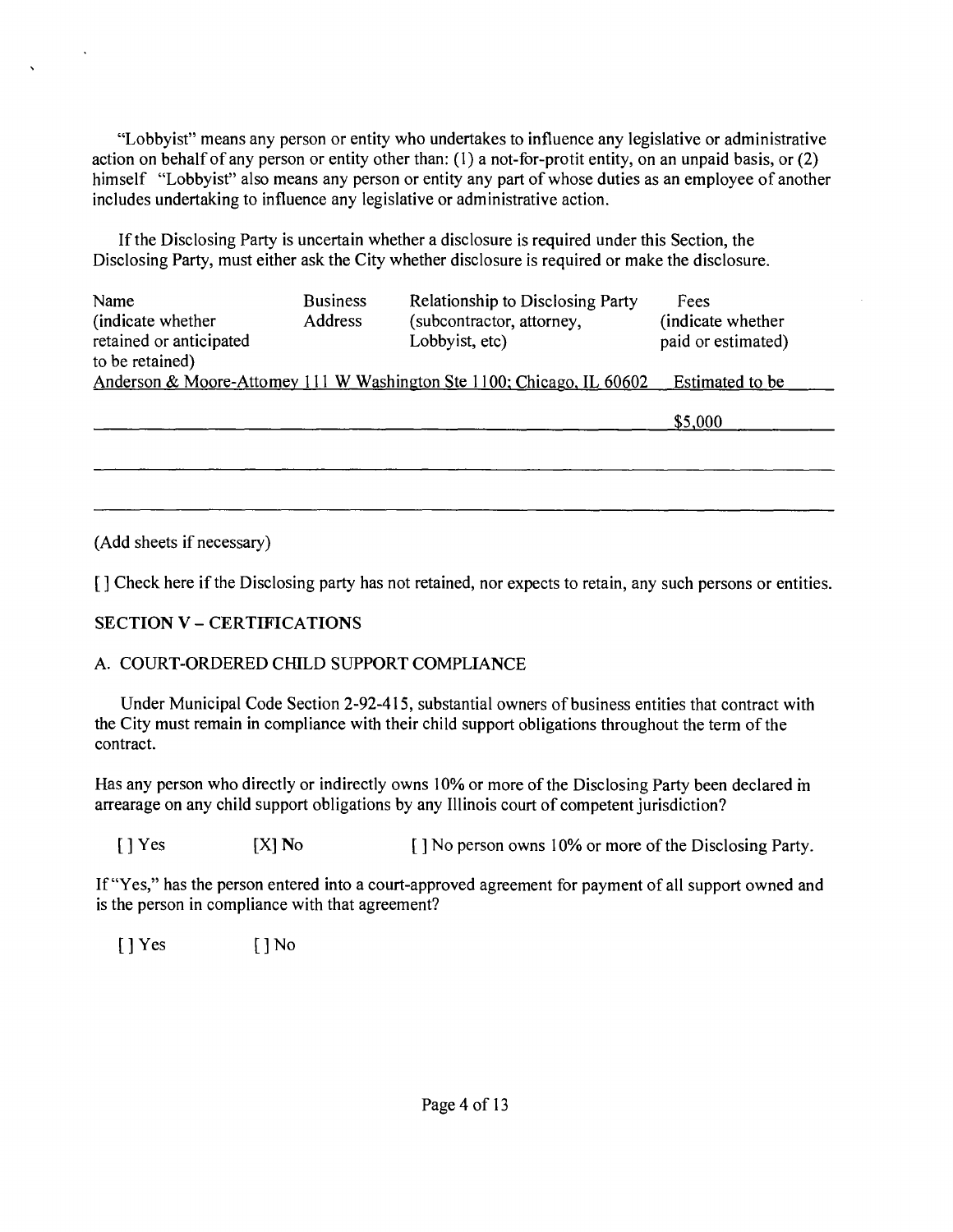"Lobbyist" means any person or entity who undertakes to influence any legislative or administrative action on behalf of any person or entity other than: (1) a not-for-protit entity, on an unpaid basis, or (2) himself "Lobbyist" also means any person or entity any part of whose duties as an employee of another includes undertaking to influence any legislative or administrative action.

If the Disclosing Party is uncertain whether a disclosure is required under this Section, the Disclosing Party, must either ask the City whether disclosure is required or make the disclosure.

| Name (indicate whether retained or anticipated to be retained) | Business Address | Relationship to Disclosing Party (subcontractor, attorney, Lobbyist, etc) | Fees (indicate whether paid or estimated) |
|---|---|---|---|
| Anderson & Moore | 111 W Washington Ste 1100; Chicago, IL 60602 | Attorney | Estimated to be $5,000 |

(Add sheets if necessary)

[ ] Check here if the Disclosing party has not retained, nor expects to retain, any such persons or entities.

## SECTION V – CERTIFICATIONS

### A. COURT-ORDERED CHILD SUPPORT COMPLIANCE

Under Municipal Code Section 2-92-415, substantial owners of business entities that contract with the City must remain in compliance with their child support obligations throughout the term of the contract.

Has any person who directly or indirectly owns 10% or more of the Disclosing Party been declared in arrearage on any child support obligations by any Illinois court of competent jurisdiction?

[ ] Yes [X] No [ ] No person owns 10% or more of the Disclosing Party.

If "Yes," has the person entered into a court-approved agreement for payment of all support owned and is the person in compliance with that agreement?

[ ] Yes [ ] No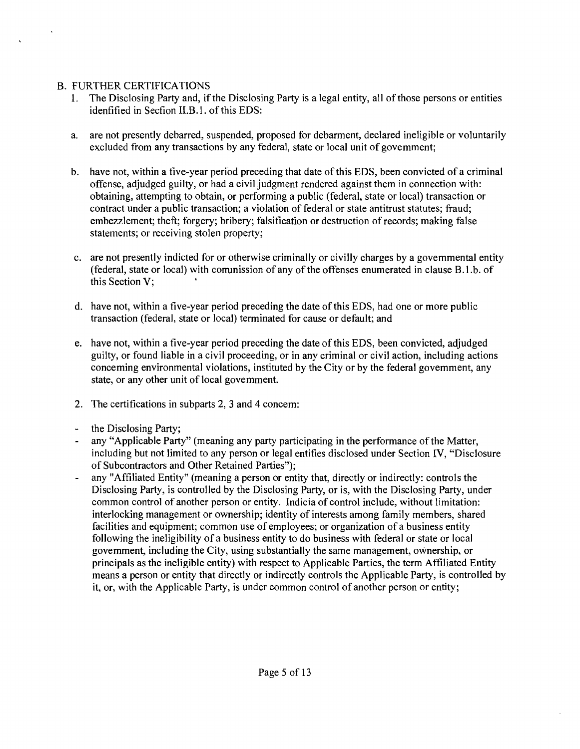## B. FURTHER CERTIFICATIONS

1. The Disclosing Party and, if the Disclosing Party is a legal entity, all of those persons or entities idenfified in Secfion II.B.1. of this EDS:

   a. are not presently debarred, suspended, proposed for debarment, declared ineligible or voluntarily excluded from any transactions by any federal, state or local unit of govemment;

   b. have not, within a five-year period preceding that date of this EDS, been convicted of a criminal offense, adjudged guilty, or had a civil judgment rendered against them in connection with: obtaining, attempting to obtain, or performing a public (federal, state or local) transaction or contract under a public transaction; a violation of federal or state antitrust statutes; fraud; embezzlement; theft; forgery; bribery; falsification or destruction of records; making false statements; or receiving stolen property;

   c. are not presently indicted for or otherwise criminally or civilly charges by a govemmental entity (federal, state or local) with comunission of any of the offenses enumerated in clause B.1.b. of this Section V;

   d. have not, within a five-year period preceding the date of this EDS, had one or more public transaction (federal, state or local) terminated for cause or default; and

   e. have not, within a five-year period preceding the date of this EDS, been convicted, adjudged guilty, or found liable in a civil proceeding, or in any criminal or civil action, including actions conceming environmental violations, instituted by the City or by the federal govemment, any state, or any other unit of local govemment.

2. The certifications in subparts 2, 3 and 4 concem:

- the Disclosing Party;
- any "Applicable Party" (meaning any party participating in the performance of the Matter, including but not limited to any person or legal entifies disclosed under Section IV, "Disclosure of Subcontractors and Other Retained Parties");
- any "Affiliated Entity" (meaning a person or entity that, directly or indirectly: controls the Disclosing Party, is controlled by the Disclosing Party, or is, with the Disclosing Party, under common control of another person or entity. Indicia of control include, without limitation: interlocking management or ownership; identity of interests among family members, shared facilities and equipment; common use of employees; or organization of a business entity following the ineligibility of a business entity to do business with federal or state or local govemment, including the City, using substantially the same management, ownership, or principals as the ineligible entity) with respect to Applicable Parties, the term Affiliated Entity means a person or entity that directly or indirectly controls the Applicable Party, is controlled by it, or, with the Applicable Party, is under common control of another person or entity;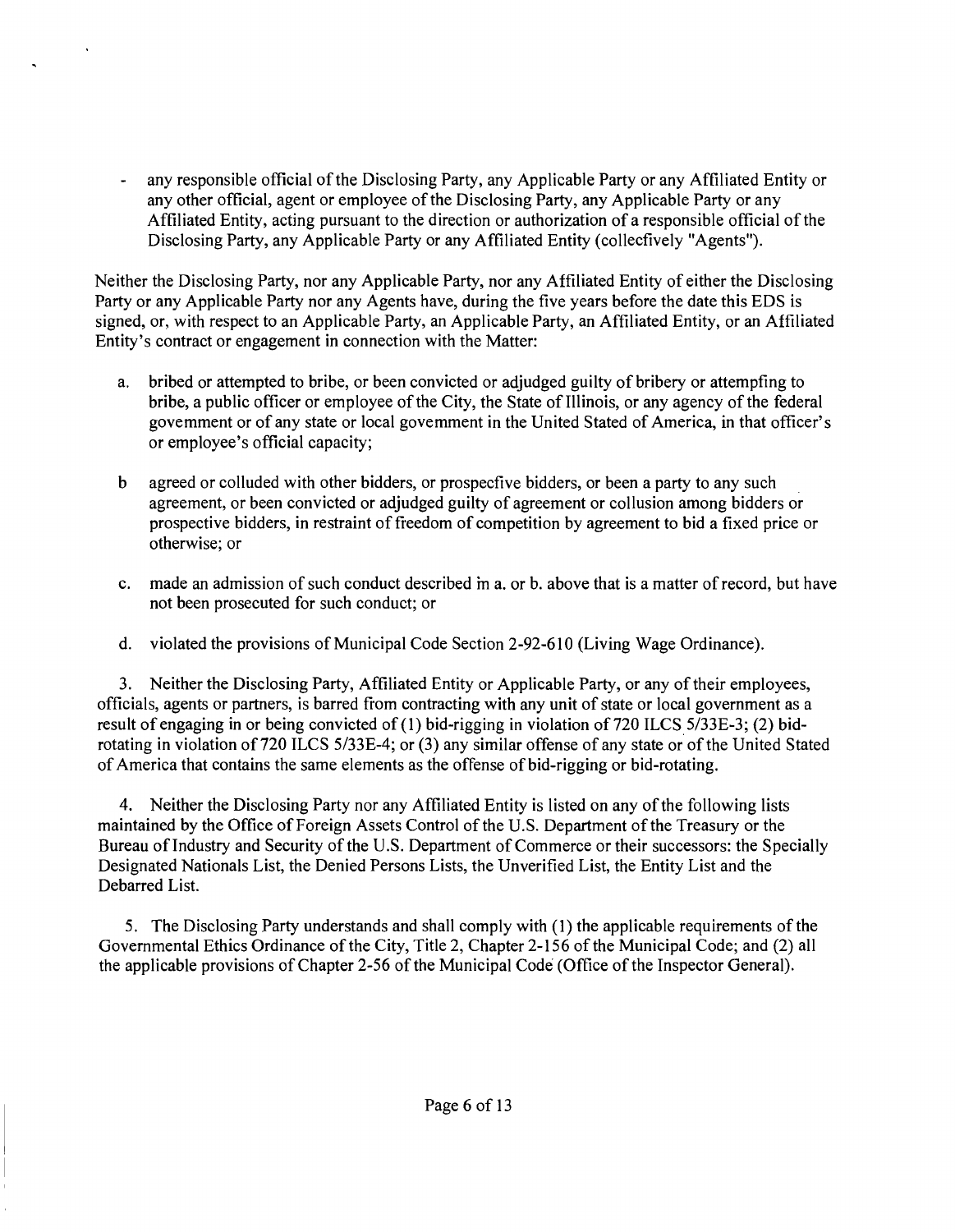- any responsible official of the Disclosing Party, any Applicable Party or any Affiliated Entity or any other official, agent or employee of the Disclosing Party, any Applicable Party or any Affiliated Entity, acting pursuant to the direction or authorization of a responsible official of the Disclosing Party, any Applicable Party or any Affiliated Entity (collecfively "Agents").

Neither the Disclosing Party, nor any Applicable Party, nor any Affiliated Entity of either the Disclosing Party or any Applicable Party nor any Agents have, during the five years before the date this EDS is signed, or, with respect to an Applicable Party, an Applicable Party, an Affiliated Entity, or an Affiliated Entity's contract or engagement in connection with the Matter:

a. bribed or attempted to bribe, or been convicted or adjudged guilty of bribery or attempfing to bribe, a public officer or employee of the City, the State of Illinois, or any agency of the federal govemment or of any state or local govemment in the United Stated of America, in that officer's or employee's official capacity;

b agreed or colluded with other bidders, or prospecfive bidders, or been a party to any such agreement, or been convicted or adjudged guilty of agreement or collusion among bidders or prospective bidders, in restraint of freedom of competition by agreement to bid a fixed price or otherwise; or

c. made an admission of such conduct described in a. or b. above that is a matter of record, but have not been prosecuted for such conduct; or

d. violated the provisions of Municipal Code Section 2-92-610 (Living Wage Ordinance).

3. Neither the Disclosing Party, Affiliated Entity or Applicable Party, or any of their employees, officials, agents or partners, is barred from contracting with any unit of state or local government as a result of engaging in or being convicted of (1) bid-rigging in violation of 720 ILCS 5/33E-3; (2) bid-rotating in violation of 720 ILCS 5/33E-4; or (3) any similar offense of any state or of the United Stated of America that contains the same elements as the offense of bid-rigging or bid-rotating.

4. Neither the Disclosing Party nor any Affiliated Entity is listed on any of the following lists maintained by the Office of Foreign Assets Control of the U.S. Department of the Treasury or the Bureau of Industry and Security of the U.S. Department of Commerce or their successors: the Specially Designated Nationals List, the Denied Persons Lists, the Unverified List, the Entity List and the Debarred List.

5. The Disclosing Party understands and shall comply with (1) the applicable requirements of the Governmental Ethics Ordinance of the City, Title 2, Chapter 2-156 of the Municipal Code; and (2) all the applicable provisions of Chapter 2-56 of the Municipal Code (Office of the Inspector General).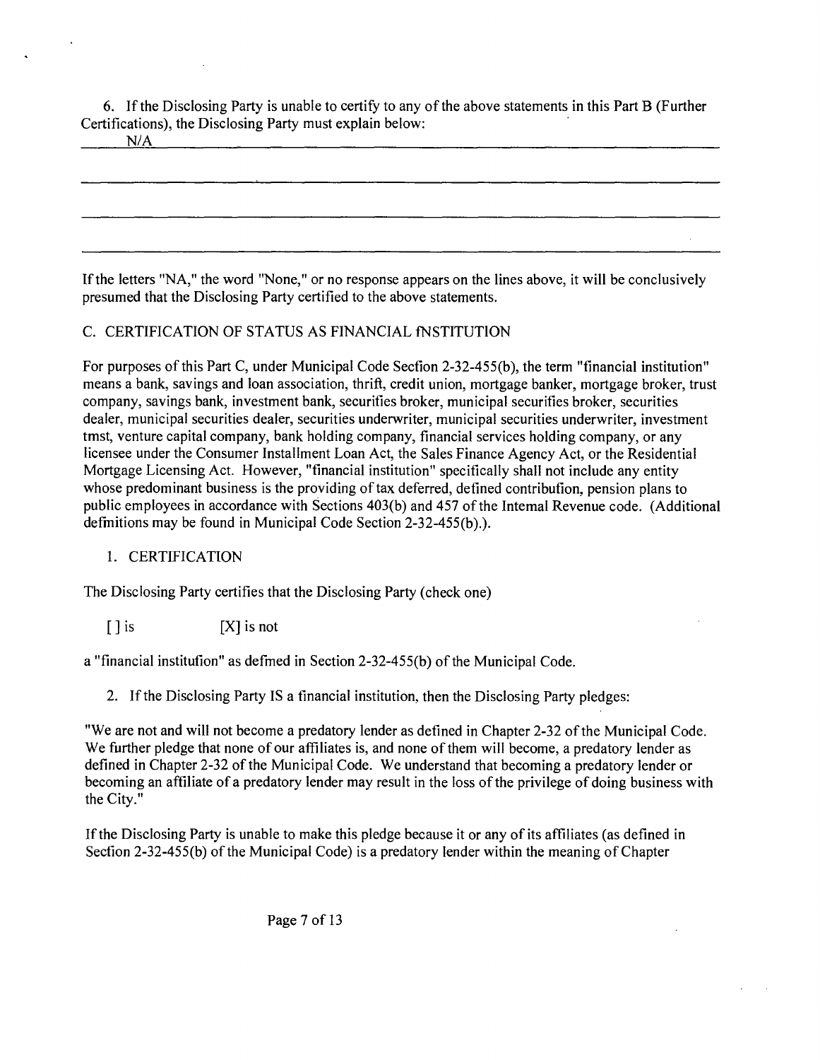6. If the Disclosing Party is unable to certify to any of the above statements in this Part B (Further Certifications), the Disclosing Party must explain below:

N/A

If the letters "NA," the word "None," or no response appears on the lines above, it will be conclusively presumed that the Disclosing Party certified to the above statements.

## C. CERTIFICATION OF STATUS AS FINANCIAL fNSTITUTION

For purposes of this Part C, under Municipal Code Secfion 2-32-455(b), the term "financial institution" means a bank, savings and loan association, thrift, credit union, mortgage banker, mortgage broker, trust company, savings bank, investment bank, securifies broker, municipal securities broker, securities dealer, municipal securities dealer, securities underwriter, municipal securities underwriter, investment tmst, venture capital company, bank holding company, financial services holding company, or any licensee under the Consumer Installment Loan Act, the Sales Finance Agency Act, or the Residential Mortgage Licensing Act. However, "financial institution" specifically shall not include any entity whose predominant business is the providing of tax deferred, defined contribufion, pension plans to public employees in accordance with Sections 403(b) and 457 of the Intemal Revenue code. (Additional defmitions may be found in Municipal Code Section 2-32-455(b).).

1. CERTIFICATION

The Disclosing Party certifies that the Disclosing Party (check one)

[ ] is [X] is not

a "financial institufion" as defmed in Section 2-32-455(b) of the Municipal Code.

2. If the Disclosing Party IS a financial institution, then the Disclosing Party pledges:

"We are not and will not become a predatory lender as defined in Chapter 2-32 of the Municipal Code. We further pledge that none of our affiliates is, and none of them will become, a predatory lender as defined in Chapter 2-32 of the Municipal Code. We understand that becoming a predatory lender or becoming an affiliate of a predatory lender may result in the loss of the privilege of doing business with the City."

If the Disclosing Party is unable to make this pledge because it or any of its affiliates (as defined in Secfion 2-32-455(b) of the Municipal Code) is a predatory lender within the meaning of Chapter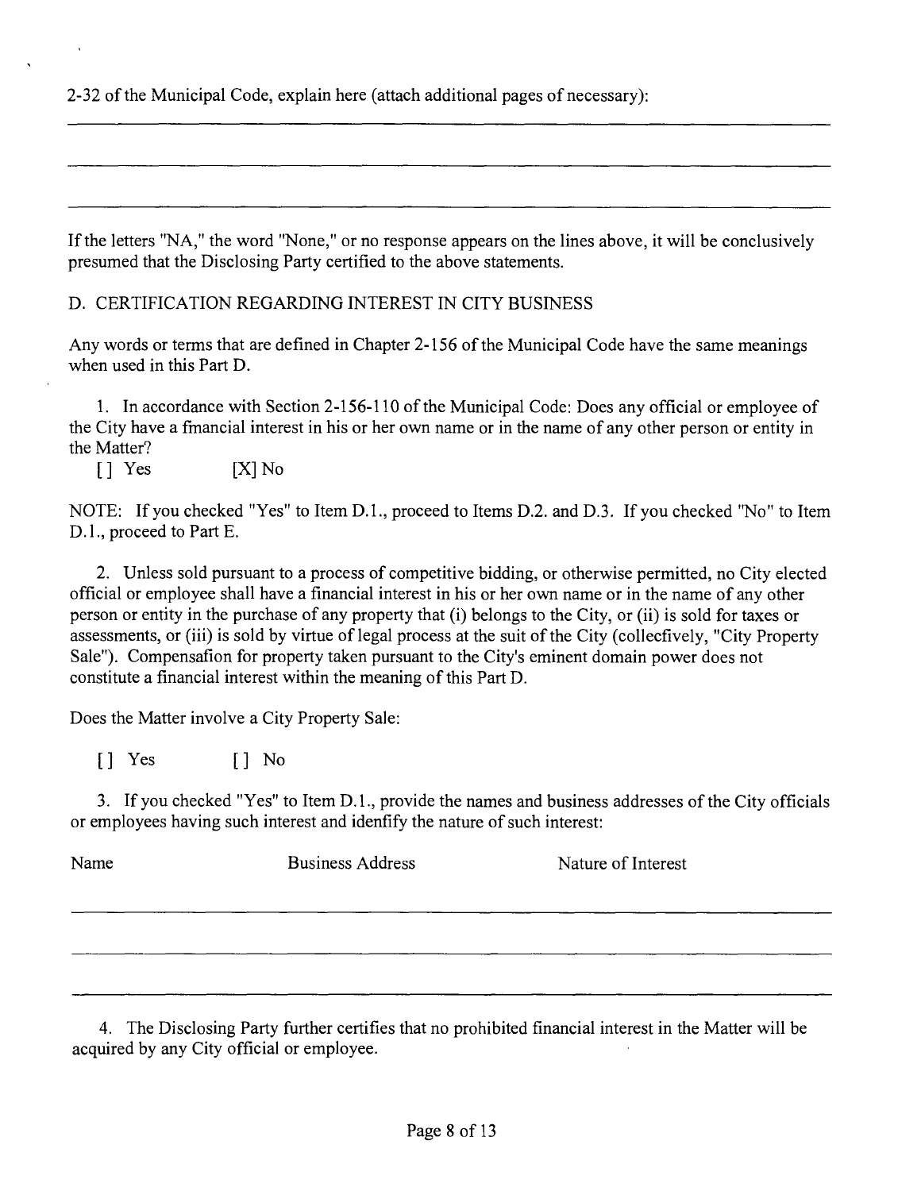2-32 of the Municipal Code, explain here (attach additional pages of necessary):

______________________________________________________________________________

______________________________________________________________________________

______________________________________________________________________________

If the letters "NA," the word "None," or no response appears on the lines above, it will be conclusively presumed that the Disclosing Party certified to the above statements.

D. CERTIFICATION REGARDING INTEREST IN CITY BUSINESS

Any words or terms that are defined in Chapter 2-156 of the Municipal Code have the same meanings when used in this Part D.

1. In accordance with Section 2-156-110 of the Municipal Code: Does any official or employee of the City have a fmancial interest in his or her own name or in the name of any other person or entity in the Matter?

[ ] Yes [X] No

NOTE: If you checked "Yes" to Item D.1., proceed to Items D.2. and D.3. If you checked "No" to Item D.1., proceed to Part E.

2. Unless sold pursuant to a process of competitive bidding, or otherwise permitted, no City elected official or employee shall have a financial interest in his or her own name or in the name of any other person or entity in the purchase of any property that (i) belongs to the City, or (ii) is sold for taxes or assessments, or (iii) is sold by virtue of legal process at the suit of the City (collecfively, "City Property Sale"). Compensafion for property taken pursuant to the City's eminent domain power does not constitute a financial interest within the meaning of this Part D.

Does the Matter involve a City Property Sale:

[ ] Yes [ ] No

3. If you checked "Yes" to Item D.1., provide the names and business addresses of the City officials or employees having such interest and idenfify the nature of such interest:

| Name | Business Address | Nature of Interest |
|---|---|---|
| | | |
| | | |
| | | |

4. The Disclosing Party further certifies that no prohibited financial interest in the Matter will be acquired by any City official or employee.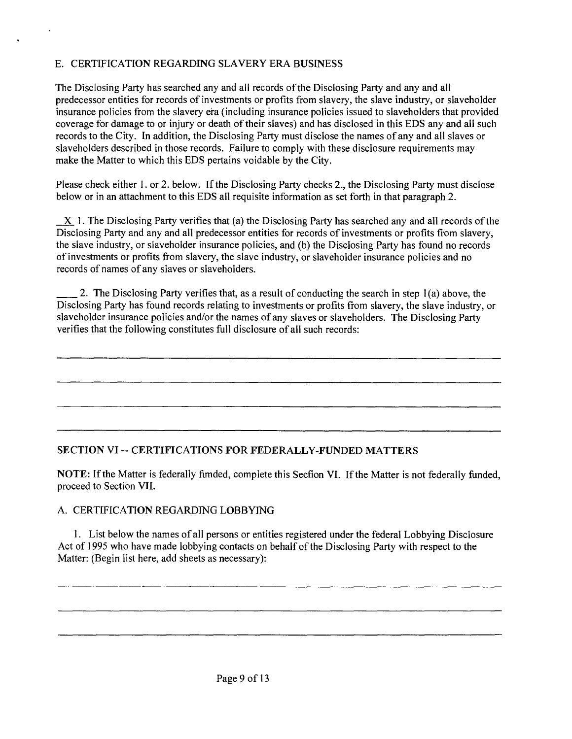E. CERTIFICATION REGARDING SLAVERY ERA BUSINESS

The Disclosing Party has searched any and all records of the Disclosing Party and any and all predecessor entities for records of investments or profits from slavery, the slave industry, or slaveholder insurance policies from the slavery era (including insurance policies issued to slaveholders that provided coverage for damage to or injury or death of their slaves) and has disclosed in this EDS any and all such records to the City. In addition, the Disclosing Party must disclose the names of any and all slaves or slaveholders described in those records. Failure to comply with these disclosure requirements may make the Matter to which this EDS pertains voidable by the City.

Please check either 1. or 2. below. If the Disclosing Party checks 2., the Disclosing Party must disclose below or in an attachment to this EDS all requisite information as set forth in that paragraph 2.

_X_ 1. The Disclosing Party verifies that (a) the Disclosing Party has searched any and all records of the Disclosing Party and any and all predecessor entities for records of investments or profits from slavery, the slave industry, or slaveholder insurance policies, and (b) the Disclosing Party has found no records of investments or profits from slavery, the slave industry, or slaveholder insurance policies and no records of names of any slaves or slaveholders.

____ 2. The Disclosing Party verifies that, as a result of conducting the search in step 1(a) above, the Disclosing Party has found records relating to investments or profits from slavery, the slave industry, or slaveholder insurance policies and/or the names of any slaves or slaveholders. The Disclosing Party verifies that the following constitutes full disclosure of all such records:

______________________________________________________________________

______________________________________________________________________

______________________________________________________________________

______________________________________________________________________

## SECTION VI -- CERTIFICATIONS FOR FEDERALLY-FUNDED MATTERS

**NOTE:** If the Matter is federally fimded, complete this Secfion VI. If the Matter is not federally funded, proceed to Section VII.

A. CERTIFICATION REGARDING LOBBYING

1. List below the names of all persons or entities registered under the federal Lobbying Disclosure Act of 1995 who have made lobbying contacts on behalf of the Disclosing Party with respect to the Matter: (Begin list here, add sheets as necessary):

______________________________________________________________________

______________________________________________________________________

______________________________________________________________________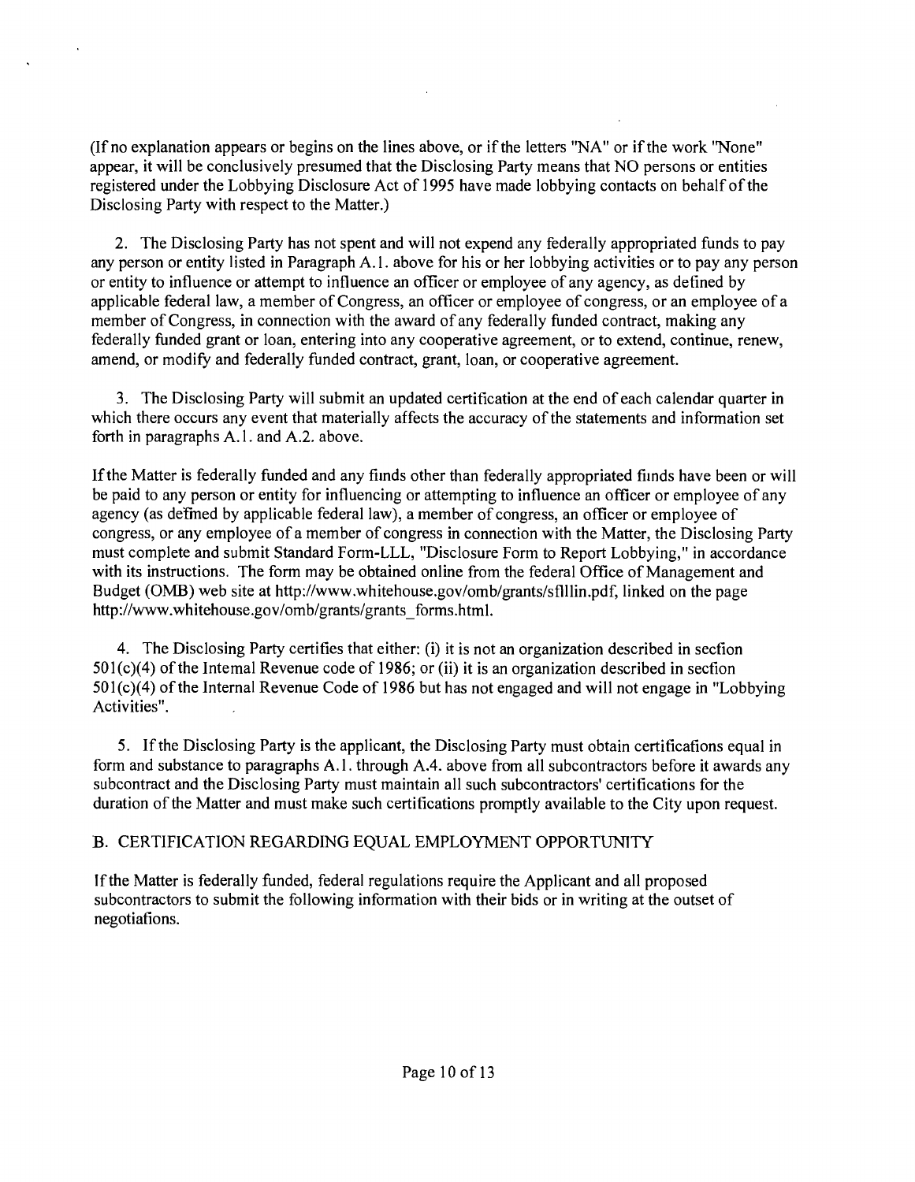(If no explanation appears or begins on the lines above, or if the letters "NA" or if the work "None" appear, it will be conclusively presumed that the Disclosing Party means that NO persons or entities registered under the Lobbying Disclosure Act of 1995 have made lobbying contacts on behalf of the Disclosing Party with respect to the Matter.)

2. The Disclosing Party has not spent and will not expend any federally appropriated funds to pay any person or entity listed in Paragraph A.1. above for his or her lobbying activities or to pay any person or entity to influence or attempt to influence an officer or employee of any agency, as defined by applicable federal law, a member of Congress, an officer or employee of congress, or an employee of a member of Congress, in connection with the award of any federally funded contract, making any federally funded grant or loan, entering into any cooperative agreement, or to extend, continue, renew, amend, or modify and federally funded contract, grant, loan, or cooperative agreement.

3. The Disclosing Party will submit an updated certification at the end of each calendar quarter in which there occurs any event that materially affects the accuracy of the statements and information set forth in paragraphs A.1. and A.2. above.

If the Matter is federally funded and any finds other than federally appropriated finds have been or will be paid to any person or entity for influencing or attempting to influence an officer or employee of any agency (as defined by applicable federal law), a member of congress, an officer or employee of congress, or any employee of a member of congress in connection with the Matter, the Disclosing Party must complete and submit Standard Form-LLL, "Disclosure Form to Report Lobbying," in accordance with its instructions. The form may be obtained online from the federal Office of Management and Budget (OMB) web site at http://www.whitehouse.gov/omb/grants/sflllin.pdf, linked on the page http://www.whitehouse.gov/omb/grants/grants_forms.html.

4. The Disclosing Party certifies that either: (i) it is not an organization described in secfion 501(c)(4) of the Intemal Revenue code of 1986; or (ii) it is an organization described in secfion 501(c)(4) of the Internal Revenue Code of 1986 but has not engaged and will not engage in "Lobbying Activities".

5. If the Disclosing Party is the applicant, the Disclosing Party must obtain certificafions equal in form and substance to paragraphs A.1. through A.4. above from all subcontractors before it awards any subcontract and the Disclosing Party must maintain all such subcontractors' certifications for the duration of the Matter and must make such certifications promptly available to the City upon request.

B. CERTIFICATION REGARDING EQUAL EMPLOYMENT OPPORTUNITY

If the Matter is federally funded, federal regulations require the Applicant and all proposed subcontractors to submit the following information with their bids or in writing at the outset of negotiafions.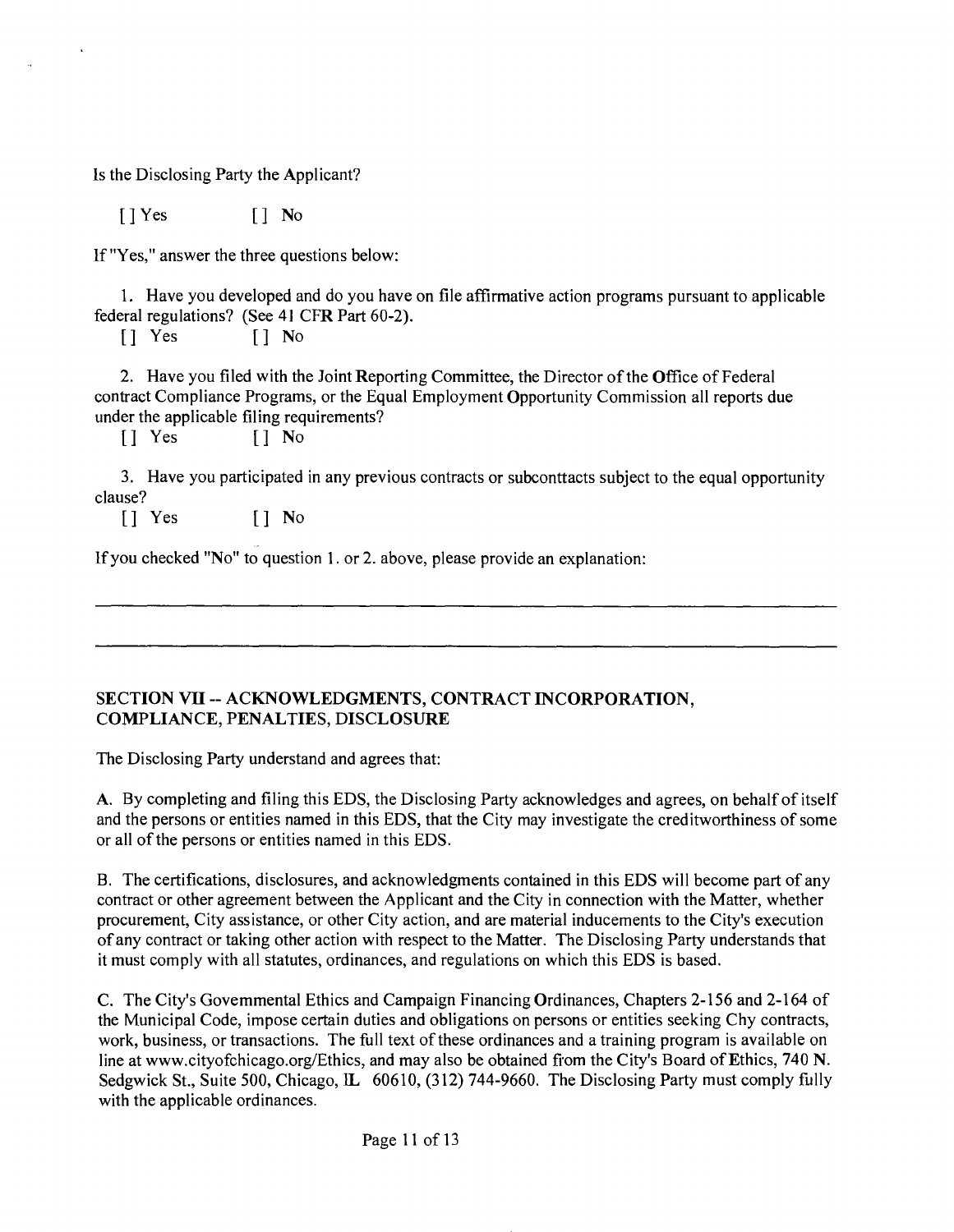Is the Disclosing Party the Applicant?

[ ] Yes [ ] No

If "Yes," answer the three questions below:

1. Have you developed and do you have on file affirmative action programs pursuant to applicable federal regulations? (See 41 CFR Part 60-2).

[ ] Yes [ ] No

2. Have you filed with the Joint Reporting Committee, the Director of the Office of Federal contract Compliance Programs, or the Equal Employment Opportunity Commission all reports due under the applicable filing requirements?

[ ] Yes [ ] No

3. Have you participated in any previous contracts or subconttacts subject to the equal opportunity clause?

[ ] Yes [ ] No

If you checked "No" to question 1. or 2. above, please provide an explanation:

______________________________________________________________________________

______________________________________________________________________________

**SECTION VII -- ACKNOWLEDGMENTS, CONTRACT INCORPORATION, COMPLIANCE, PENALTIES, DISCLOSURE**

The Disclosing Party understand and agrees that:

A. By completing and filing this EDS, the Disclosing Party acknowledges and agrees, on behalf of itself and the persons or entities named in this EDS, that the City may investigate the creditworthiness of some or all of the persons or entities named in this EDS.

B. The certifications, disclosures, and acknowledgments contained in this EDS will become part of any contract or other agreement between the Applicant and the City in connection with the Matter, whether procurement, City assistance, or other City action, and are material inducements to the City's execution of any contract or taking other action with respect to the Matter. The Disclosing Party understands that it must comply with all statutes, ordinances, and regulations on which this EDS is based.

C. The City's Govemmental Ethics and Campaign Financing Ordinances, Chapters 2-156 and 2-164 of the Municipal Code, impose certain duties and obligations on persons or entities seeking Chy contracts, work, business, or transactions. The full text of these ordinances and a training program is available on line at www.cityofchicago.org/Ethics, and may also be obtained from the City's Board of Ethics, 740 N. Sedgwick St., Suite 500, Chicago, IL 60610, (312) 744-9660. The Disclosing Party must comply fully with the applicable ordinances.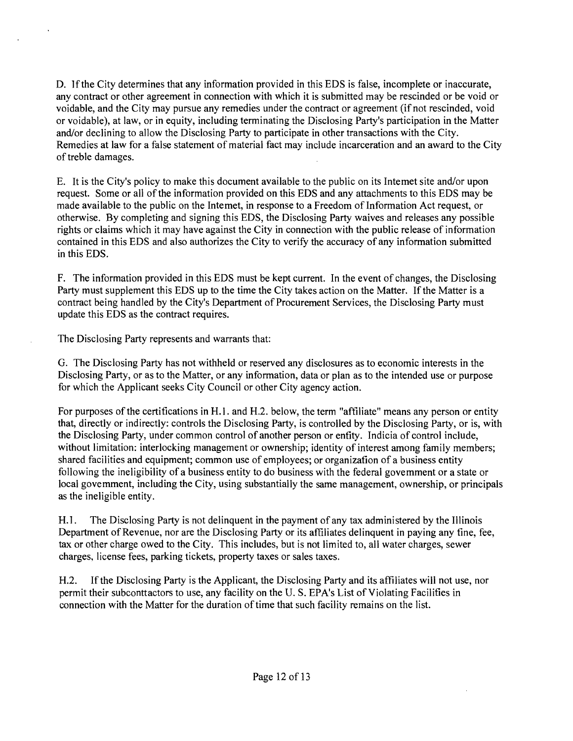D. If the City determines that any information provided in this EDS is false, incomplete or inaccurate, any contract or other agreement in connection with which it is submitted may be rescinded or be void or voidable, and the City may pursue any remedies under the contract or agreement (if not rescinded, void or voidable), at law, or in equity, including terminating the Disclosing Party's participation in the Matter and/or declining to allow the Disclosing Party to participate in other transactions with the City. Remedies at law for a false statement of material fact may include incarceration and an award to the City of treble damages.

E. It is the City's policy to make this document available to the public on its Intemet site and/or upon request. Some or all of the information provided on this EDS and any attachments to this EDS may be made available to the public on the Intemet, in response to a Freedom of Information Act request, or otherwise. By completing and signing this EDS, the Disclosing Party waives and releases any possible rights or claims which it may have against the City in connection with the public release of information contained in this EDS and also authorizes the City to verify the accuracy of any information submitted in this EDS.

F. The information provided in this EDS must be kept current. In the event of changes, the Disclosing Party must supplement this EDS up to the time the City takes action on the Matter. If the Matter is a contract being handled by the City's Department of Procurement Services, the Disclosing Party must update this EDS as the contract requires.

The Disclosing Party represents and warrants that:

G. The Disclosing Party has not withheld or reserved any disclosures as to economic interests in the Disclosing Party, or as to the Matter, or any information, data or plan as to the intended use or purpose for which the Applicant seeks City Council or other City agency action.

For purposes of the certifications in H.1. and H.2. below, the term "affiliate" means any person or entity that, directly or indirectly: controls the Disclosing Party, is controlled by the Disclosing Party, or is, with the Disclosing Party, under common control of another person or entity. Indicia of control include, without limitation: interlocking management or ownership; identity of interest among family members; shared facilities and equipment; common use of employees; or organization of a business entity following the ineligibility of a business entity to do business with the federal govemment or a state or local govemment, including the City, using substantially the same management, ownership, or principals as the ineligible entity.

H.1. The Disclosing Party is not delinquent in the payment of any tax administered by the Illinois Department of Revenue, nor are the Disclosing Party or its affiliates delinquent in paying any fine, fee, tax or other charge owed to the City. This includes, but is not limited to, all water charges, sewer charges, license fees, parking tickets, property taxes or sales taxes.

H.2. If the Disclosing Party is the Applicant, the Disclosing Party and its affiliates will not use, nor permit their subconttactors to use, any facility on the U. S. EPA's List of Violating Facilifies in connection with the Matter for the duration of time that such facility remains on the list.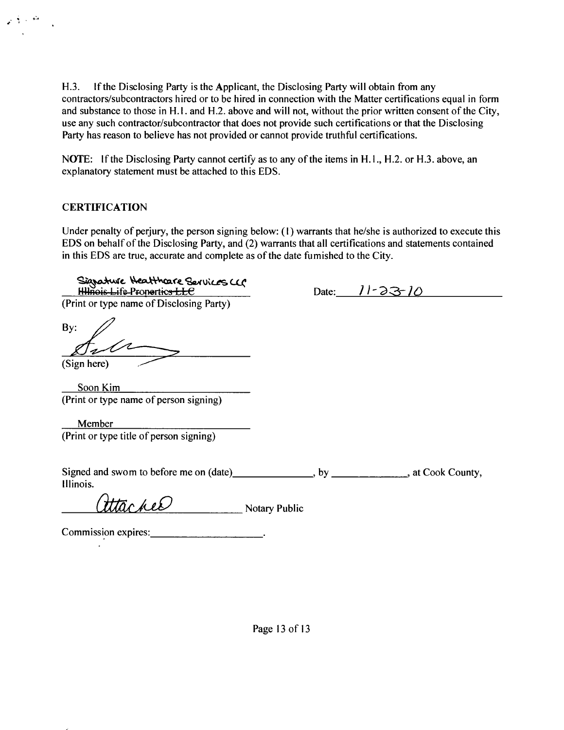H.3. If the Disclosing Party is the Applicant, the Disclosing Party will obtain from any contractors/subcontractors hired or to be hired in connection with the Matter certifications equal in form and substance to those in H.1. and H.2. above and will not, without the prior written consent of the City, use any such contractor/subcontractor that does not provide such certifications or that the Disclosing Party has reason to believe has not provided or cannot provide truthful certifications.

NOTE: If the Disclosing Party cannot certify as to any of the items in H.1., H.2. or H.3. above, an explanatory statement must be attached to this EDS.

## CERTIFICATION

Under penalty of perjury, the person signing below: (1) warrants that he/she is authorized to execute this EDS on behalf of the Disclosing Party, and (2) warrants that all certifications and statements contained in this EDS are true, accurate and complete as of the date furnished to the City.

Signature Healthcare Services LLC
~~Illinois Life Properties LLC~~
(Print or type name of Disclosing Party)

Date: 11-23-10

By: [signature]
(Sign here)

Soon Kim
(Print or type name of person signing)

Member
(Print or type title of person signing)

Signed and sworn to before me on (date)\_\_\_\_\_\_\_\_\_\_\_\_\_\_, by \_\_\_\_\_\_\_\_\_\_\_\_\_, at Cook County, Illinois.

Attached Notary Public

Commission expires:\_\_\_\_\_\_\_\_\_\_\_\_\_\_\_\_\_\_\_\_.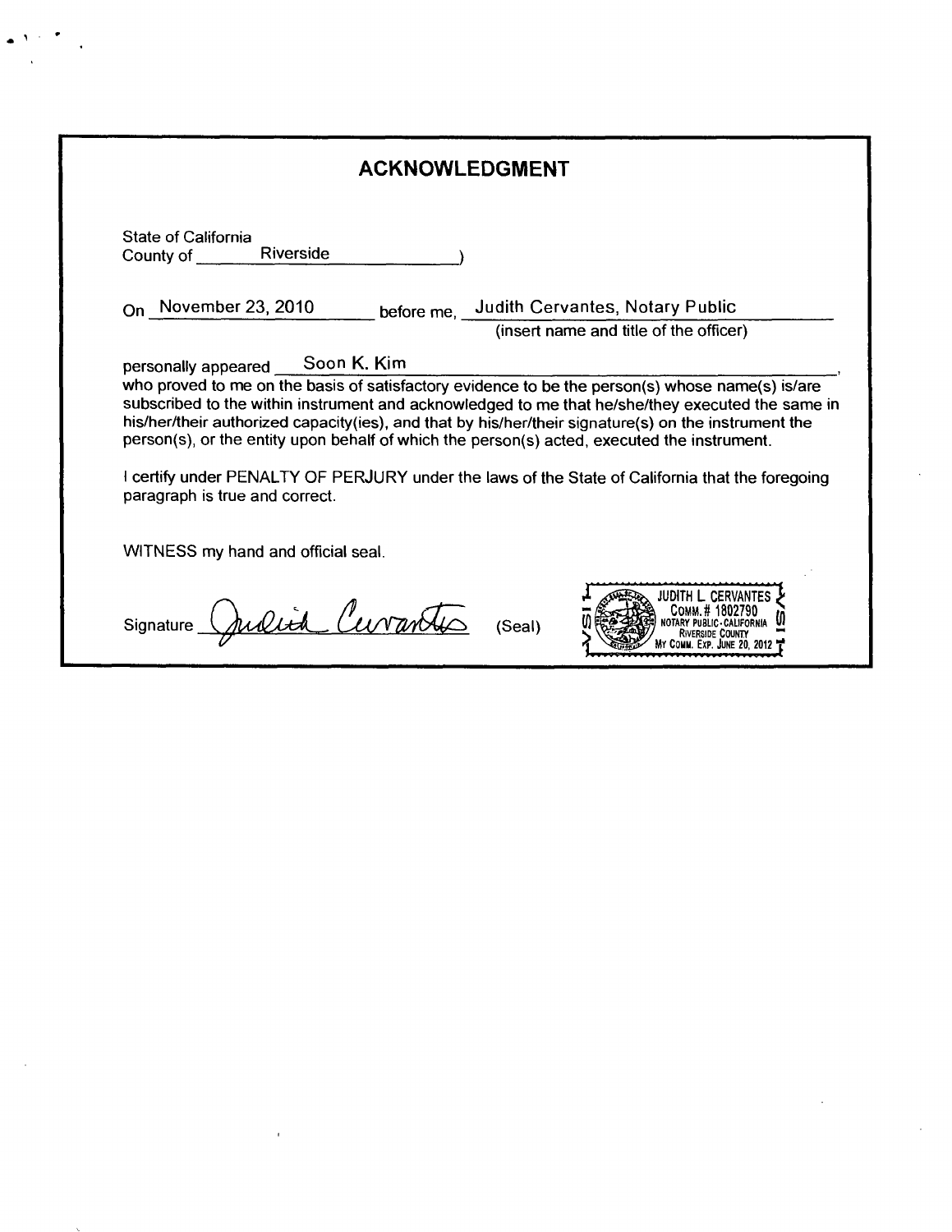## ACKNOWLEDGMENT

State of California
County of Riverside )

On November 23, 2010 before me, Judith Cervantes, Notary Public
(insert name and title of the officer)

personally appeared Soon K. Kim,
who proved to me on the basis of satisfactory evidence to be the person(s) whose name(s) is/are subscribed to the within instrument and acknowledged to me that he/she/they executed the same in his/her/their authorized capacity(ies), and that by his/her/their signature(s) on the instrument the person(s), or the entity upon behalf of which the person(s) acted, executed the instrument.

I certify under PENALTY OF PERJURY under the laws of the State of California that the foregoing paragraph is true and correct.

WITNESS my hand and official seal.

Signature *Judith Cervantes* (Seal)

JUDITH L. CERVANTES
COMM.# 1802790
NOTARY PUBLIC-CALIFORNIA
RIVERSIDE COUNTY
MY COMM. EXP. JUNE 20, 2012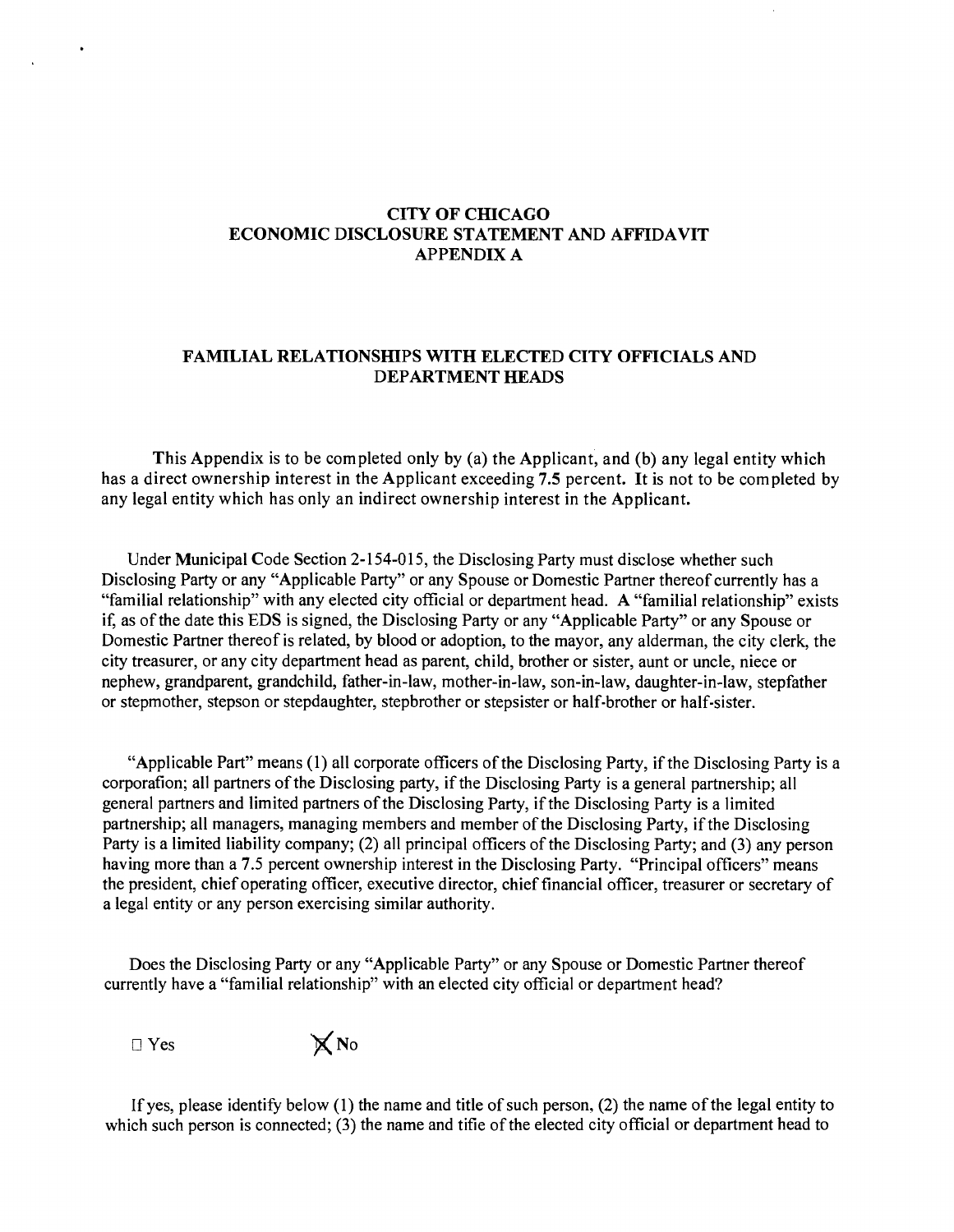# CITY OF CHICAGO
# ECONOMIC DISCLOSURE STATEMENT AND AFFIDAVIT
# APPENDIX A

## FAMILIAL RELATIONSHIPS WITH ELECTED CITY OFFICIALS AND DEPARTMENT HEADS

This Appendix is to be completed only by (a) the Applicant, and (b) any legal entity which has a direct ownership interest in the Applicant exceeding 7.5 percent. It is not to be completed by any legal entity which has only an indirect ownership interest in the Applicant.

Under Municipal Code Section 2-154-015, the Disclosing Party must disclose whether such Disclosing Party or any "Applicable Party" or any Spouse or Domestic Partner thereof currently has a "familial relationship" with any elected city official or department head. A "familial relationship" exists if, as of the date this EDS is signed, the Disclosing Party or any "Applicable Party" or any Spouse or Domestic Partner thereof is related, by blood or adoption, to the mayor, any alderman, the city clerk, the city treasurer, or any city department head as parent, child, brother or sister, aunt or uncle, niece or nephew, grandparent, grandchild, father-in-law, mother-in-law, son-in-law, daughter-in-law, stepfather or stepmother, stepson or stepdaughter, stepbrother or stepsister or half-brother or half-sister.

"Applicable Part" means (1) all corporate officers of the Disclosing Party, if the Disclosing Party is a corporation; all partners of the Disclosing party, if the Disclosing Party is a general partnership; all general partners and limited partners of the Disclosing Party, if the Disclosing Party is a limited partnership; all managers, managing members and member of the Disclosing Party, if the Disclosing Party is a limited liability company; (2) all principal officers of the Disclosing Party; and (3) any person having more than a 7.5 percent ownership interest in the Disclosing Party. "Principal officers" means the president, chief operating officer, executive director, chief financial officer, treasurer or secretary of a legal entity or any person exercising similar authority.

Does the Disclosing Party or any "Applicable Party" or any Spouse or Domestic Partner thereof currently have a "familial relationship" with an elected city official or department head?

☐ Yes ☒ No

If yes, please identify below (1) the name and title of such person, (2) the name of the legal entity to which such person is connected; (3) the name and titie of the elected city official or department head to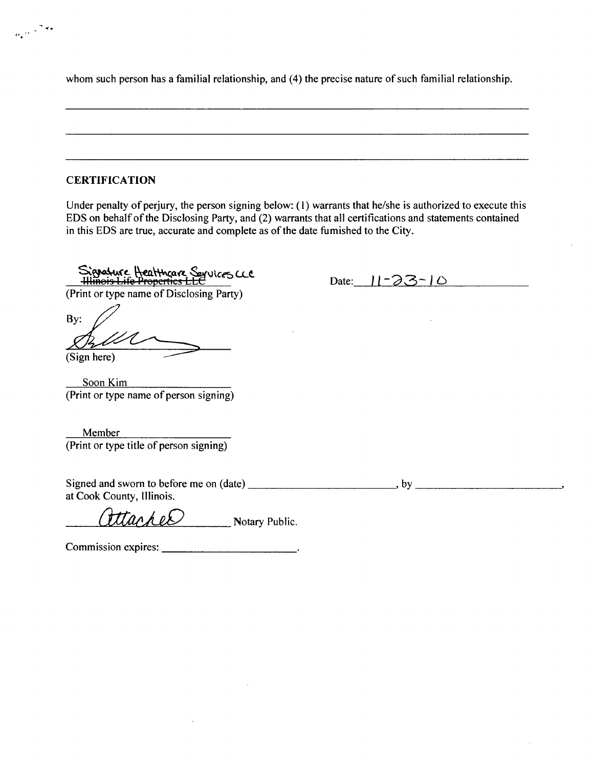whom such person has a familial relationship, and (4) the precise nature of such familial relationship.

______________________________________________________________________________

______________________________________________________________________________

______________________________________________________________________________

**CERTIFICATION**

Under penalty of perjury, the person signing below: (1) warrants that he/she is authorized to execute this EDS on behalf of the Disclosing Party, and (2) warrants that all certifications and statements contained in this EDS are true, accurate and complete as of the date furnished to the City.

Signature Healthcare Services LLC ~~Illinois Life Properties LLC~~
(Print or type name of Disclosing Party)

Date: 11-23-10

By: ______________________
(Sign here)

Soon Kim
(Print or type name of person signing)

Member
(Print or type title of person signing)

Signed and sworn to before me on (date) ______________________, by ______________________, at Cook County, Illinois.

Attached Notary Public.

Commission expires: ______________________.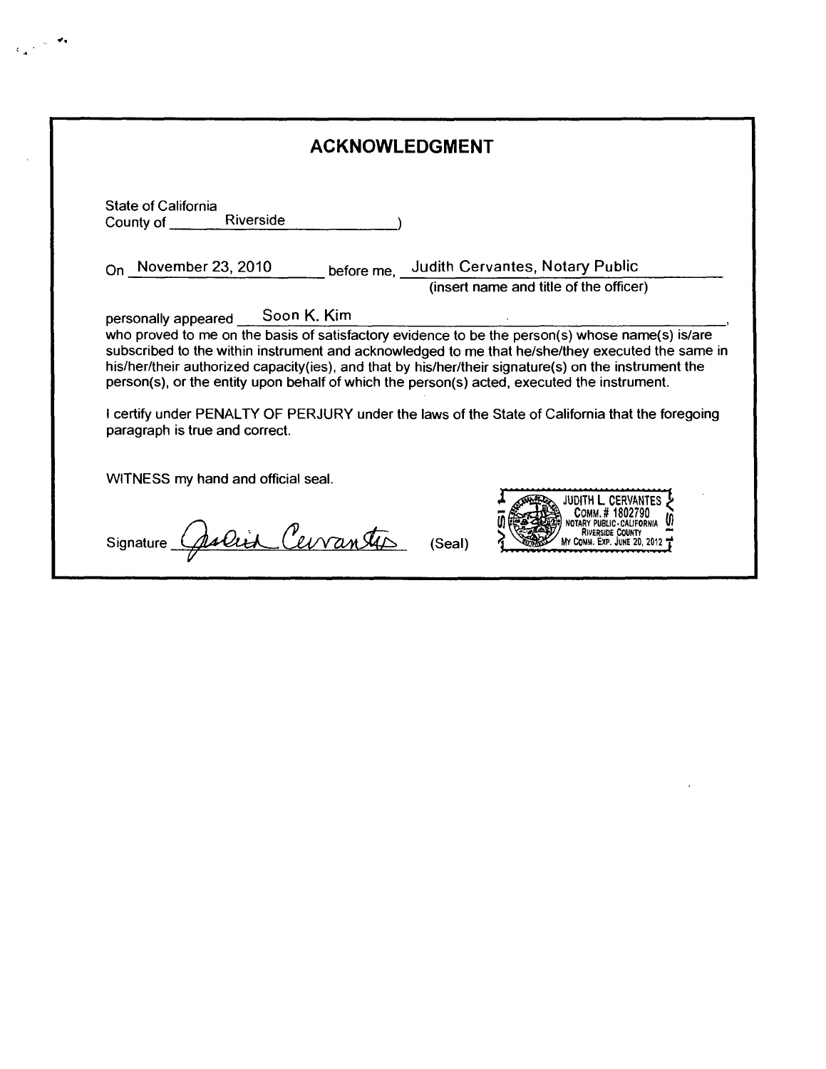## ACKNOWLEDGMENT

State of California
County of Riverside )

On November 23, 2010 before me, Judith Cervantes, Notary Public
(insert name and title of the officer)

personally appeared Soon K. Kim,
who proved to me on the basis of satisfactory evidence to be the person(s) whose name(s) is/are subscribed to the within instrument and acknowledged to me that he/she/they executed the same in his/her/their authorized capacity(ies), and that by his/her/their signature(s) on the instrument the person(s), or the entity upon behalf of which the person(s) acted, executed the instrument.

I certify under PENALTY OF PERJURY under the laws of the State of California that the foregoing paragraph is true and correct.

WITNESS my hand and official seal.

Signature *Judith Cervantes* (Seal)

JUDITH L. CERVANTES
COMM. # 1802790
NOTARY PUBLIC-CALIFORNIA
RIVERSIDE COUNTY
MY COMM. EXP. JUNE 20, 2012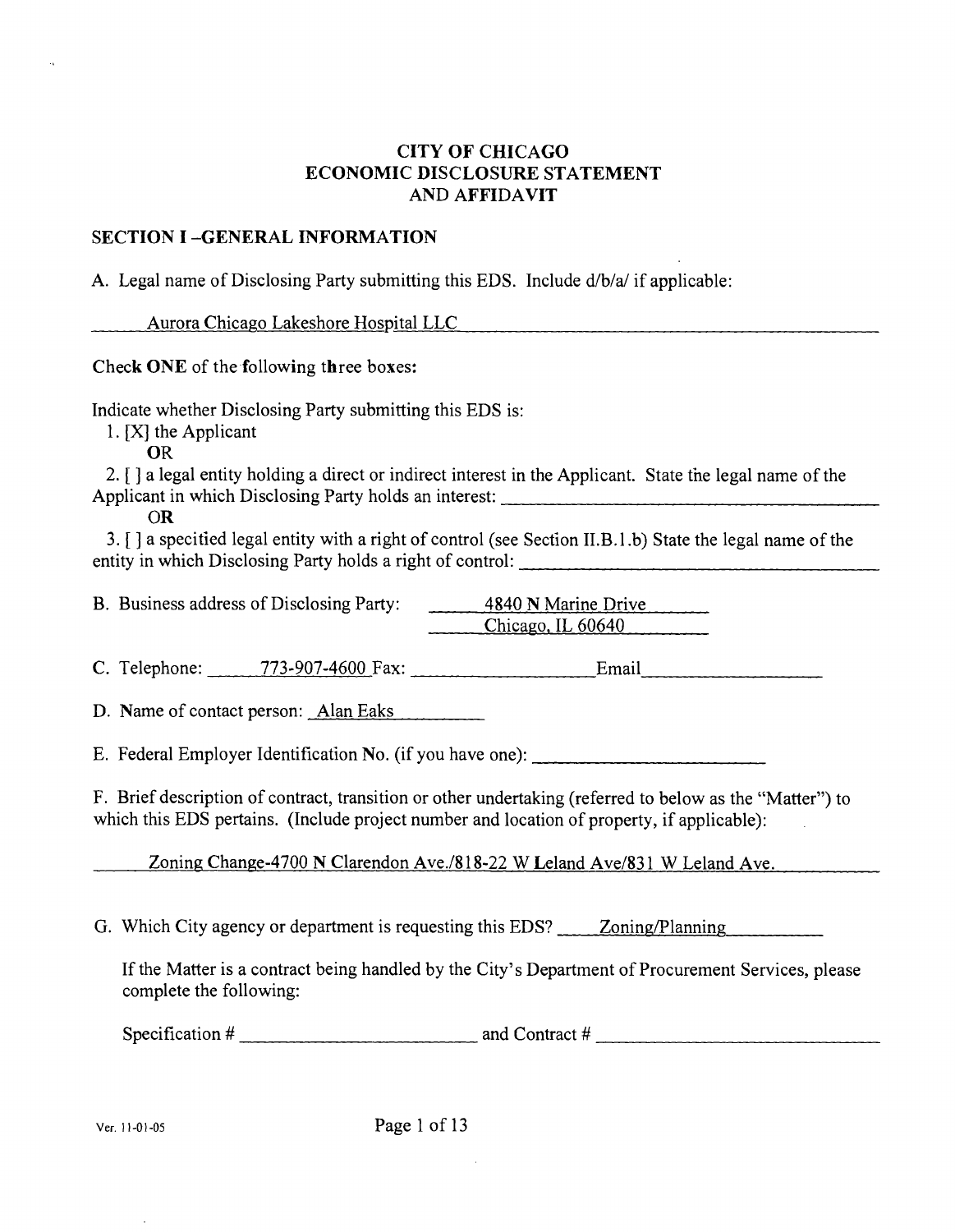# CITY OF CHICAGO
# ECONOMIC DISCLOSURE STATEMENT
# AND AFFIDAVIT

## SECTION I –GENERAL INFORMATION

A. Legal name of Disclosing Party submitting this EDS. Include d/b/a/ if applicable:

Aurora Chicago Lakeshore Hospital LLC

**Check ONE** of the following three boxes:

Indicate whether Disclosing Party submitting this EDS is:

1. [X] the Applicant

   **OR**

2. [ ] a legal entity holding a direct or indirect interest in the Applicant. State the legal name of the Applicant in which Disclosing Party holds an interest: ____________

   **OR**

3. [ ] a specified legal entity with a right of control (see Section II.B.1.b) State the legal name of the entity in which Disclosing Party holds a right of control: ____________

B. Business address of Disclosing Party: 4840 N Marine Drive
Chicago, IL 60640

C. Telephone: 773-907-4600 Fax: ____________ Email ____________

D. Name of contact person: Alan Eaks

E. Federal Employer Identification No. (if you have one): ____________

F. Brief description of contract, transition or other undertaking (referred to below as the "Matter") to which this EDS pertains. (Include project number and location of property, if applicable):

Zoning Change-4700 N Clarendon Ave./818-22 W Leland Ave/831 W Leland Ave.

G. Which City agency or department is requesting this EDS? Zoning/Planning

If the Matter is a contract being handled by the City's Department of Procurement Services, please complete the following:

Specification # ____________ and Contract # ____________

Ver. 11-01-05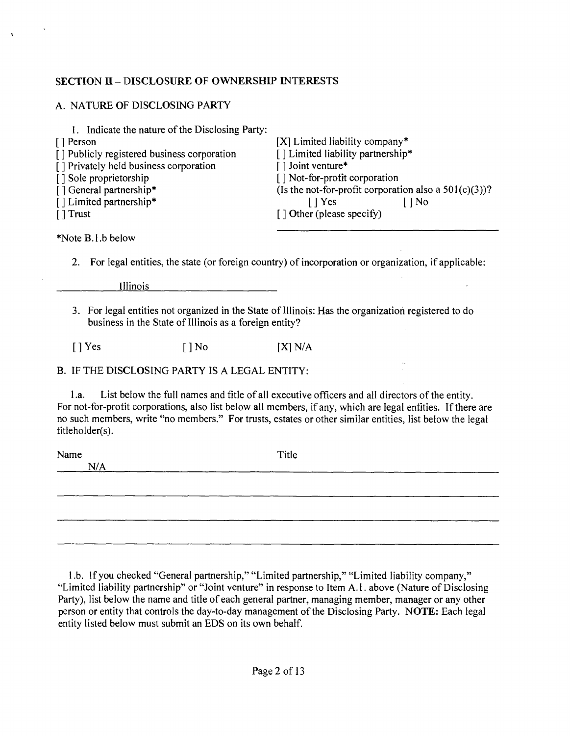## SECTION II – DISCLOSURE OF OWNERSHIP INTERESTS

### A. NATURE OF DISCLOSING PARTY

1. Indicate the nature of the Disclosing Party:

[ ] Person
[ ] Publicly registered business corporation
[ ] Privately held business corporation
[ ] Sole proprietorship
[ ] General partnership*
[ ] Limited partnership*
[ ] Trust
[X] Limited liability company*
[ ] Limited liability partnership*
[ ] Joint venture*
[ ] Not-for-profit corporation
(Is the not-for-profit corporation also a 501(c)(3))?
[ ] Yes [ ] No
[ ] Other (please specify)

*Note B.1.b below

2. For legal entities, the state (or foreign country) of incorporation or organization, if applicable:

Illinois

3. For legal entities not organized in the State of Illinois: Has the organization registered to do business in the State of Illinois as a foreign entity?

[ ] Yes [ ] No [X] N/A

### B. IF THE DISCLOSING PARTY IS A LEGAL ENTITY:

1.a. List below the full names and title of all executive officers and all directors of the entity. For not-for-profit corporations, also list below all members, if any, which are legal entities. If there are no such members, write "no members." For trusts, estates or other similar entities, list below the legal titleholder(s).

| Name | Title |
|---|---|
| N/A | |

1.b. If you checked "General partnership," "Limited partnership," "Limited liability company," "Limited liability partnership" or "Joint venture" in response to Item A.1. above (Nature of Disclosing Party), list below the name and title of each general partner, managing member, manager or any other person or entity that controls the day-to-day management of the Disclosing Party. **NOTE:** Each legal entity listed below must submit an EDS on its own behalf.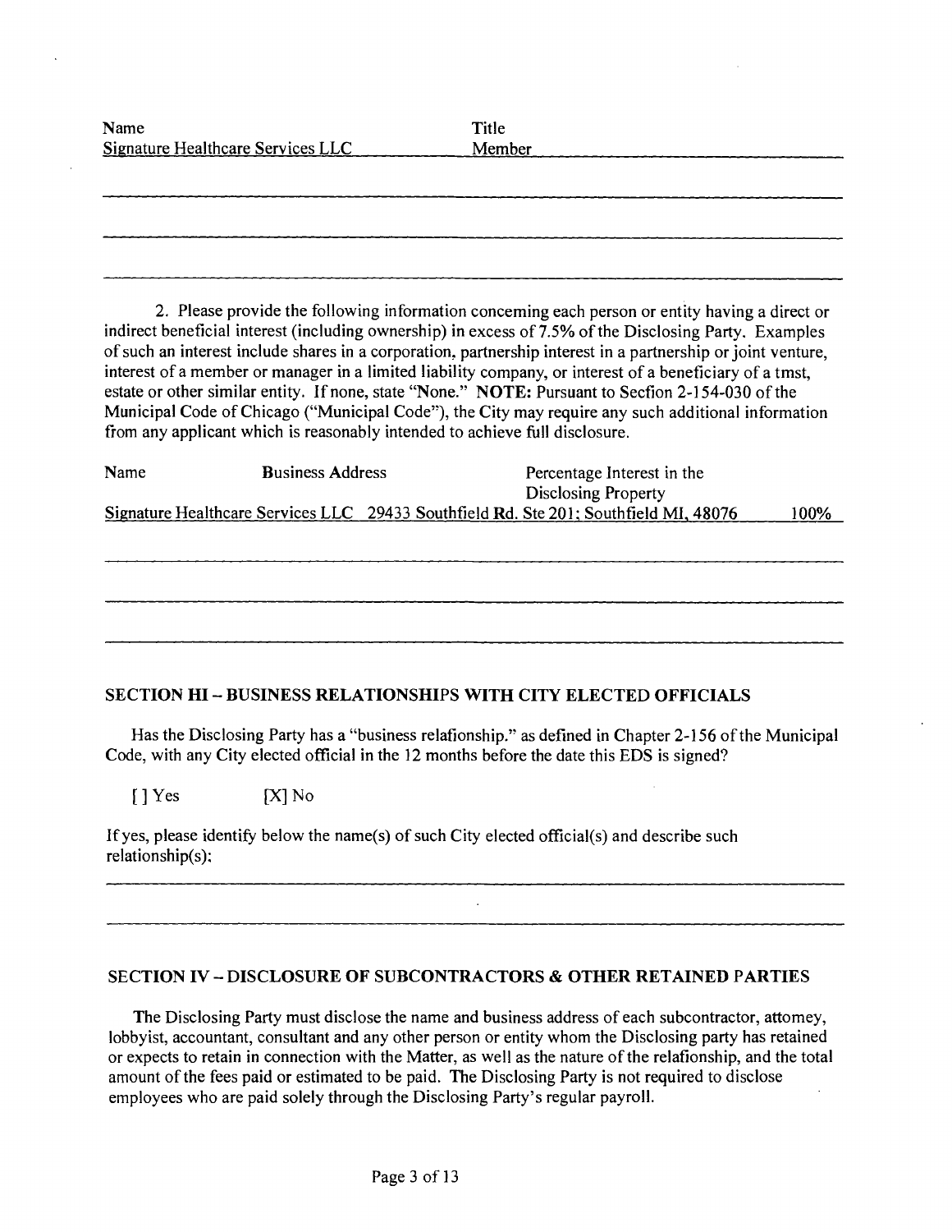| Name | Title |
|---|---|
| Signature Healthcare Services LLC | Member |

2. Please provide the following information concerning each person or entity having a direct or indirect beneficial interest (including ownership) in excess of 7.5% of the Disclosing Party. Examples of such an interest include shares in a corporation, partnership interest in a partnership or joint venture, interest of a member or manager in a limited liability company, or interest of a beneficiary of a tmst, estate or other similar entity. If none, state "None." **NOTE:** Pursuant to Secfion 2-154-030 of the Municipal Code of Chicago ("Municipal Code"), the City may require any such additional information from any applicant which is reasonably intended to achieve full disclosure.

| Name | Business Address | Percentage Interest in the Disclosing Property |
|---|---|---|
| Signature Healthcare Services LLC | 29433 Southfield Rd. Ste 201; Southfield MI, 48076 | 100% |

## SECTION III – BUSINESS RELATIONSHIPS WITH CITY ELECTED OFFICIALS

Has the Disclosing Party has a "business relafionship." as defined in Chapter 2-156 of the Municipal Code, with any City elected official in the 12 months before the date this EDS is signed?

[ ] Yes [X] No

If yes, please identify below the name(s) of such City elected official(s) and describe such relationship(s):

## SECTION IV – DISCLOSURE OF SUBCONTRACTORS & OTHER RETAINED PARTIES

The Disclosing Party must disclose the name and business address of each subcontractor, attomey, lobbyist, accountant, consultant and any other person or entity whom the Disclosing party has retained or expects to retain in connection with the Matter, as well as the nature of the relafionship, and the total amount of the fees paid or estimated to be paid. The Disclosing Party is not required to disclose employees who are paid solely through the Disclosing Party's regular payroll.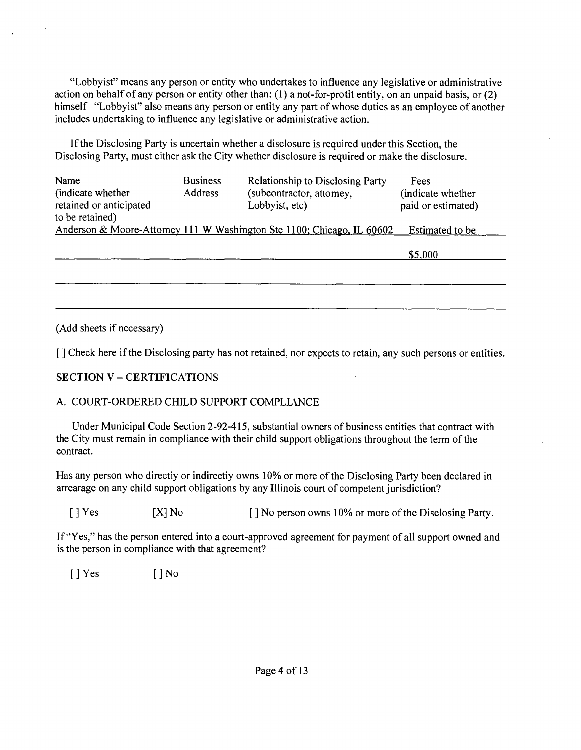"Lobbyist" means any person or entity who undertakes to influence any legislative or administrative action on behalf of any person or entity other than: (1) a not-for-protit entity, on an unpaid basis, or (2) himself "Lobbyist" also means any person or entity any part of whose duties as an employee of another includes undertaking to influence any legislative or administrative action.

If the Disclosing Party is uncertain whether a disclosure is required under this Section, the Disclosing Party, must either ask the City whether disclosure is required or make the disclosure.

| Name (indicate whether retained or anticipated to be retained) | Business Address | Relationship to Disclosing Party (subcontractor, attomey, Lobbyist, etc) | Fees (indicate whether paid or estimated) |
|---|---|---|---|
| Anderson & Moore-Attomey | 111 W Washington Ste 1100; Chicago, IL 60602 | | Estimated to be $5,000 |
| | | | |
| | | | |

(Add sheets if necessary)

[ ] Check here if the Disclosing party has not retained, nor expects to retain, any such persons or entities.

## SECTION V – CERTIFICATIONS

### A. COURT-ORDERED CHILD SUPPORT COMPLLANCE

Under Municipal Code Section 2-92-415, substantial owners of business entities that contract with the City must remain in compliance with their child support obligations throughout the term of the contract.

Has any person who directiy or indirectiy owns 10% or more of the Disclosing Party been declared in arrearage on any child support obligations by any Illinois court of competent jurisdiction?

[ ] Yes [X] No [ ] No person owns 10% or more of the Disclosing Party.

If "Yes," has the person entered into a court-approved agreement for payment of all support owned and is the person in compliance with that agreement?

[ ] Yes [ ] No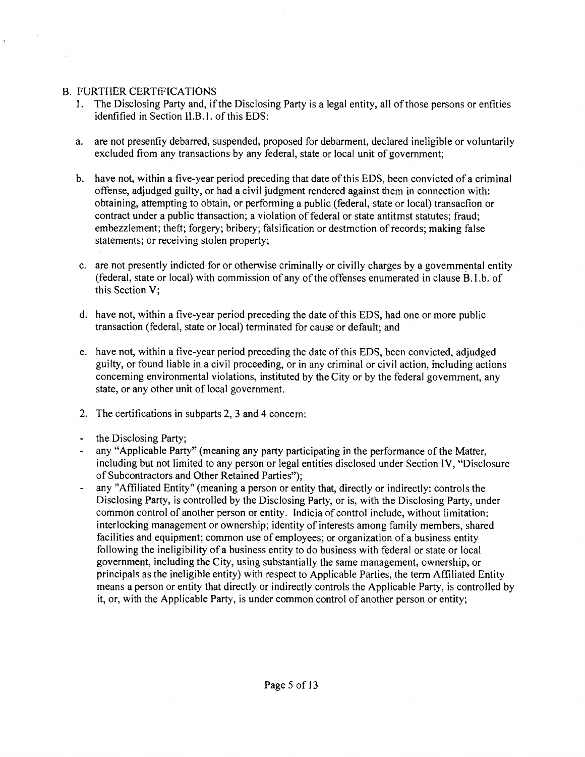B. FURTHER CERTfFICATIONS

1. The Disclosing Party and, if the Disclosing Party is a legal entity, all of those persons or enfities idenfified in Section Il.B.1. of this EDS:

   a. are not presenfiy debarred, suspended, proposed for debarment, declared ineligible or voluntarily excluded from any transactions by any federal, state or local unit of government;

   b. have not, within a five-year period preceding that date of this EDS, been convicted of a criminal offense, adjudged guilty, or had a civil judgment rendered against them in connection with: obtaining, attempting to obtain, or performing a public (federal, state or local) transacfion or contract under a public ttansaction; a violation of federal or state antitmst statutes; fraud; embezzlement; theft; forgery; bribery; falsification or destmction of records; making false statements; or receiving stolen property;

   c. are not presently indicted for or otherwise criminally or civilly charges by a govemmental entity (federal, state or local) with commission of any of the offenses enumerated in clause B.1.b. of this Section V;

   d. have not, within a five-year period preceding the date of this EDS, had one or more public transaction (federal, state or local) terminated for cause or default; and

   e. have not, within a five-year period preceding the date of this EDS, been convicted, adjudged guilty, or found liable in a civil proceeding, or in any criminal or civil action, including actions conceming environmental violations, instituted by the City or by the federal govemment, any state, or any other unit of local government.

2. The certifications in subparts 2, 3 and 4 concem:

- the Disclosing Party;
- any "Applicable Party" (meaning any party participating in the performance of the Matter, including but not limited to any person or legal entities disclosed under Section IV, "Disclosure of Subcontractors and Other Retained Parties");
- any "Affiliated Entity" (meaning a person or entity that, directly or indirectly: controls the Disclosing Party, is controlled by the Disclosing Party, or is, with the Disclosing Party, under common control of another person or entity. Indicia of conttol include, without limitation: interlocking management or ownership; identity of interests among family members, shared facilities and equipment; common use of employees; or organization of a business entity following the ineligibility of a business entity to do business with federal or state or local government, including the City, using substantially the same management, ownership, or principals as the ineligible entity) with respect to Applicable Parties, the term Affiliated Entity means a person or entity that directly or indirectly controls the Applicable Party, is controlled by it, or, with the Applicable Party, is under common control of another person or entity;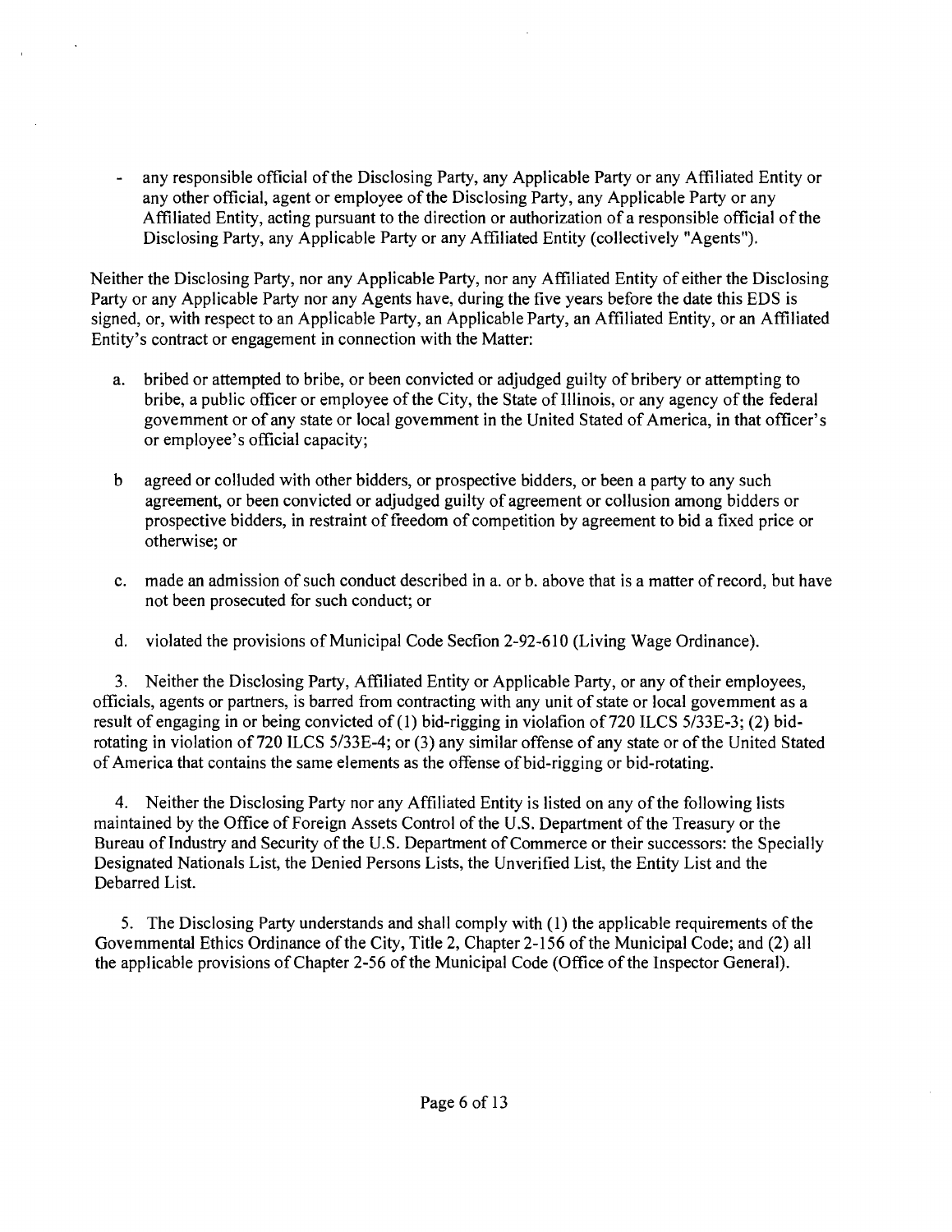- any responsible official of the Disclosing Party, any Applicable Party or any Affiliated Entity or any other official, agent or employee of the Disclosing Party, any Applicable Party or any Affiliated Entity, acting pursuant to the direction or authorization of a responsible official of the Disclosing Party, any Applicable Party or any Affiliated Entity (collectively "Agents").

Neither the Disclosing Party, nor any Applicable Party, nor any Affiliated Entity of either the Disclosing Party or any Applicable Party nor any Agents have, during the five years before the date this EDS is signed, or, with respect to an Applicable Party, an Applicable Party, an Affiliated Entity, or an Affiliated Entity's contract or engagement in connection with the Matter:

a. bribed or attempted to bribe, or been convicted or adjudged guilty of bribery or attempting to bribe, a public officer or employee of the City, the State of Illinois, or any agency of the federal govemment or of any state or local govemment in the United Stated of America, in that officer's or employee's official capacity;

b agreed or colluded with other bidders, or prospective bidders, or been a party to any such agreement, or been convicted or adjudged guilty of agreement or collusion among bidders or prospective bidders, in restraint of freedom of competition by agreement to bid a fixed price or otherwise; or

c. made an admission of such conduct described in a. or b. above that is a matter of record, but have not been prosecuted for such conduct; or

d. violated the provisions of Municipal Code Secfion 2-92-610 (Living Wage Ordinance).

3. Neither the Disclosing Party, Affiliated Entity or Applicable Party, or any of their employees, officials, agents or partners, is barred from contracting with any unit of state or local govemment as a result of engaging in or being convicted of (1) bid-rigging in violafion of 720 ILCS 5/33E-3; (2) bid-rotating in violation of 720 ILCS 5/33E-4; or (3) any similar offense of any state or of the United Stated of America that contains the same elements as the offense of bid-rigging or bid-rotating.

4. Neither the Disclosing Party nor any Affiliated Entity is listed on any of the following lists maintained by the Office of Foreign Assets Control of the U.S. Department of the Treasury or the Bureau of Industry and Security of the U.S. Department of Commerce or their successors: the Specially Designated Nationals List, the Denied Persons Lists, the Unverified List, the Entity List and the Debarred List.

5. The Disclosing Party understands and shall comply with (1) the applicable requirements of the Govemmental Ethics Ordinance of the City, Title 2, Chapter 2-156 of the Municipal Code; and (2) all the applicable provisions of Chapter 2-56 of the Municipal Code (Office of the Inspector General).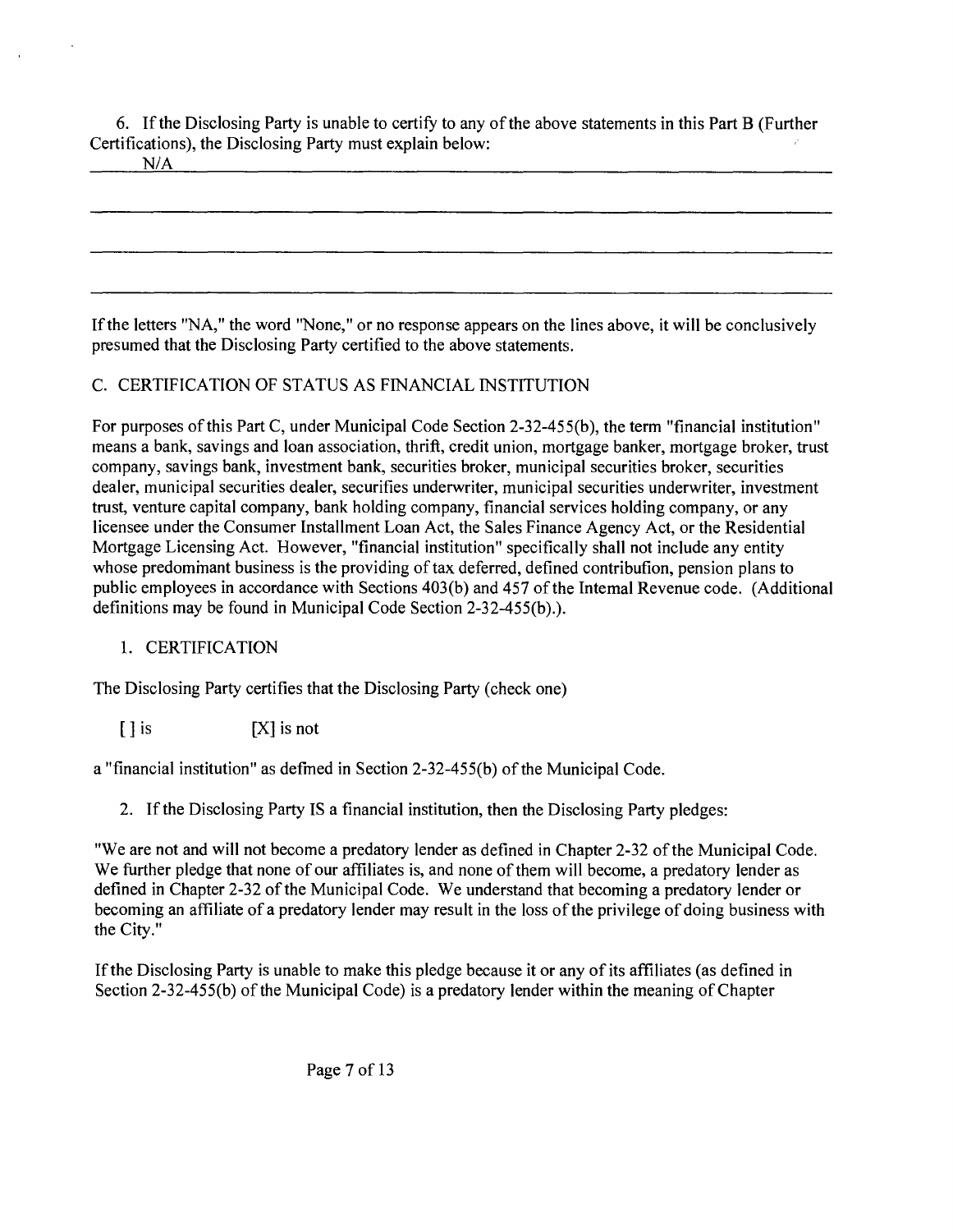6. If the Disclosing Party is unable to certify to any of the above statements in this Part B (Further Certifications), the Disclosing Party must explain below:

N/A

If the letters "NA," the word "None," or no response appears on the lines above, it will be conclusively presumed that the Disclosing Party certified to the above statements.

C. CERTIFICATION OF STATUS AS FINANCIAL INSTITUTION

For purposes of this Part C, under Municipal Code Section 2-32-455(b), the term "financial institution" means a bank, savings and loan association, thrift, credit union, mortgage banker, mortgage broker, trust company, savings bank, investment bank, securities broker, municipal securities broker, securities dealer, municipal securities dealer, securifies underwriter, municipal securities underwriter, investment trust, venture capital company, bank holding company, financial services holding company, or any licensee under the Consumer Installment Loan Act, the Sales Finance Agency Act, or the Residential Mortgage Licensing Act. However, "financial institution" specifically shall not include any entity whose predominant business is the providing of tax deferred, defined contribufion, pension plans to public employees in accordance with Sections 403(b) and 457 of the Intemal Revenue code. (Additional definitions may be found in Municipal Code Section 2-32-455(b).).

1. CERTIFICATION

The Disclosing Party certifies that the Disclosing Party (check one)

[ ] is [X] is not

a "financial institution" as defmed in Section 2-32-455(b) of the Municipal Code.

2. If the Disclosing Party IS a financial institution, then the Disclosing Party pledges:

"We are not and will not become a predatory lender as defined in Chapter 2-32 of the Municipal Code. We further pledge that none of our affiliates is, and none of them will become, a predatory lender as defined in Chapter 2-32 of the Municipal Code. We understand that becoming a predatory lender or becoming an affiliate of a predatory lender may result in the loss of the privilege of doing business with the City."

If the Disclosing Party is unable to make this pledge because it or any of its affiliates (as defined in Section 2-32-455(b) of the Municipal Code) is a predatory lender within the meaning of Chapter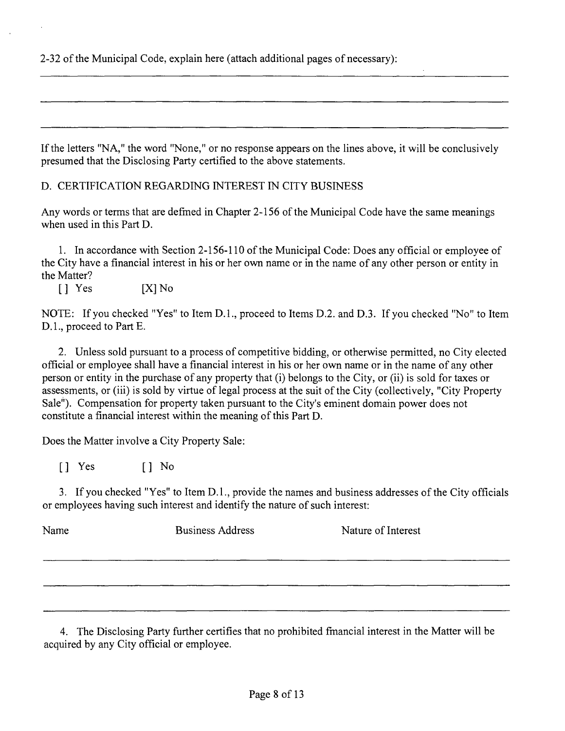2-32 of the Municipal Code, explain here (attach additional pages of necessary):

\_\_\_\_\_\_\_\_\_\_\_\_\_\_\_\_\_\_\_\_\_\_\_\_\_\_\_\_\_\_\_\_\_\_\_\_\_\_\_\_\_\_\_\_\_\_\_\_\_\_\_\_\_\_\_\_\_\_\_\_

\_\_\_\_\_\_\_\_\_\_\_\_\_\_\_\_\_\_\_\_\_\_\_\_\_\_\_\_\_\_\_\_\_\_\_\_\_\_\_\_\_\_\_\_\_\_\_\_\_\_\_\_\_\_\_\_\_\_\_\_

\_\_\_\_\_\_\_\_\_\_\_\_\_\_\_\_\_\_\_\_\_\_\_\_\_\_\_\_\_\_\_\_\_\_\_\_\_\_\_\_\_\_\_\_\_\_\_\_\_\_\_\_\_\_\_\_\_\_\_\_

If the letters "NA," the word "None," or no response appears on the lines above, it will be conclusively presumed that the Disclosing Party certified to the above statements.

D. CERTIFICATION REGARDING INTEREST IN CITY BUSINESS

Any words or terms that are defined in Chapter 2-156 of the Municipal Code have the same meanings when used in this Part D.

1. In accordance with Section 2-156-110 of the Municipal Code: Does any official or employee of the City have a financial interest in his or her own name or in the name of any other person or entity in the Matter?

[ ] Yes [X] No

NOTE: If you checked "Yes" to Item D.1., proceed to Items D.2. and D.3. If you checked "No" to Item D.1., proceed to Part E.

2. Unless sold pursuant to a process of competitive bidding, or otherwise permitted, no City elected official or employee shall have a financial interest in his or her own name or in the name of any other person or entity in the purchase of any property that (i) belongs to the City, or (ii) is sold for taxes or assessments, or (iii) is sold by virtue of legal process at the suit of the City (collectively, "City Property Sale"). Compensation for property taken pursuant to the City's eminent domain power does not constitute a financial interest within the meaning of this Part D.

Does the Matter involve a City Property Sale:

[ ] Yes [ ] No

3. If you checked "Yes" to Item D.1., provide the names and business addresses of the City officials or employees having such interest and identify the nature of such interest:

| Name | Business Address | Nature of Interest |
|---|---|---|
| | | |
| | | |
| | | |

4. The Disclosing Party further certifies that no prohibited financial interest in the Matter will be acquired by any City official or employee.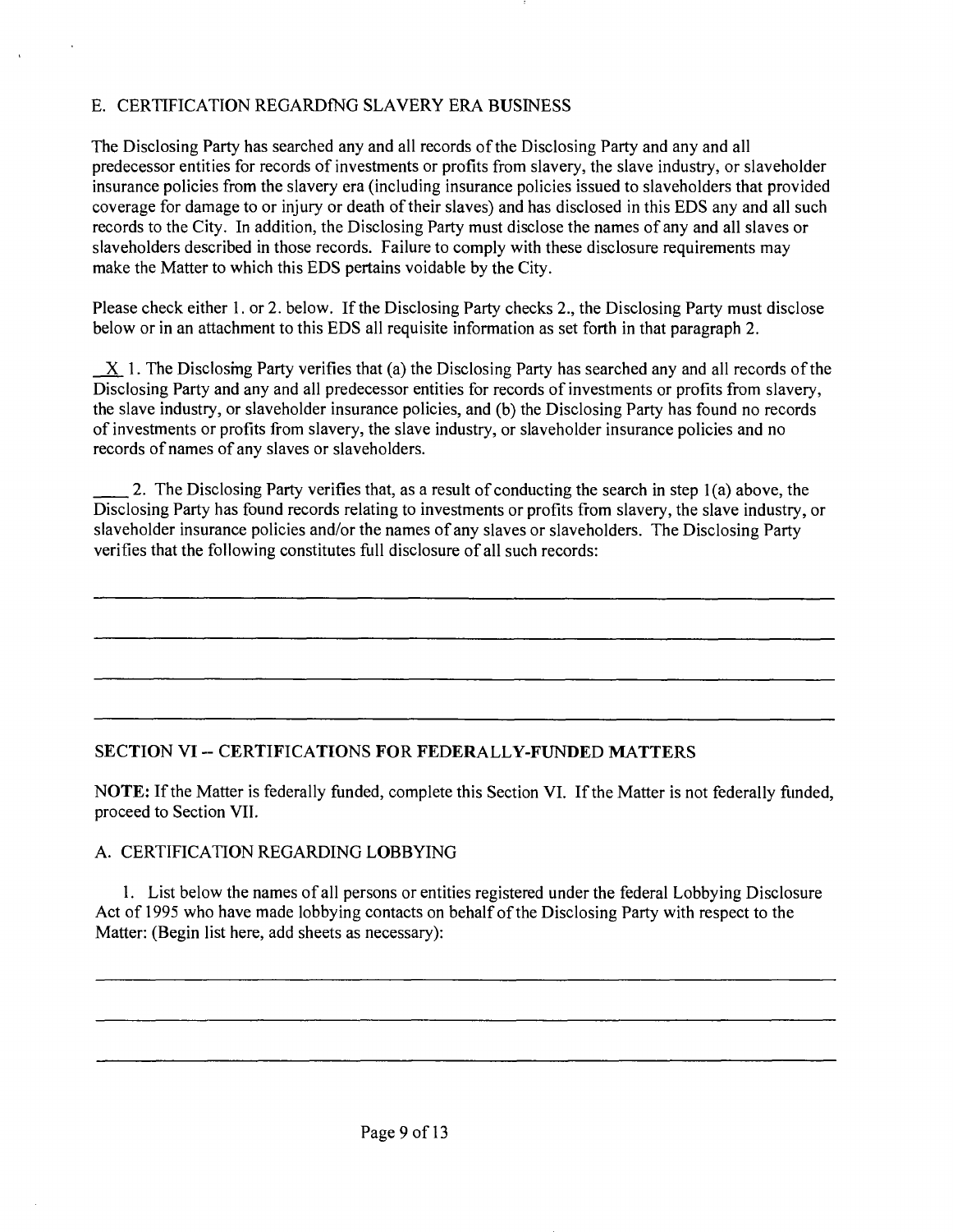## E. CERTIFICATION REGARDfNG SLAVERY ERA BUSINESS

The Disclosing Party has searched any and all records of the Disclosing Party and any and all predecessor entities for records of investments or profits from slavery, the slave industry, or slaveholder insurance policies from the slavery era (including insurance policies issued to slaveholders that provided coverage for damage to or injury or death of their slaves) and has disclosed in this EDS any and all such records to the City. In addition, the Disclosing Party must disclose the names of any and all slaves or slaveholders described in those records. Failure to comply with these disclosure requirements may make the Matter to which this EDS pertains voidable by the City.

Please check either 1. or 2. below. If the Disclosing Party checks 2., the Disclosing Party must disclose below or in an attachment to this EDS all requisite information as set forth in that paragraph 2.

_X_ 1. The Disclosing Party verifies that (a) the Disclosing Party has searched any and all records of the Disclosing Party and any and all predecessor entities for records of investments or profits from slavery, the slave industry, or slaveholder insurance policies, and (b) the Disclosing Party has found no records of investments or profits from slavery, the slave industry, or slaveholder insurance policies and no records of names of any slaves or slaveholders.

____ 2. The Disclosing Party verifies that, as a result of conducting the search in step 1(a) above, the Disclosing Party has found records relating to investments or profits from slavery, the slave industry, or slaveholder insurance policies and/or the names of any slaves or slaveholders. The Disclosing Party verifies that the following constitutes full disclosure of all such records:

______________________________________________________________________________

______________________________________________________________________________

______________________________________________________________________________

______________________________________________________________________________

## SECTION VI -- CERTIFICATIONS FOR FEDERALLY-FUNDED MATTERS

**NOTE:** If the Matter is federally funded, complete this Section VI. If the Matter is not federally funded, proceed to Section VII.

### A. CERTIFICATION REGARDING LOBBYING

1. List below the names of all persons or entities registered under the federal Lobbying Disclosure Act of 1995 who have made lobbying contacts on behalf of the Disclosing Party with respect to the Matter: (Begin list here, add sheets as necessary):

______________________________________________________________________________

______________________________________________________________________________

______________________________________________________________________________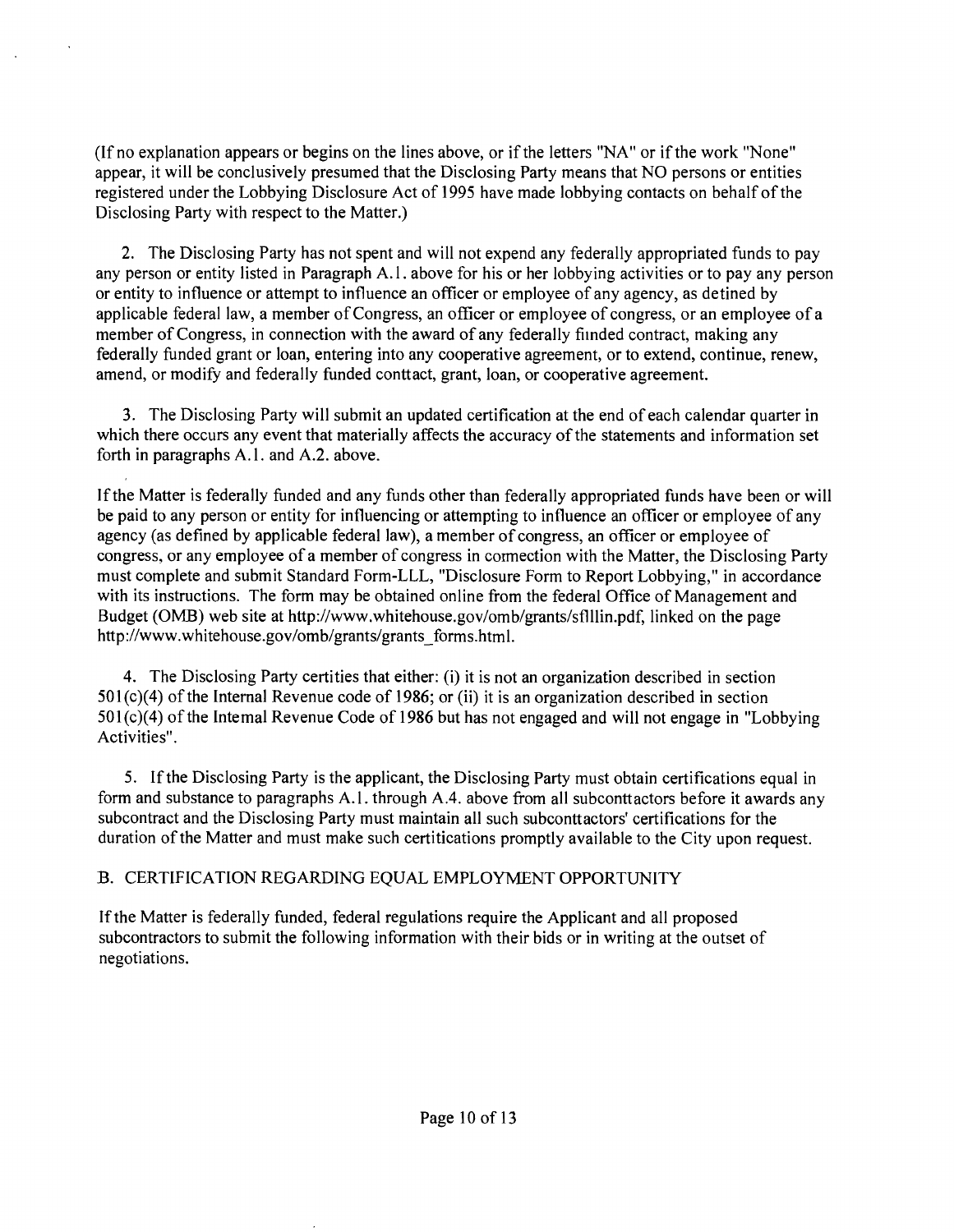(If no explanation appears or begins on the lines above, or if the letters "NA" or if the work "None" appear, it will be conclusively presumed that the Disclosing Party means that NO persons or entities registered under the Lobbying Disclosure Act of 1995 have made lobbying contacts on behalf of the Disclosing Party with respect to the Matter.)

2. The Disclosing Party has not spent and will not expend any federally appropriated funds to pay any person or entity listed in Paragraph A.1. above for his or her lobbying activities or to pay any person or entity to influence or attempt to influence an officer or employee of any agency, as detined by applicable federal law, a member of Congress, an officer or employee of congress, or an employee of a member of Congress, in connection with the award of any federally fiinded contract, making any federally funded grant or loan, entering into any cooperative agreement, or to extend, continue, renew, amend, or modify and federally funded conttact, grant, loan, or cooperative agreement.

3. The Disclosing Party will submit an updated certification at the end of each calendar quarter in which there occurs any event that materially affects the accuracy of the statements and information set forth in paragraphs A.1. and A.2. above.

If the Matter is federally funded and any funds other than federally appropriated funds have been or will be paid to any person or entity for influencing or attempting to influence an officer or employee of any agency (as defined by applicable federal law), a member of congress, an officer or employee of congress, or any employee of a member of congress in cormection with the Matter, the Disclosing Party must complete and submit Standard Form-LLL, "Disclosure Form to Report Lobbying," in accordance with its instructions. The form may be obtained online from the federal Office of Management and Budget (OMB) web site at http://www.whitehouse.gov/omb/grants/sflllin.pdf, linked on the page http://www.whitehouse.gov/omb/grants/grants_forms.html.

4. The Disclosing Party certities that either: (i) it is not an organization described in section 501(c)(4) of the Internal Revenue code of 1986; or (ii) it is an organization described in section 501(c)(4) of the Intemal Revenue Code of 1986 but has not engaged and will not engage in "Lobbying Activities".

5. If the Disclosing Party is the applicant, the Disclosing Party must obtain certifications equal in form and substance to paragraphs A.1. through A.4. above from all subconttactors before it awards any subcontract and the Disclosing Party must maintain all such subconttactors' certifications for the duration of the Matter and must make such certitications promptly available to the City upon request.

B. CERTIFICATION REGARDING EQUAL EMPLOYMENT OPPORTUNITY

If the Matter is federally funded, federal regulations require the Applicant and all proposed subcontractors to submit the following information with their bids or in writing at the outset of negotiations.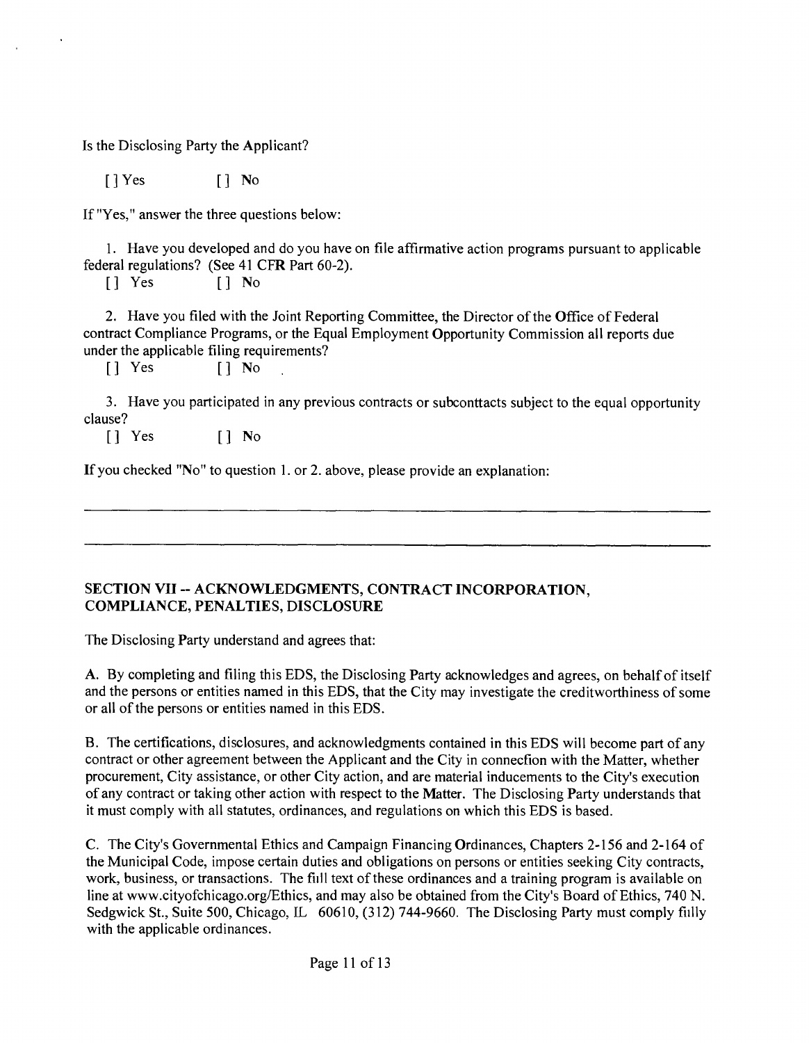Is the Disclosing Party the Applicant?

[ ] Yes [ ] No

If "Yes," answer the three questions below:

1. Have you developed and do you have on file affirmative action programs pursuant to applicable federal regulations? (See 41 CFR Part 60-2).

[ ] Yes [ ] No

2. Have you filed with the Joint Reporting Committee, the Director of the Office of Federal contract Compliance Programs, or the Equal Employment Opportunity Commission all reports due under the applicable filing requirements?

[ ] Yes [ ] No

3. Have you participated in any previous contracts or subconttacts subject to the equal opportunity clause?

[ ] Yes [ ] No

If you checked "No" to question 1. or 2. above, please provide an explanation:

---

---

## SECTION VII -- ACKNOWLEDGMENTS, CONTRACT INCORPORATION, COMPLIANCE, PENALTIES, DISCLOSURE

The Disclosing Party understand and agrees that:

A. By completing and filing this EDS, the Disclosing Party acknowledges and agrees, on behalf of itself and the persons or entities named in this EDS, that the City may investigate the creditworthiness of some or all of the persons or entities named in this EDS.

B. The certifications, disclosures, and acknowledgments contained in this EDS will become part of any contract or other agreement between the Applicant and the City in connecfion with the Matter, whether procurement, City assistance, or other City action, and are material inducements to the City's execution of any contract or taking other action with respect to the Matter. The Disclosing Party understands that it must comply with all statutes, ordinances, and regulations on which this EDS is based.

C. The City's Governmental Ethics and Campaign Financing Ordinances, Chapters 2-156 and 2-164 of the Municipal Code, impose certain duties and obligations on persons or entities seeking City contracts, work, business, or transactions. The fiill text of these ordinances and a training program is available on line at www.cityofchicago.org/Ethics, and may also be obtained from the City's Board of Ethics, 740 N. Sedgwick St., Suite 500, Chicago, IL 60610, (312) 744-9660. The Disclosing Party must comply fiilly with the applicable ordinances.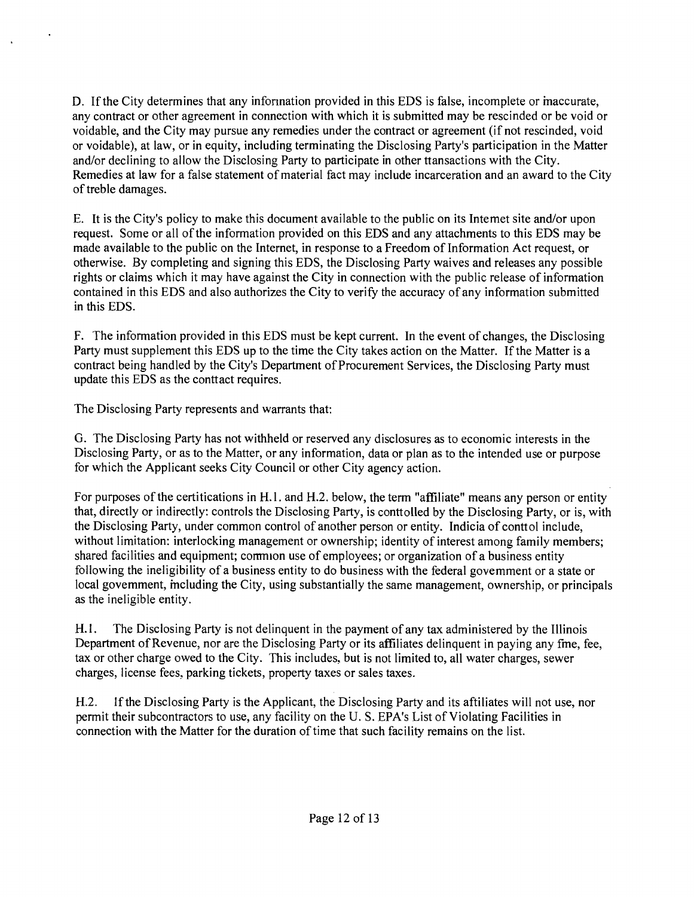D. If the City determines that any infonnation provided in this EDS is false, incomplete or inaccurate, any contract or other agreement in connection with which it is submitted may be rescinded or be void or voidable, and the City may pursue any remedies under the contract or agreement (if not rescinded, void or voidable), at law, or in equity, including terminating the Disclosing Party's participation in the Matter and/or declining to allow the Disclosing Party to participate in other ttansactions with the City. Remedies at law for a false statement of material fact may include incarceration and an award to the City of treble damages.

E. It is the City's policy to make this document available to the public on its Intemet site and/or upon request. Some or all of the information provided on this EDS and any attachments to this EDS may be made available to the public on the Internet, in response to a Freedom of Information Act request, or otherwise. By completing and signing this EDS, the Disclosing Party waives and releases any possible rights or claims which it may have against the City in connection with the public release of information contained in this EDS and also authorizes the City to verify the accuracy of any information submitted in this EDS.

F. The information provided in this EDS must be kept current. In the event of changes, the Disclosing Party must supplement this EDS up to the time the City takes action on the Matter. If the Matter is a contract being handled by the City's Department of Procurement Services, the Disclosing Party must update this EDS as the conttact requires.

The Disclosing Party represents and warrants that:

G. The Disclosing Party has not withheld or reserved any disclosures as to economic interests in the Disclosing Party, or as to the Matter, or any information, data or plan as to the intended use or purpose for which the Applicant seeks City Council or other City agency action.

For purposes of the certitications in H.1. and H.2. below, the term "affiliate" means any person or entity that, directly or indirectly: controls the Disclosing Party, is conttolled by the Disclosing Party, or is, with the Disclosing Party, under common control of another person or entity. Indicia of conttol include, without limitation: interlocking management or ownership; identity of interest among family members; shared facilities and equipment; conmion use of employees; or organization of a business entity following the ineligibility of a business entity to do business with the federal govemment or a state or local govemment, including the City, using substantially the same management, ownership, or principals as the ineligible entity.

H.1. The Disclosing Party is not delinquent in the payment of any tax administered by the Illinois Department of Revenue, nor are the Disclosing Party or its affiliates delinquent in paying any fme, fee, tax or other charge owed to the City. This includes, but is not limited to, all water charges, sewer charges, license fees, parking tickets, property taxes or sales taxes.

H.2. If the Disclosing Party is the Applicant, the Disclosing Party and its aftiliates will not use, nor permit their subcontractors to use, any facility on the U. S. EPA's List of Violating Facilities in connection with the Matter for the duration of time that such facility remains on the list.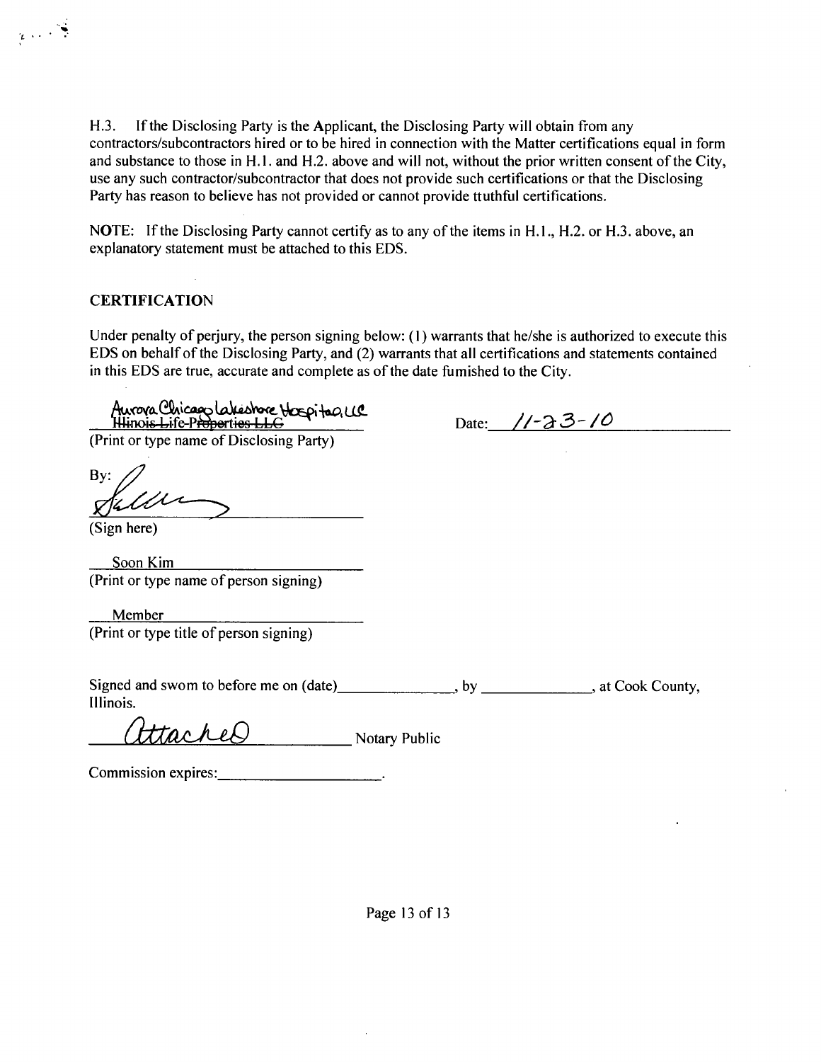H.3. If the Disclosing Party is the Applicant, the Disclosing Party will obtain from any contractors/subcontractors hired or to be hired in connection with the Matter certifications equal in form and substance to those in H.1. and H.2. above and will not, without the prior written consent of the City, use any such contractor/subcontractor that does not provide such certifications or that the Disclosing Party has reason to believe has not provided or cannot provide ttuthful certifications.

NOTE: If the Disclosing Party cannot certify as to any of the items in H.1., H.2. or H.3. above, an explanatory statement must be attached to this EDS.

## CERTIFICATION

Under penalty of perjury, the person signing below: (1) warrants that he/she is authorized to execute this EDS on behalf of the Disclosing Party, and (2) warrants that all certifications and statements contained in this EDS are true, accurate and complete as of the date fumished to the City.

Aurora Chicago Lakeshore Hospital, LLC
~~Illinois Life Properties LLC~~
(Print or type name of Disclosing Party)

Date: 11-23-10

By: [signature]
(Sign here)

Soon Kim
(Print or type name of person signing)

Member
(Print or type title of person signing)

Signed and sworn to before me on (date)\_\_\_\_\_\_\_\_\_\_\_\_\_\_\_, by \_\_\_\_\_\_\_\_\_\_\_\_\_\_, at Cook County, Illinois.

Attached Notary Public

Commission expires:\_\_\_\_\_\_\_\_\_\_\_\_\_\_\_\_\_\_\_\_.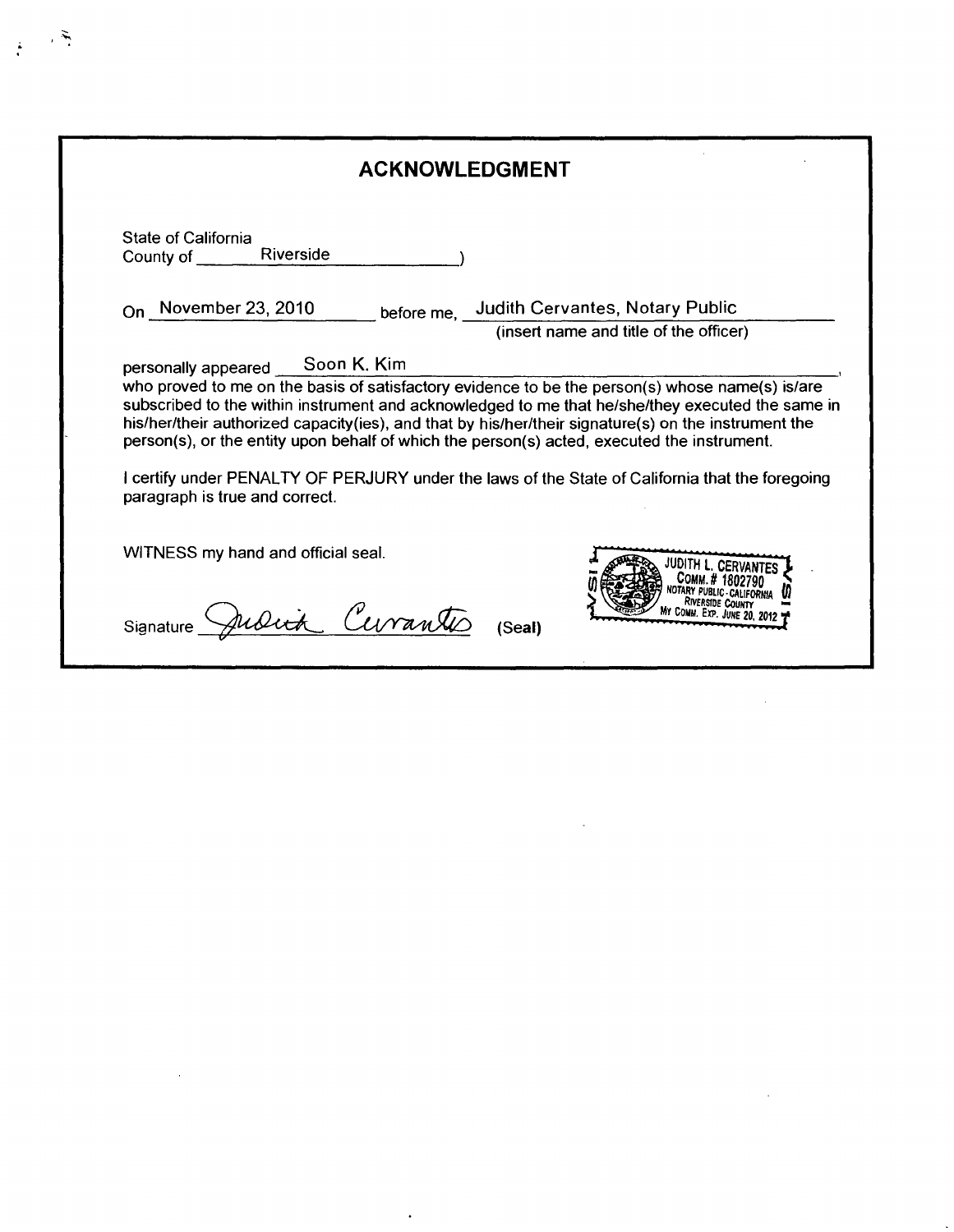# ACKNOWLEDGMENT

State of California
County of Riverside )

On November 23, 2010 before me, Judith Cervantes, Notary Public
(insert name and title of the officer)

personally appeared Soon K. Kim,
who proved to me on the basis of satisfactory evidence to be the person(s) whose name(s) is/are subscribed to the within instrument and acknowledged to me that he/she/they executed the same in his/her/their authorized capacity(ies), and that by his/her/their signature(s) on the instrument the person(s), or the entity upon behalf of which the person(s) acted, executed the instrument.

I certify under PENALTY OF PERJURY under the laws of the State of California that the foregoing paragraph is true and correct.

WITNESS my hand and official seal.

Signature *Judith Cervantes* (Seal)

JUDITH L. CERVANTES
COMM. # 1802790
NOTARY PUBLIC - CALIFORNIA
RIVERSIDE COUNTY
MY COMM. EXP. JUNE 20, 2012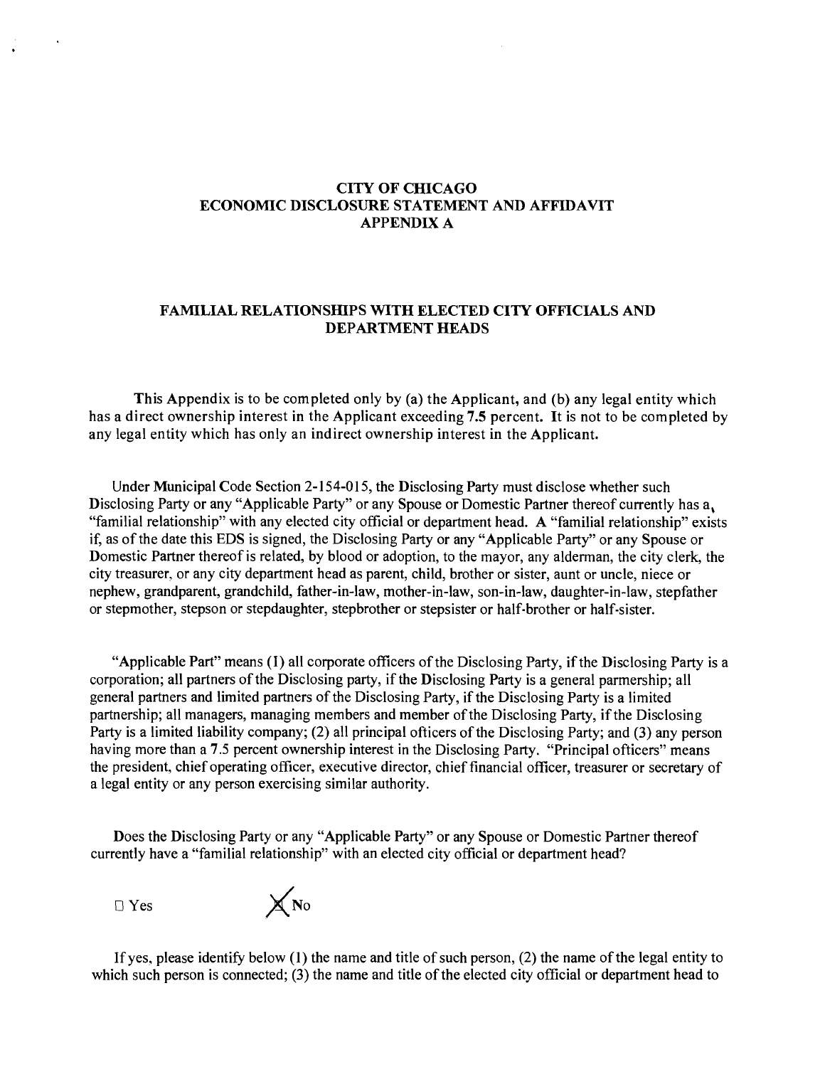# CITY OF CHICAGO
# ECONOMIC DISCLOSURE STATEMENT AND AFFIDAVIT
# APPENDIX A

## FAMILIAL RELATIONSHIPS WITH ELECTED CITY OFFICIALS AND DEPARTMENT HEADS

This Appendix is to be completed only by (a) the Applicant, and (b) any legal entity which has a direct ownership interest in the Applicant exceeding 7.5 percent. It is not to be completed by any legal entity which has only an indirect ownership interest in the Applicant.

Under Municipal Code Section 2-154-015, the Disclosing Party must disclose whether such Disclosing Party or any "Applicable Party" or any Spouse or Domestic Partner thereof currently has a "familial relationship" with any elected city official or department head. A "familial relationship" exists if, as of the date this EDS is signed, the Disclosing Party or any "Applicable Party" or any Spouse or Domestic Partner thereof is related, by blood or adoption, to the mayor, any alderman, the city clerk, the city treasurer, or any city department head as parent, child, brother or sister, aunt or uncle, niece or nephew, grandparent, grandchild, father-in-law, mother-in-law, son-in-law, daughter-in-law, stepfather or stepmother, stepson or stepdaughter, stepbrother or stepsister or half-brother or half-sister.

"Applicable Part" means (1) all corporate officers of the Disclosing Party, if the Disclosing Party is a corporation; all partners of the Disclosing party, if the Disclosing Party is a general parmership; all general partners and limited partners of the Disclosing Party, if the Disclosing Party is a limited partnership; all managers, managing members and member of the Disclosing Party, if the Disclosing Party is a limited liability company; (2) all principal ofticers of the Disclosing Party; and (3) any person having more than a 7.5 percent ownership interest in the Disclosing Party. "Principal ofticers" means the president, chief operating officer, executive director, chief financial officer, treasurer or secretary of a legal entity or any person exercising similar authority.

Does the Disclosing Party or any "Applicable Party" or any Spouse or Domestic Partner thereof currently have a "familial relationship" with an elected city official or department head?

☐ Yes ☒ No

If yes, please identify below (1) the name and title of such person, (2) the name of the legal entity to which such person is connected; (3) the name and title of the elected city official or department head to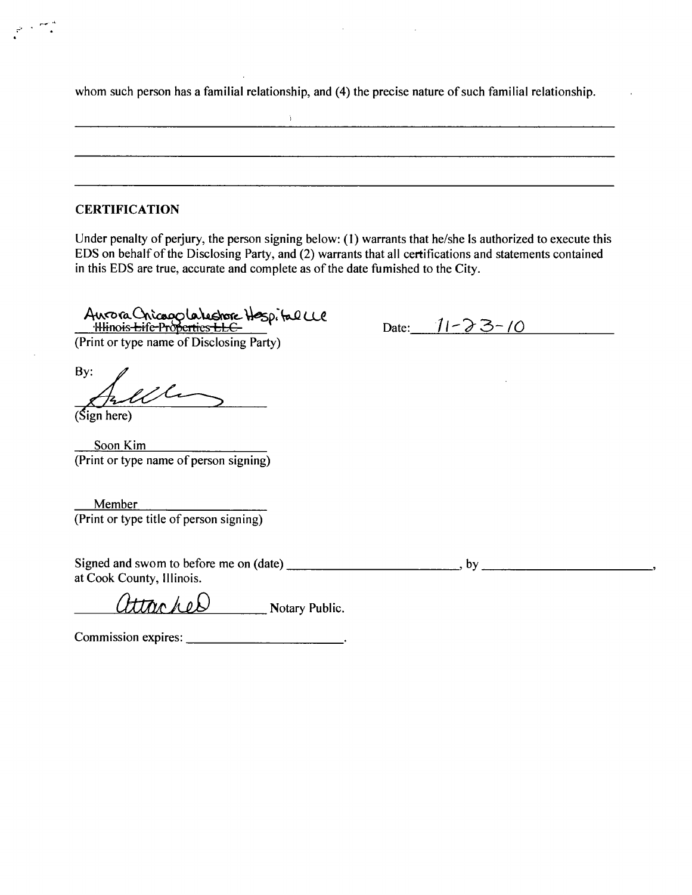whom such person has a familial relationship, and (4) the precise nature of such familial relationship.

______________________________________________________________________________

______________________________________________________________________________

______________________________________________________________________________

**CERTIFICATION**

Under penalty of perjury, the person signing below: (1) warrants that he/she Is authorized to execute this EDS on behalf of the Disclosing Party, and (2) warrants that all certifications and statements contained in this EDS are true, accurate and complete as of the date furnished to the City.

Aurora Chicago Lakeshore Hospital LLC
~~Illinois Life Properties LLC~~
(Print or type name of Disclosing Party)

Date: 11-23-10

By: ______________________
(Sign here)

Soon Kim
(Print or type name of person signing)

Member
(Print or type title of person signing)

Signed and sworn to before me on (date) ______________________, by ______________________, at Cook County, Illinois.

Attached Notary Public.

Commission expires: ______________________.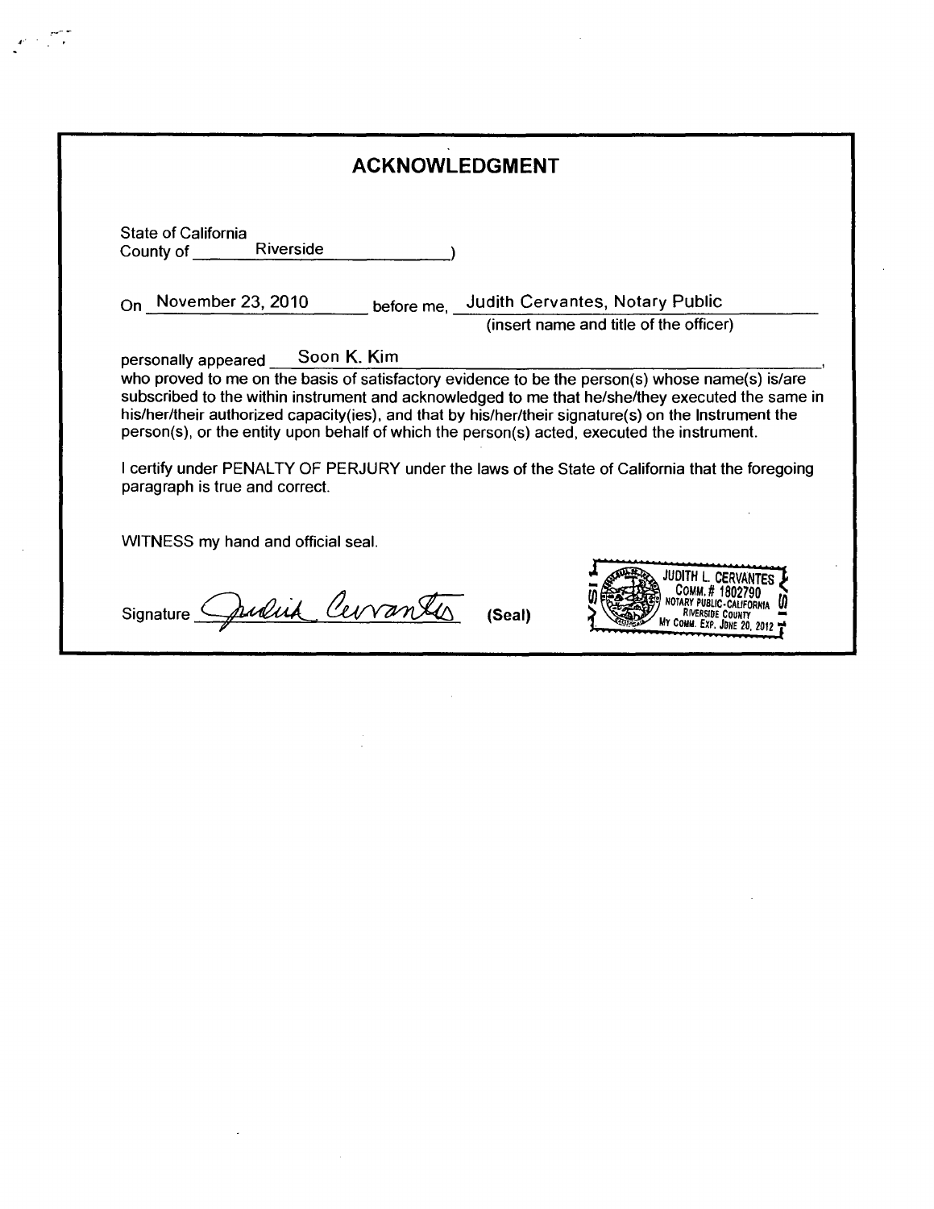# ACKNOWLEDGMENT

State of California
County of Riverside )

On November 23, 2010 before me, Judith Cervantes, Notary Public
(insert name and title of the officer)

personally appeared Soon K. Kim,
who proved to me on the basis of satisfactory evidence to be the person(s) whose name(s) is/are subscribed to the within instrument and acknowledged to me that he/she/they executed the same in his/her/their authorized capacity(ies), and that by his/her/their signature(s) on the Instrument the person(s), or the entity upon behalf of which the person(s) acted, executed the instrument.

I certify under PENALTY OF PERJURY under the laws of the State of California that the foregoing paragraph is true and correct.

WITNESS my hand and official seal.

Signature Judith Cervantes (Seal)

JUDITH L. CERVANTES
COMM. # 1802790
NOTARY PUBLIC-CALIFORNIA
RIVERSIDE COUNTY
MY COMM. EXP. JUNE 20, 2012